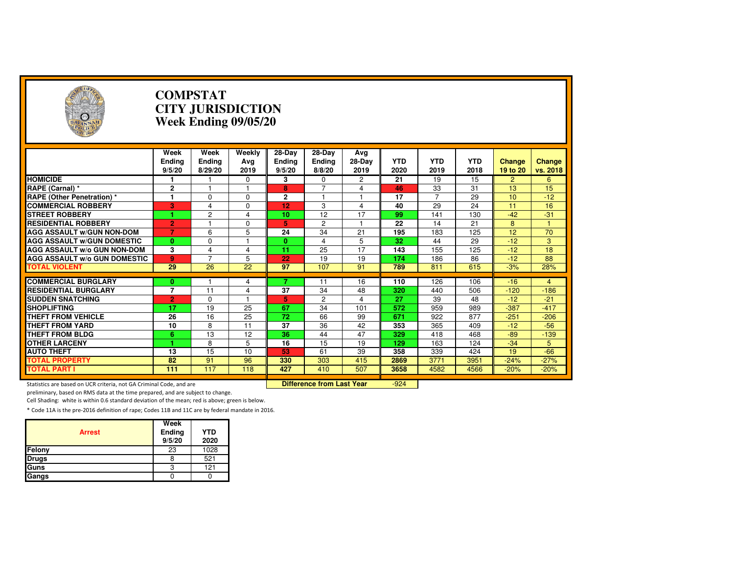# COMPSTAT
# CITY JURISDICTION
# Week Ending 09/05/20

| | Week Ending 9/5/20 | Week Ending 8/29/20 | Weekly Avg 2019 | 28-Day Ending 9/5/20 | 28-Day Ending 8/8/20 | Avg 28-Day 2019 | YTD 2020 | YTD 2019 | YTD 2018 | Change 19 to 20 | Change vs. 2018 |
|---|---|---|---|---|---|---|---|---|---|---|---|
| **HOMICIDE** | 1 | 1 | 0 | 3 | 0 | 2 | 21 | 19 | 15 | 2 | 6 |
| **RAPE (Carnal) *** | 2 | 1 | 1 | 8 | 7 | 4 | 46 | 33 | 31 | 13 | 15 |
| **RAPE (Other Penetration) *** | 1 | 0 | 0 | 2 | 1 | 1 | 17 | 7 | 29 | 10 | -12 |
| **COMMERCIAL ROBBERY** | 3 | 4 | 0 | 12 | 3 | 4 | 40 | 29 | 24 | 11 | 16 |
| **STREET ROBBERY** | 1 | 2 | 4 | 10 | 12 | 17 | 99 | 141 | 130 | -42 | -31 |
| **RESIDENTIAL ROBBERY** | 2 | 1 | 0 | 5 | 2 | 1 | 22 | 14 | 21 | 8 | 1 |
| **AGG ASSAULT w/GUN NON-DOM** | 7 | 6 | 5 | 24 | 34 | 21 | 195 | 183 | 125 | 12 | 70 |
| **AGG ASSAULT w/GUN DOMESTIC** | 0 | 0 | 1 | 0 | 4 | 5 | 32 | 44 | 29 | -12 | 3 |
| **AGG ASSAULT w/o GUN NON-DOM** | 3 | 4 | 4 | 11 | 25 | 17 | 143 | 155 | 125 | -12 | 18 |
| **AGG ASSAULT w/o GUN DOMESTIC** | 9 | 7 | 5 | 22 | 19 | 19 | 174 | 186 | 86 | -12 | 88 |
| **TOTAL VIOLENT** | 29 | 26 | 22 | 97 | 107 | 91 | 789 | 811 | 615 | -3% | 28% |
| **COMMERCIAL BURGLARY** | 0 | 1 | 4 | 7 | 11 | 16 | 110 | 126 | 106 | -16 | 4 |
| **RESIDENTIAL BURGLARY** | 7 | 11 | 4 | 37 | 34 | 48 | 320 | 440 | 506 | -120 | -186 |
| **SUDDEN SNATCHING** | 2 | 0 | 1 | 5 | 2 | 4 | 27 | 39 | 48 | -12 | -21 |
| **SHOPLIFTING** | 17 | 19 | 25 | 67 | 34 | 101 | 572 | 959 | 989 | -387 | -417 |
| **THEFT FROM VEHICLE** | 26 | 16 | 25 | 72 | 66 | 99 | 671 | 922 | 877 | -251 | -206 |
| **THEFT FROM YARD** | 10 | 8 | 11 | 37 | 36 | 42 | 353 | 365 | 409 | -12 | -56 |
| **THEFT FROM BLDG** | 6 | 13 | 12 | 36 | 44 | 47 | 329 | 418 | 468 | -89 | -139 |
| **OTHER LARCENY** | 1 | 8 | 5 | 16 | 15 | 19 | 129 | 163 | 124 | -34 | 5 |
| **AUTO THEFT** | 13 | 15 | 10 | 53 | 61 | 39 | 358 | 339 | 424 | 19 | -66 |
| **TOTAL PROPERTY** | 82 | 91 | 96 | 330 | 303 | 415 | 2869 | 3771 | 3951 | -24% | -27% |
| **TOTAL PART I** | 111 | 117 | 118 | 427 | 410 | 507 | 3658 | 4582 | 4566 | -20% | -20% |

**Difference from Last Year**: -924

Statistics are based on UCR criteria, not GA Criminal Code, and are preliminary, based on RMS data at the time prepared, and are subject to change.

Cell Shading: white is within 0.6 standard deviation of the mean; red is above; green is below.

* Code 11A is the pre-2016 definition of rape; Codes 11B and 11C are by federal mandate in 2016.

| Arrest | Week Ending 9/5/20 | YTD 2020 |
|---|---|---|
| **Felony** | 23 | 1028 |
| **Drugs** | 8 | 521 |
| **Guns** | 3 | 121 |
| **Gangs** | 0 | 0 |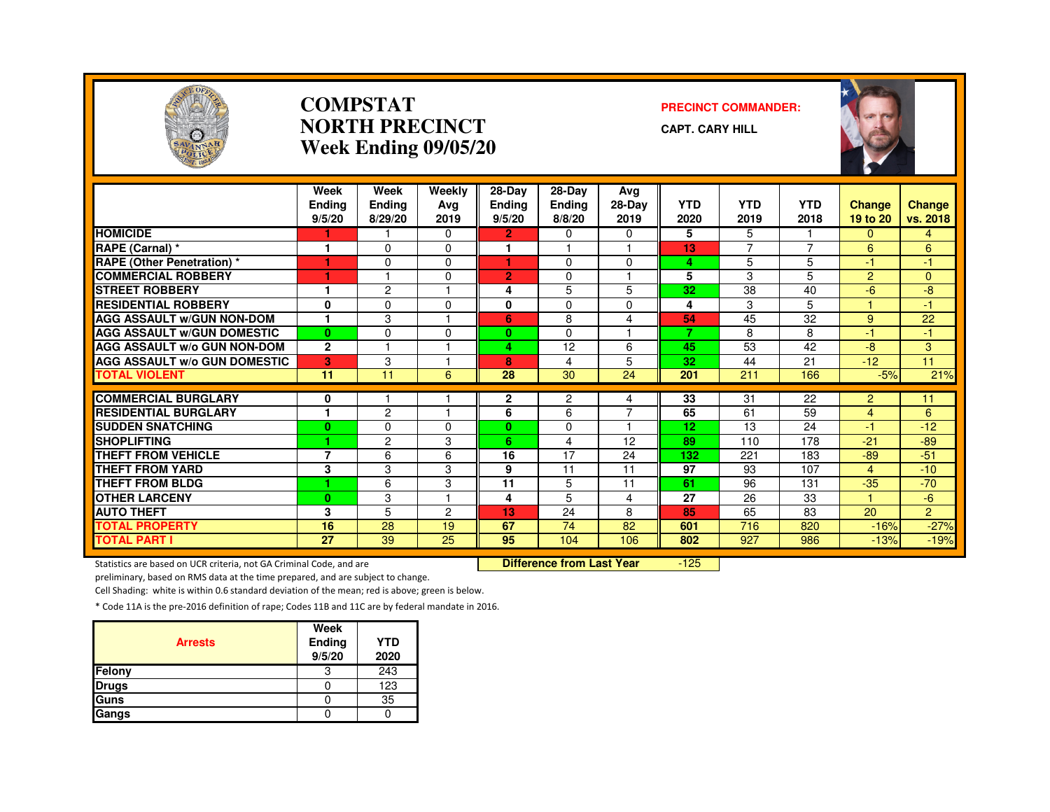# COMPSTAT NORTH PRECINCT Week Ending 09/05/20

**PRECINCT COMMANDER:**

**CAPT. CARY HILL**

| | Week Ending 9/5/20 | Week Ending 8/29/20 | Weekly Avg 2019 | 28-Day Ending 9/5/20 | 28-Day Ending 8/8/20 | Avg 28-Day 2019 | YTD 2020 | YTD 2019 | YTD 2018 | Change 19 to 20 | Change vs. 2018 |
|---|---|---|---|---|---|---|---|---|---|---|---|
| HOMICIDE | 1 | 1 | 0 | 2 | 0 | 0 | 5 | 5 | 1 | 0 | 4 |
| RAPE (Carnal) * | 1 | 0 | 0 | 1 | 1 | 1 | 13 | 7 | 7 | 6 | 6 |
| RAPE (Other Penetration) * | 1 | 0 | 0 | 1 | 0 | 0 | 4 | 5 | 5 | -1 | -1 |
| COMMERCIAL ROBBERY | 1 | 1 | 0 | 2 | 0 | 1 | 5 | 3 | 5 | 2 | 0 |
| STREET ROBBERY | 1 | 2 | 1 | 4 | 5 | 5 | 32 | 38 | 40 | -6 | -8 |
| RESIDENTIAL ROBBERY | 0 | 0 | 0 | 0 | 0 | 0 | 4 | 3 | 5 | 1 | -1 |
| AGG ASSAULT w/GUN NON-DOM | 1 | 3 | 1 | 6 | 8 | 4 | 54 | 45 | 32 | 9 | 22 |
| AGG ASSAULT w/GUN DOMESTIC | 0 | 0 | 0 | 0 | 0 | 1 | 7 | 8 | 8 | -1 | -1 |
| AGG ASSAULT w/o GUN NON-DOM | 2 | 1 | 1 | 4 | 12 | 6 | 45 | 53 | 42 | -8 | 3 |
| AGG ASSAULT w/o GUN DOMESTIC | 3 | 3 | 1 | 8 | 4 | 5 | 32 | 44 | 21 | -12 | 11 |
| TOTAL VIOLENT | 11 | 11 | 6 | 28 | 30 | 24 | 201 | 211 | 166 | -5% | 21% |
| COMMERCIAL BURGLARY | 0 | 1 | 1 | 2 | 2 | 4 | 33 | 31 | 22 | 2 | 11 |
| RESIDENTIAL BURGLARY | 1 | 2 | 1 | 6 | 6 | 7 | 65 | 61 | 59 | 4 | 6 |
| SUDDEN SNATCHING | 0 | 0 | 0 | 0 | 0 | 1 | 12 | 13 | 24 | -1 | -12 |
| SHOPLIFTING | 1 | 2 | 3 | 6 | 4 | 12 | 89 | 110 | 178 | -21 | -89 |
| THEFT FROM VEHICLE | 7 | 6 | 6 | 16 | 17 | 24 | 132 | 221 | 183 | -89 | -51 |
| THEFT FROM YARD | 3 | 3 | 3 | 9 | 11 | 11 | 97 | 93 | 107 | 4 | -10 |
| THEFT FROM BLDG | 1 | 6 | 3 | 11 | 5 | 11 | 61 | 96 | 131 | -35 | -70 |
| OTHER LARCENY | 0 | 3 | 1 | 4 | 5 | 4 | 27 | 26 | 33 | 1 | -6 |
| AUTO THEFT | 3 | 5 | 2 | 13 | 24 | 8 | 85 | 65 | 83 | 20 | 2 |
| TOTAL PROPERTY | 16 | 28 | 19 | 67 | 74 | 82 | 601 | 716 | 820 | -16% | -27% |
| TOTAL PART I | 27 | 39 | 25 | 95 | 104 | 106 | 802 | 927 | 986 | -13% | -19% |

**Difference from Last Year** -125

Statistics are based on UCR criteria, not GA Criminal Code, and are preliminary, based on RMS data at the time prepared, and are subject to change.

Cell Shading: white is within 0.6 standard deviation of the mean; red is above; green is below.

* Code 11A is the pre-2016 definition of rape; Codes 11B and 11C are by federal mandate in 2016.

| Arrests | Week Ending 9/5/20 | YTD 2020 |
|---|---|---|
| Felony | 3 | 243 |
| Drugs | 0 | 123 |
| Guns | 0 | 35 |
| Gangs | 0 | 0 |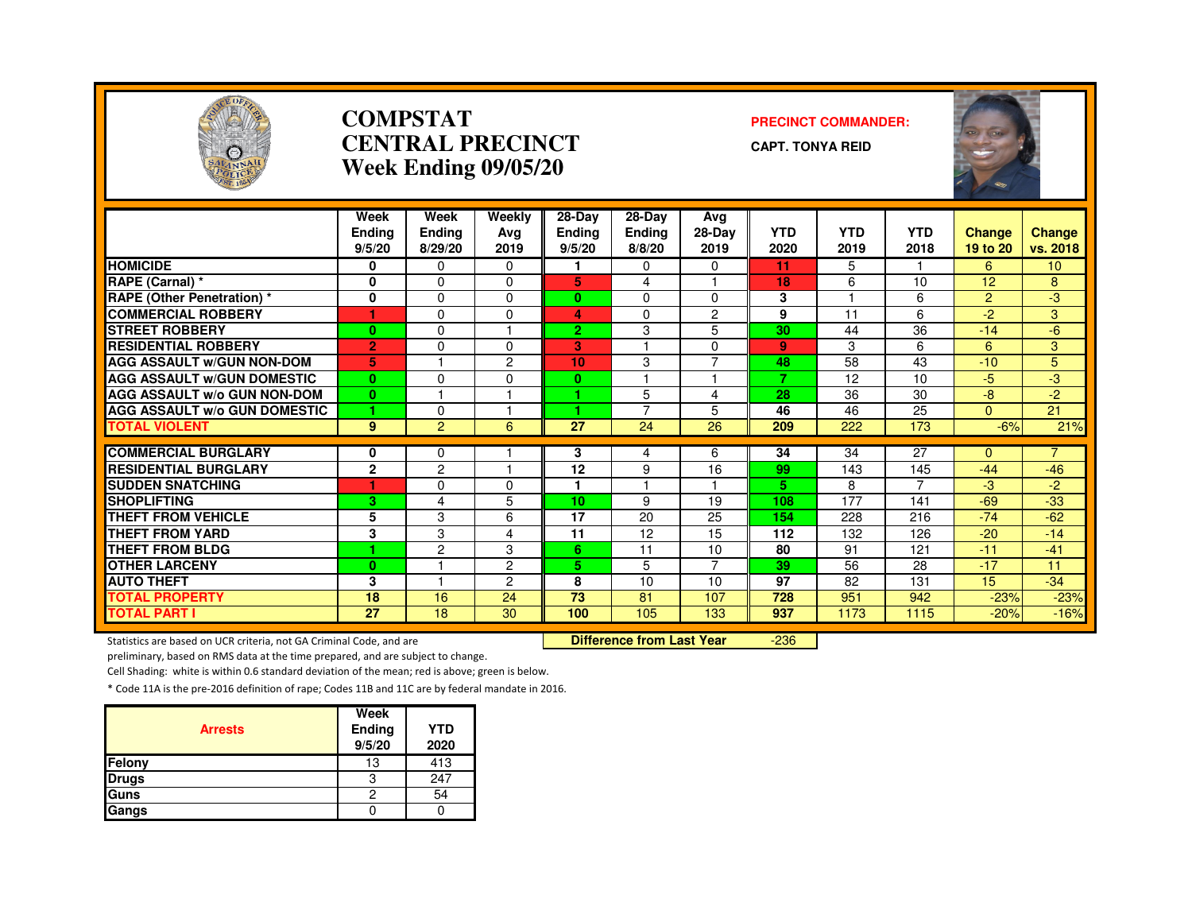# COMPSTAT
# CENTRAL PRECINCT
# Week Ending 09/05/20

**PRECINCT COMMANDER:**
**CAPT. TONYA REID**

| | Week Ending 9/5/20 | Week Ending 8/29/20 | Weekly Avg 2019 | 28-Day Ending 9/5/20 | 28-Day Ending 8/8/20 | Avg 28-Day 2019 | YTD 2020 | YTD 2019 | YTD 2018 | Change 19 to 20 | Change vs. 2018 |
|---|---|---|---|---|---|---|---|---|---|---|---|
| HOMICIDE | 0 | 0 | 0 | 1 | 0 | 0 | 11 | 5 | 1 | 6 | 10 |
| RAPE (Carnal) * | 0 | 0 | 0 | 5 | 4 | 1 | 18 | 6 | 10 | 12 | 8 |
| RAPE (Other Penetration) * | 0 | 0 | 0 | 0 | 0 | 0 | 3 | 1 | 6 | 2 | -3 |
| COMMERCIAL ROBBERY | 1 | 0 | 0 | 4 | 0 | 2 | 9 | 11 | 6 | -2 | 3 |
| STREET ROBBERY | 0 | 0 | 1 | 2 | 3 | 5 | 30 | 44 | 36 | -14 | -6 |
| RESIDENTIAL ROBBERY | 2 | 0 | 0 | 3 | 1 | 0 | 9 | 3 | 6 | 6 | 3 |
| AGG ASSAULT w/GUN NON-DOM | 5 | 1 | 2 | 10 | 3 | 7 | 48 | 58 | 43 | -10 | 5 |
| AGG ASSAULT w/GUN DOMESTIC | 0 | 0 | 0 | 0 | 1 | 1 | 7 | 12 | 10 | -5 | -3 |
| AGG ASSAULT w/o GUN NON-DOM | 0 | 1 | 1 | 1 | 5 | 4 | 28 | 36 | 30 | -8 | -2 |
| AGG ASSAULT w/o GUN DOMESTIC | 1 | 0 | 1 | 1 | 7 | 5 | 46 | 46 | 25 | 0 | 21 |
| TOTAL VIOLENT | 9 | 2 | 6 | 27 | 24 | 26 | 209 | 222 | 173 | -6% | 21% |
| COMMERCIAL BURGLARY | 0 | 0 | 1 | 3 | 4 | 6 | 34 | 34 | 27 | 0 | 7 |
| RESIDENTIAL BURGLARY | 2 | 2 | 1 | 12 | 9 | 16 | 99 | 143 | 145 | -44 | -46 |
| SUDDEN SNATCHING | 1 | 0 | 0 | 1 | 1 | 1 | 5 | 8 | 7 | -3 | -2 |
| SHOPLIFTING | 3 | 4 | 5 | 10 | 9 | 19 | 108 | 177 | 141 | -69 | -33 |
| THEFT FROM VEHICLE | 5 | 3 | 6 | 17 | 20 | 25 | 154 | 228 | 216 | -74 | -62 |
| THEFT FROM YARD | 3 | 3 | 4 | 11 | 12 | 15 | 112 | 132 | 126 | -20 | -14 |
| THEFT FROM BLDG | 1 | 2 | 3 | 6 | 11 | 10 | 80 | 91 | 121 | -11 | -41 |
| OTHER LARCENY | 0 | 1 | 2 | 5 | 5 | 7 | 39 | 56 | 28 | -17 | 11 |
| AUTO THEFT | 3 | 1 | 2 | 8 | 10 | 10 | 97 | 82 | 131 | 15 | -34 |
| TOTAL PROPERTY | 18 | 16 | 24 | 73 | 81 | 107 | 728 | 951 | 942 | -23% | -23% |
| TOTAL PART I | 27 | 18 | 30 | 100 | 105 | 133 | 937 | 1173 | 1115 | -20% | -16% |

**Difference from Last Year** -236

Statistics are based on UCR criteria, not GA Criminal Code, and are preliminary, based on RMS data at the time prepared, and are subject to change.

Cell Shading: white is within 0.6 standard deviation of the mean; red is above; green is below.

* Code 11A is the pre-2016 definition of rape; Codes 11B and 11C are by federal mandate in 2016.

| Arrests | Week Ending 9/5/20 | YTD 2020 |
|---|---|---|
| Felony | 13 | 413 |
| Drugs | 3 | 247 |
| Guns | 2 | 54 |
| Gangs | 0 | 0 |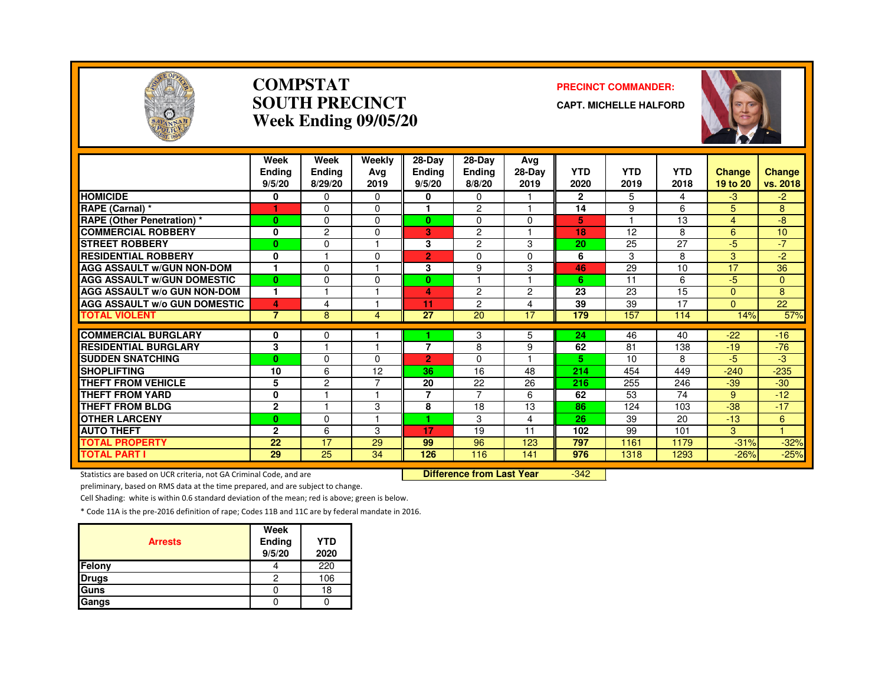# COMPSTAT
# SOUTH PRECINCT
## Week Ending 09/05/20

**PRECINCT COMMANDER:**

**CAPT. MICHELLE HALFORD**

| | Week Ending 9/5/20 | Week Ending 8/29/20 | Weekly Avg 2019 | 28-Day Ending 9/5/20 | 28-Day Ending 8/8/20 | Avg 28-Day 2019 | YTD 2020 | YTD 2019 | YTD 2018 | Change 19 to 20 | Change vs. 2018 |
|---|---|---|---|---|---|---|---|---|---|---|---|
| HOMICIDE | 0 | 0 | 0 | 0 | 0 | 1 | 2 | 5 | 4 | -3 | -2 |
| RAPE (Carnal) * | 1 | 0 | 0 | 1 | 2 | 1 | 14 | 9 | 6 | 5 | 8 |
| RAPE (Other Penetration) * | 0 | 0 | 0 | 0 | 0 | 0 | 5 | 1 | 13 | 4 | -8 |
| COMMERCIAL ROBBERY | 0 | 2 | 0 | 3 | 2 | 1 | 18 | 12 | 8 | 6 | 10 |
| STREET ROBBERY | 0 | 0 | 1 | 3 | 2 | 3 | 20 | 25 | 27 | -5 | -7 |
| RESIDENTIAL ROBBERY | 0 | 1 | 0 | 2 | 0 | 0 | 6 | 3 | 8 | 3 | -2 |
| AGG ASSAULT w/GUN NON-DOM | 1 | 0 | 1 | 3 | 9 | 3 | 46 | 29 | 10 | 17 | 36 |
| AGG ASSAULT w/GUN DOMESTIC | 0 | 0 | 0 | 0 | 1 | 1 | 6 | 11 | 6 | -5 | 0 |
| AGG ASSAULT w/o GUN NON-DOM | 1 | 1 | 1 | 4 | 2 | 2 | 23 | 23 | 15 | 0 | 8 |
| AGG ASSAULT w/o GUN DOMESTIC | 4 | 4 | 1 | 11 | 2 | 4 | 39 | 39 | 17 | 0 | 22 |
| TOTAL VIOLENT | 7 | 8 | 4 | 27 | 20 | 17 | 179 | 157 | 114 | 14% | 57% |
| COMMERCIAL BURGLARY | 0 | 0 | 1 | 1 | 3 | 5 | 24 | 46 | 40 | -22 | -16 |
| RESIDENTIAL BURGLARY | 3 | 1 | 1 | 7 | 8 | 9 | 62 | 81 | 138 | -19 | -76 |
| SUDDEN SNATCHING | 0 | 0 | 0 | 2 | 0 | 1 | 5 | 10 | 8 | -5 | -3 |
| SHOPLIFTING | 10 | 6 | 12 | 36 | 16 | 48 | 214 | 454 | 449 | -240 | -235 |
| THEFT FROM VEHICLE | 5 | 2 | 7 | 20 | 22 | 26 | 216 | 255 | 246 | -39 | -30 |
| THEFT FROM YARD | 0 | 1 | 1 | 7 | 7 | 6 | 62 | 53 | 74 | 9 | -12 |
| THEFT FROM BLDG | 2 | 1 | 3 | 8 | 18 | 13 | 86 | 124 | 103 | -38 | -17 |
| OTHER LARCENY | 0 | 0 | 1 | 1 | 3 | 4 | 26 | 39 | 20 | -13 | 6 |
| AUTO THEFT | 2 | 6 | 3 | 17 | 19 | 11 | 102 | 99 | 101 | 3 | 1 |
| TOTAL PROPERTY | 22 | 17 | 29 | 99 | 96 | 123 | 797 | 1161 | 1179 | -31% | -32% |
| TOTAL PART I | 29 | 25 | 34 | 126 | 116 | 141 | 976 | 1318 | 1293 | -26% | -25% |

**Difference from Last Year** -342

Statistics are based on UCR criteria, not GA Criminal Code, and are preliminary, based on RMS data at the time prepared, and are subject to change.

Cell Shading: white is within 0.6 standard deviation of the mean; red is above; green is below.

* Code 11A is the pre-2016 definition of rape; Codes 11B and 11C are by federal mandate in 2016.

| Arrests | Week Ending 9/5/20 | YTD 2020 |
|---|---|---|
| Felony | 4 | 220 |
| Drugs | 2 | 106 |
| Guns | 0 | 18 |
| Gangs | 0 | 0 |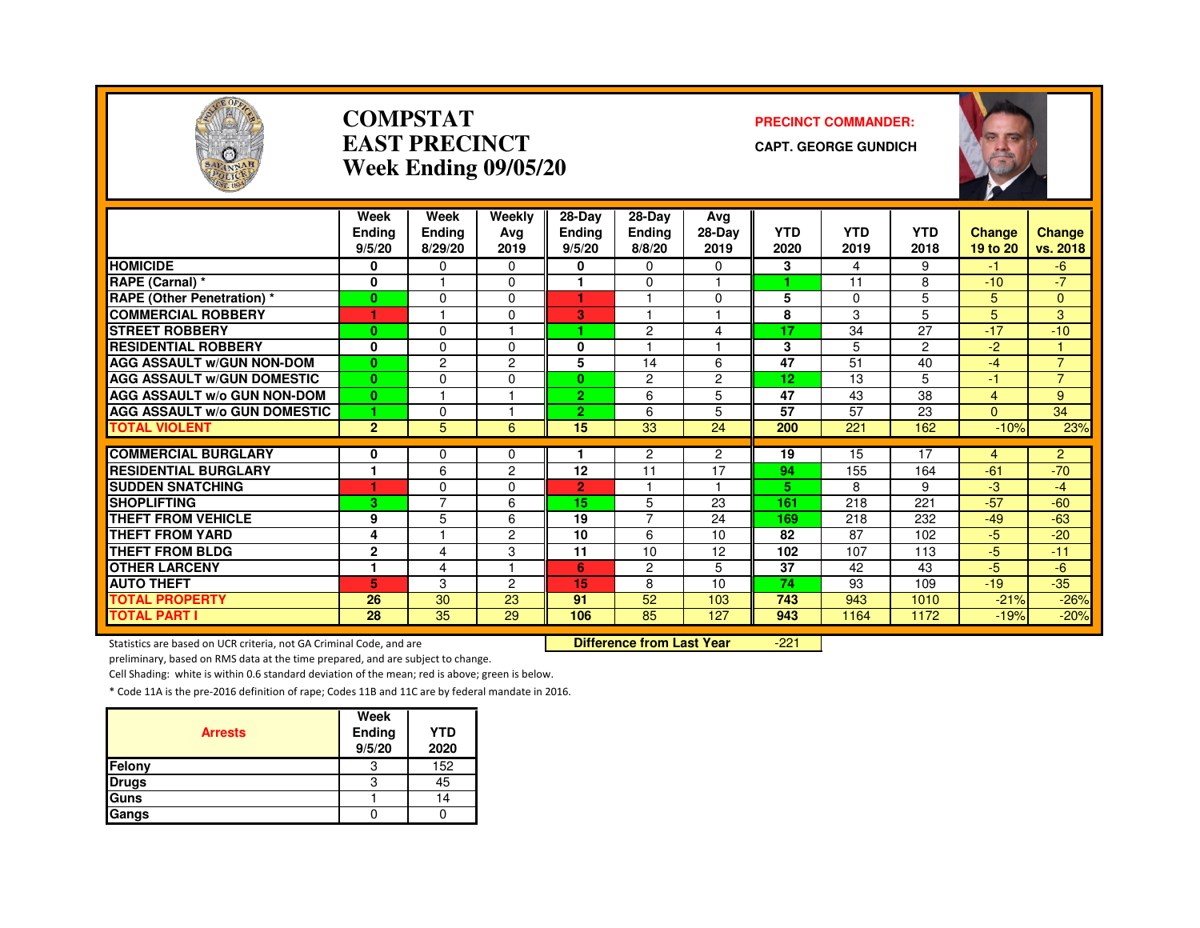# COMPSTAT
# EAST PRECINCT
# Week Ending 09/05/20

**PRECINCT COMMANDER:**

**CAPT. GEORGE GUNDICH**

| | Week Ending 9/5/20 | Week Ending 8/29/20 | Weekly Avg 2019 | 28-Day Ending 9/5/20 | 28-Day Ending 8/8/20 | Avg 28-Day 2019 | YTD 2020 | YTD 2019 | YTD 2018 | Change 19 to 20 | Change vs. 2018 |
|---|---|---|---|---|---|---|---|---|---|---|---|
| HOMICIDE | 0 | 0 | 0 | 0 | 0 | 0 | 3 | 4 | 9 | -1 | -6 |
| RAPE (Carnal) * | 0 | 1 | 0 | 1 | 0 | 1 | 1 | 11 | 8 | -10 | -7 |
| RAPE (Other Penetration) * | 0 | 0 | 0 | 1 | 1 | 0 | 5 | 0 | 5 | 5 | 0 |
| COMMERCIAL ROBBERY | 1 | 1 | 0 | 3 | 1 | 1 | 8 | 3 | 5 | 5 | 3 |
| STREET ROBBERY | 0 | 0 | 1 | 1 | 2 | 4 | 17 | 34 | 27 | -17 | -10 |
| RESIDENTIAL ROBBERY | 0 | 0 | 0 | 0 | 1 | 1 | 3 | 5 | 2 | -2 | 1 |
| AGG ASSAULT w/GUN NON-DOM | 0 | 2 | 2 | 5 | 14 | 6 | 47 | 51 | 40 | -4 | 7 |
| AGG ASSAULT w/GUN DOMESTIC | 0 | 0 | 0 | 0 | 2 | 2 | 12 | 13 | 5 | -1 | 7 |
| AGG ASSAULT w/o GUN NON-DOM | 0 | 1 | 1 | 2 | 6 | 5 | 47 | 43 | 38 | 4 | 9 |
| AGG ASSAULT w/o GUN DOMESTIC | 1 | 0 | 1 | 2 | 6 | 5 | 57 | 57 | 23 | 0 | 34 |
| TOTAL VIOLENT | 2 | 5 | 6 | 15 | 33 | 24 | 200 | 221 | 162 | -10% | 23% |
| COMMERCIAL BURGLARY | 0 | 0 | 0 | 1 | 2 | 2 | 19 | 15 | 17 | 4 | 2 |
| RESIDENTIAL BURGLARY | 1 | 6 | 2 | 12 | 11 | 17 | 94 | 155 | 164 | -61 | -70 |
| SUDDEN SNATCHING | 1 | 0 | 0 | 2 | 1 | 1 | 5 | 8 | 9 | -3 | -4 |
| SHOPLIFTING | 3 | 7 | 6 | 15 | 5 | 23 | 161 | 218 | 221 | -57 | -60 |
| THEFT FROM VEHICLE | 9 | 5 | 6 | 19 | 7 | 24 | 169 | 218 | 232 | -49 | -63 |
| THEFT FROM YARD | 4 | 1 | 2 | 10 | 6 | 10 | 82 | 87 | 102 | -5 | -20 |
| THEFT FROM BLDG | 2 | 4 | 3 | 11 | 10 | 12 | 102 | 107 | 113 | -5 | -11 |
| OTHER LARCENY | 1 | 4 | 1 | 6 | 2 | 5 | 37 | 42 | 43 | -5 | -6 |
| AUTO THEFT | 5 | 3 | 2 | 15 | 8 | 10 | 74 | 93 | 109 | -19 | -35 |
| TOTAL PROPERTY | 26 | 30 | 23 | 91 | 52 | 103 | 743 | 943 | 1010 | -21% | -26% |
| TOTAL PART I | 28 | 35 | 29 | 106 | 85 | 127 | 943 | 1164 | 1172 | -19% | -20% |

**Difference from Last Year** -221

Statistics are based on UCR criteria, not GA Criminal Code, and are preliminary, based on RMS data at the time prepared, and are subject to change.

Cell Shading: white is within 0.6 standard deviation of the mean; red is above; green is below.

* Code 11A is the pre-2016 definition of rape; Codes 11B and 11C are by federal mandate in 2016.

| Arrests | Week Ending 9/5/20 | YTD 2020 |
|---|---|---|
| Felony | 3 | 152 |
| Drugs | 3 | 45 |
| Guns | 1 | 14 |
| Gangs | 0 | 0 |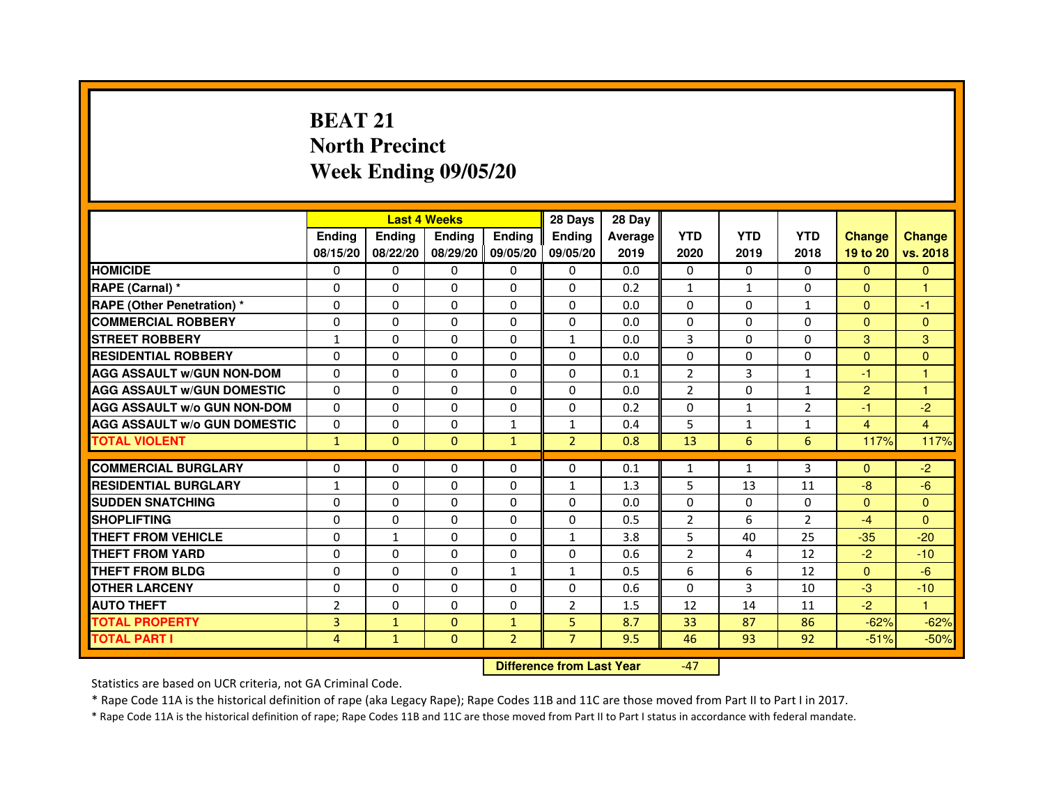# BEAT 21
## North Precinct
## Week Ending 09/05/20

| | Last 4 Weeks | | | | 28 Days | 28 Day | | | | | |
|---|---|---|---|---|---|---|---|---|---|---|---|
| | Ending 08/15/20 | Ending 08/22/20 | Ending 08/29/20 | Ending 09/05/20 | Ending 09/05/20 | Average 2019 | YTD 2020 | YTD 2019 | YTD 2018 | Change 19 to 20 | Change vs. 2018 |
| HOMICIDE | 0 | 0 | 0 | 0 | 0 | 0.0 | 0 | 0 | 0 | 0 | 0 |
| RAPE (Carnal) * | 0 | 0 | 0 | 0 | 0 | 0.2 | 1 | 1 | 0 | 0 | 1 |
| RAPE (Other Penetration) * | 0 | 0 | 0 | 0 | 0 | 0.0 | 0 | 0 | 1 | 0 | -1 |
| COMMERCIAL ROBBERY | 0 | 0 | 0 | 0 | 0 | 0.0 | 0 | 0 | 0 | 0 | 0 |
| STREET ROBBERY | 1 | 0 | 0 | 0 | 1 | 0.0 | 3 | 0 | 0 | 3 | 3 |
| RESIDENTIAL ROBBERY | 0 | 0 | 0 | 0 | 0 | 0.0 | 0 | 0 | 0 | 0 | 0 |
| AGG ASSAULT w/GUN NON-DOM | 0 | 0 | 0 | 0 | 0 | 0.1 | 2 | 3 | 1 | -1 | 1 |
| AGG ASSAULT w/GUN DOMESTIC | 0 | 0 | 0 | 0 | 0 | 0.0 | 2 | 0 | 1 | 2 | 1 |
| AGG ASSAULT w/o GUN NON-DOM | 0 | 0 | 0 | 0 | 0 | 0.2 | 0 | 1 | 2 | -1 | -2 |
| AGG ASSAULT w/o GUN DOMESTIC | 0 | 0 | 0 | 1 | 1 | 0.4 | 5 | 1 | 1 | 4 | 4 |
| TOTAL VIOLENT | 1 | 0 | 0 | 1 | 2 | 0.8 | 13 | 6 | 6 | 117% | 117% |
| COMMERCIAL BURGLARY | 0 | 0 | 0 | 0 | 0 | 0.1 | 1 | 1 | 3 | 0 | -2 |
| RESIDENTIAL BURGLARY | 1 | 0 | 0 | 0 | 1 | 1.3 | 5 | 13 | 11 | -8 | -6 |
| SUDDEN SNATCHING | 0 | 0 | 0 | 0 | 0 | 0.0 | 0 | 0 | 0 | 0 | 0 |
| SHOPLIFTING | 0 | 0 | 0 | 0 | 0 | 0.5 | 2 | 6 | 2 | -4 | 0 |
| THEFT FROM VEHICLE | 0 | 1 | 0 | 0 | 1 | 3.8 | 5 | 40 | 25 | -35 | -20 |
| THEFT FROM YARD | 0 | 0 | 0 | 0 | 0 | 0.6 | 2 | 4 | 12 | -2 | -10 |
| THEFT FROM BLDG | 0 | 0 | 0 | 1 | 1 | 0.5 | 6 | 6 | 12 | 0 | -6 |
| OTHER LARCENY | 0 | 0 | 0 | 0 | 0 | 0.6 | 0 | 3 | 10 | -3 | -10 |
| AUTO THEFT | 2 | 0 | 0 | 0 | 2 | 1.5 | 12 | 14 | 11 | -2 | 1 |
| TOTAL PROPERTY | 3 | 1 | 0 | 1 | 5 | 8.7 | 33 | 87 | 86 | -62% | -62% |
| TOTAL PART I | 4 | 1 | 0 | 2 | 7 | 9.5 | 46 | 93 | 92 | -51% | -50% |

**Difference from Last Year** -47

Statistics are based on UCR criteria, not GA Criminal Code.

* Rape Code 11A is the historical definition of rape (aka Legacy Rape); Rape Codes 11B and 11C are those moved from Part II to Part I in 2017.

* Rape Code 11A is the historical definition of rape; Rape Codes 11B and 11C are those moved from Part II to Part I status in accordance with federal mandate.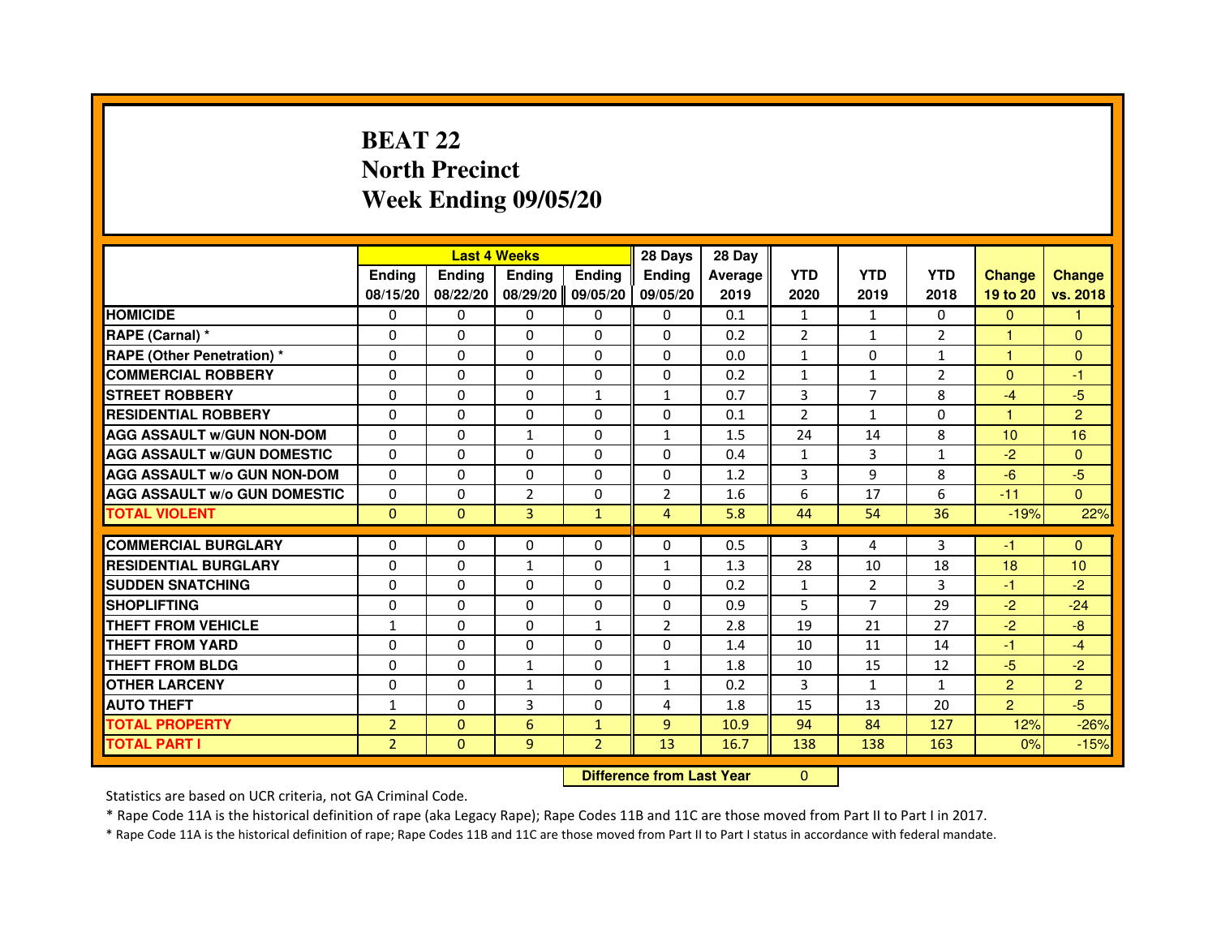# BEAT 22
## North Precinct
## Week Ending 09/05/20

| | Last 4 Weeks | | | | 28 Days | 28 Day | | | | | |
|---|---|---|---|---|---|---|---|---|---|---|---|
| | Ending 08/15/20 | Ending 08/22/20 | Ending 08/29/20 | Ending 09/05/20 | Ending 09/05/20 | Average 2019 | YTD 2020 | YTD 2019 | YTD 2018 | Change 19 to 20 | Change vs. 2018 |
| HOMICIDE | 0 | 0 | 0 | 0 | 0 | 0.1 | 1 | 1 | 0 | 0 | 1 |
| RAPE (Carnal) * | 0 | 0 | 0 | 0 | 0 | 0.2 | 2 | 1 | 2 | 1 | 0 |
| RAPE (Other Penetration) * | 0 | 0 | 0 | 0 | 0 | 0.0 | 1 | 0 | 1 | 1 | 0 |
| COMMERCIAL ROBBERY | 0 | 0 | 0 | 0 | 0 | 0.2 | 1 | 1 | 2 | 0 | -1 |
| STREET ROBBERY | 0 | 0 | 0 | 1 | 1 | 0.7 | 3 | 7 | 8 | -4 | -5 |
| RESIDENTIAL ROBBERY | 0 | 0 | 0 | 0 | 0 | 0.1 | 2 | 1 | 0 | 1 | 2 |
| AGG ASSAULT w/GUN NON-DOM | 0 | 0 | 1 | 0 | 1 | 1.5 | 24 | 14 | 8 | 10 | 16 |
| AGG ASSAULT w/GUN DOMESTIC | 0 | 0 | 0 | 0 | 0 | 0.4 | 1 | 3 | 1 | -2 | 0 |
| AGG ASSAULT w/o GUN NON-DOM | 0 | 0 | 0 | 0 | 0 | 1.2 | 3 | 9 | 8 | -6 | -5 |
| AGG ASSAULT w/o GUN DOMESTIC | 0 | 0 | 2 | 0 | 2 | 1.6 | 6 | 17 | 6 | -11 | 0 |
| TOTAL VIOLENT | 0 | 0 | 3 | 1 | 4 | 5.8 | 44 | 54 | 36 | -19% | 22% |
| COMMERCIAL BURGLARY | 0 | 0 | 0 | 0 | 0 | 0.5 | 3 | 4 | 3 | -1 | 0 |
| RESIDENTIAL BURGLARY | 0 | 0 | 1 | 0 | 1 | 1.3 | 28 | 10 | 18 | 18 | 10 |
| SUDDEN SNATCHING | 0 | 0 | 0 | 0 | 0 | 0.2 | 1 | 2 | 3 | -1 | -2 |
| SHOPLIFTING | 0 | 0 | 0 | 0 | 0 | 0.9 | 5 | 7 | 29 | -2 | -24 |
| THEFT FROM VEHICLE | 1 | 0 | 0 | 1 | 2 | 2.8 | 19 | 21 | 27 | -2 | -8 |
| THEFT FROM YARD | 0 | 0 | 0 | 0 | 0 | 1.4 | 10 | 11 | 14 | -1 | -4 |
| THEFT FROM BLDG | 0 | 0 | 1 | 0 | 1 | 1.8 | 10 | 15 | 12 | -5 | -2 |
| OTHER LARCENY | 0 | 0 | 1 | 0 | 1 | 0.2 | 3 | 1 | 1 | 2 | 2 |
| AUTO THEFT | 1 | 0 | 3 | 0 | 4 | 1.8 | 15 | 13 | 20 | 2 | -5 |
| TOTAL PROPERTY | 2 | 0 | 6 | 1 | 9 | 10.9 | 94 | 84 | 127 | 12% | -26% |
| TOTAL PART I | 2 | 0 | 9 | 2 | 13 | 16.7 | 138 | 138 | 163 | 0% | -15% |

**Difference from Last Year** 0

Statistics are based on UCR criteria, not GA Criminal Code.

* Rape Code 11A is the historical definition of rape (aka Legacy Rape); Rape Codes 11B and 11C are those moved from Part II to Part I in 2017.

* Rape Code 11A is the historical definition of rape; Rape Codes 11B and 11C are those moved from Part II to Part I status in accordance with federal mandate.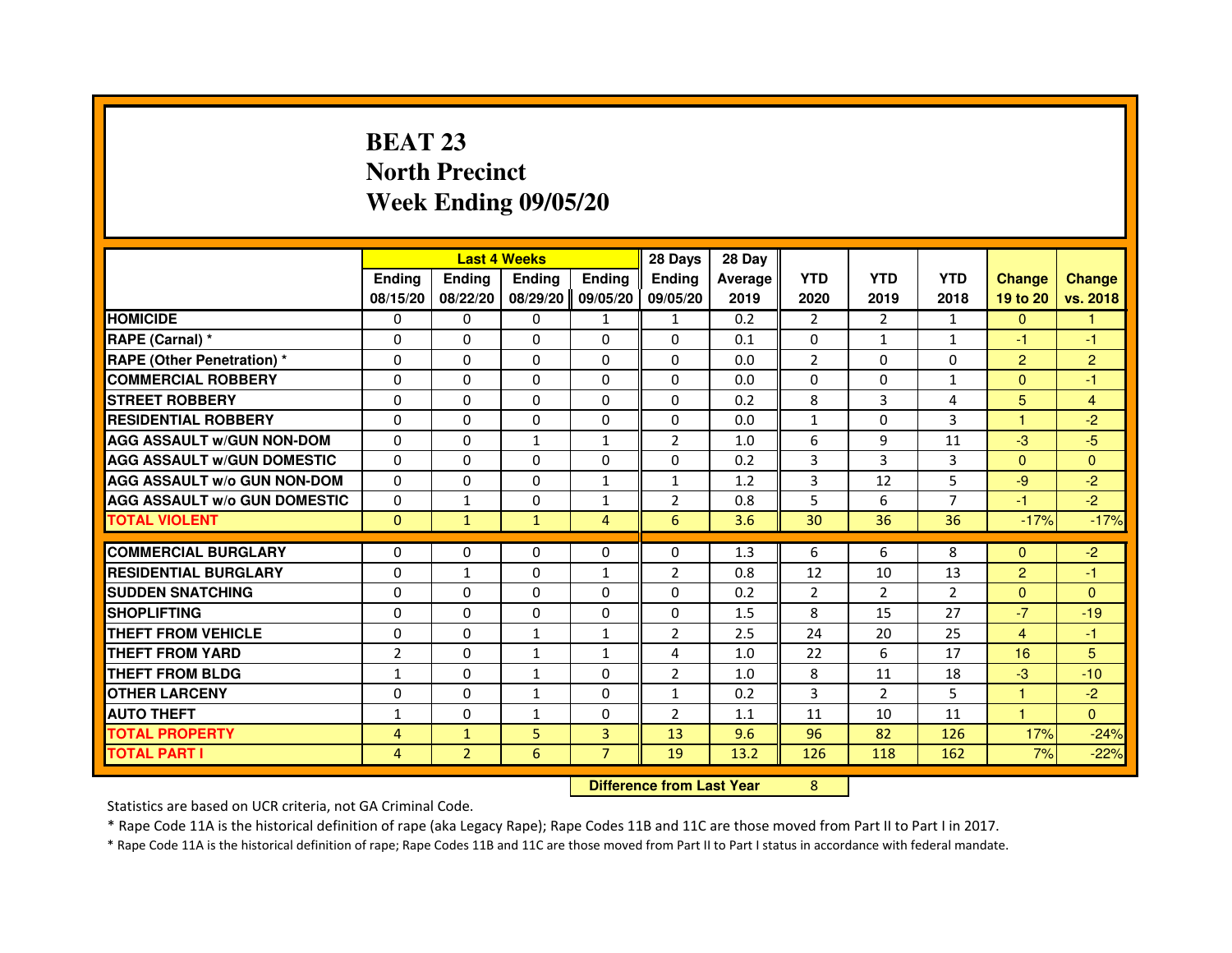# BEAT 23
## North Precinct
## Week Ending 09/05/20

| | Last 4 Weeks | | | | 28 Days | 28 Day | | | | | |
|---|---|---|---|---|---|---|---|---|---|---|---|
| | Ending 08/15/20 | Ending 08/22/20 | Ending 08/29/20 | Ending 09/05/20 | Ending 09/05/20 | Average 2019 | YTD 2020 | YTD 2019 | YTD 2018 | Change 19 to 20 | Change vs. 2018 |
| HOMICIDE | 0 | 0 | 0 | 1 | 1 | 0.2 | 2 | 2 | 1 | 0 | 1 |
| RAPE (Carnal) * | 0 | 0 | 0 | 0 | 0 | 0.1 | 0 | 1 | 1 | -1 | -1 |
| RAPE (Other Penetration) * | 0 | 0 | 0 | 0 | 0 | 0.0 | 2 | 0 | 0 | 2 | 2 |
| COMMERCIAL ROBBERY | 0 | 0 | 0 | 0 | 0 | 0.0 | 0 | 0 | 1 | 0 | -1 |
| STREET ROBBERY | 0 | 0 | 0 | 0 | 0 | 0.2 | 8 | 3 | 4 | 5 | 4 |
| RESIDENTIAL ROBBERY | 0 | 0 | 0 | 0 | 0 | 0.0 | 1 | 0 | 3 | 1 | -2 |
| AGG ASSAULT w/GUN NON-DOM | 0 | 0 | 1 | 1 | 2 | 1.0 | 6 | 9 | 11 | -3 | -5 |
| AGG ASSAULT w/GUN DOMESTIC | 0 | 0 | 0 | 0 | 0 | 0.2 | 3 | 3 | 3 | 0 | 0 |
| AGG ASSAULT w/o GUN NON-DOM | 0 | 0 | 0 | 1 | 1 | 1.2 | 3 | 12 | 5 | -9 | -2 |
| AGG ASSAULT w/o GUN DOMESTIC | 0 | 1 | 0 | 1 | 2 | 0.8 | 5 | 6 | 7 | -1 | -2 |
| TOTAL VIOLENT | 0 | 1 | 1 | 4 | 6 | 3.6 | 30 | 36 | 36 | -17% | -17% |
| COMMERCIAL BURGLARY | 0 | 0 | 0 | 0 | 0 | 1.3 | 6 | 6 | 8 | 0 | -2 |
| RESIDENTIAL BURGLARY | 0 | 1 | 0 | 1 | 2 | 0.8 | 12 | 10 | 13 | 2 | -1 |
| SUDDEN SNATCHING | 0 | 0 | 0 | 0 | 0 | 0.2 | 2 | 2 | 2 | 0 | 0 |
| SHOPLIFTING | 0 | 0 | 0 | 0 | 0 | 1.5 | 8 | 15 | 27 | -7 | -19 |
| THEFT FROM VEHICLE | 0 | 0 | 1 | 1 | 2 | 2.5 | 24 | 20 | 25 | 4 | -1 |
| THEFT FROM YARD | 2 | 0 | 1 | 1 | 4 | 1.0 | 22 | 6 | 17 | 16 | 5 |
| THEFT FROM BLDG | 1 | 0 | 1 | 0 | 2 | 1.0 | 8 | 11 | 18 | -3 | -10 |
| OTHER LARCENY | 0 | 0 | 1 | 0 | 1 | 0.2 | 3 | 2 | 5 | 1 | -2 |
| AUTO THEFT | 1 | 0 | 1 | 0 | 2 | 1.1 | 11 | 10 | 11 | 1 | 0 |
| TOTAL PROPERTY | 4 | 1 | 5 | 3 | 13 | 9.6 | 96 | 82 | 126 | 17% | -24% |
| TOTAL PART I | 4 | 2 | 6 | 7 | 19 | 13.2 | 126 | 118 | 162 | 7% | -22% |

**Difference from Last Year** 8

Statistics are based on UCR criteria, not GA Criminal Code.

* Rape Code 11A is the historical definition of rape (aka Legacy Rape); Rape Codes 11B and 11C are those moved from Part II to Part I in 2017.

* Rape Code 11A is the historical definition of rape; Rape Codes 11B and 11C are those moved from Part II to Part I status in accordance with federal mandate.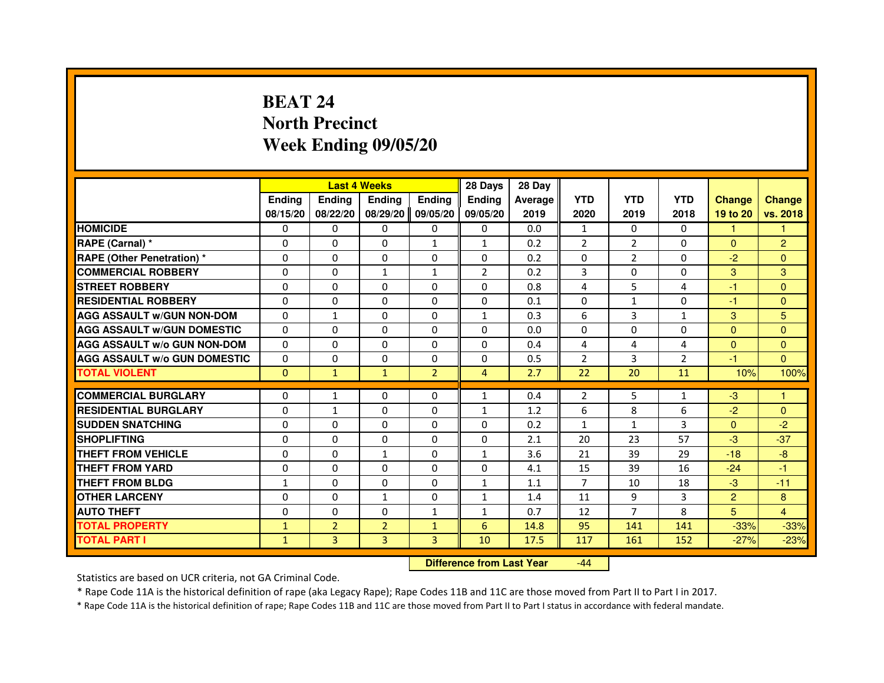# BEAT 24
## North Precinct
## Week Ending 09/05/20

| | Last 4 Weeks | | | | 28 Days | 28 Day | | | | | |
|---|---|---|---|---|---|---|---|---|---|---|---|
| | Ending 08/15/20 | Ending 08/22/20 | Ending 08/29/20 | Ending 09/05/20 | Ending 09/05/20 | Average 2019 | YTD 2020 | YTD 2019 | YTD 2018 | Change 19 to 20 | Change vs. 2018 |
| HOMICIDE | 0 | 0 | 0 | 0 | 0 | 0.0 | 1 | 0 | 0 | 1 | 1 |
| RAPE (Carnal) * | 0 | 0 | 0 | 1 | 1 | 0.2 | 2 | 2 | 0 | 0 | 2 |
| RAPE (Other Penetration) * | 0 | 0 | 0 | 0 | 0 | 0.2 | 0 | 2 | 0 | -2 | 0 |
| COMMERCIAL ROBBERY | 0 | 0 | 1 | 1 | 2 | 0.2 | 3 | 0 | 0 | 3 | 3 |
| STREET ROBBERY | 0 | 0 | 0 | 0 | 0 | 0.8 | 4 | 5 | 4 | -1 | 0 |
| RESIDENTIAL ROBBERY | 0 | 0 | 0 | 0 | 0 | 0.1 | 0 | 1 | 0 | -1 | 0 |
| AGG ASSAULT w/GUN NON-DOM | 0 | 1 | 0 | 0 | 1 | 0.3 | 6 | 3 | 1 | 3 | 5 |
| AGG ASSAULT w/GUN DOMESTIC | 0 | 0 | 0 | 0 | 0 | 0.0 | 0 | 0 | 0 | 0 | 0 |
| AGG ASSAULT w/o GUN NON-DOM | 0 | 0 | 0 | 0 | 0 | 0.4 | 4 | 4 | 4 | 0 | 0 |
| AGG ASSAULT w/o GUN DOMESTIC | 0 | 0 | 0 | 0 | 0 | 0.5 | 2 | 3 | 2 | -1 | 0 |
| TOTAL VIOLENT | 0 | 1 | 1 | 2 | 4 | 2.7 | 22 | 20 | 11 | 10% | 100% |
| COMMERCIAL BURGLARY | 0 | 1 | 0 | 0 | 1 | 0.4 | 2 | 5 | 1 | -3 | 1 |
| RESIDENTIAL BURGLARY | 0 | 1 | 0 | 0 | 1 | 1.2 | 6 | 8 | 6 | -2 | 0 |
| SUDDEN SNATCHING | 0 | 0 | 0 | 0 | 0 | 0.2 | 1 | 1 | 3 | 0 | -2 |
| SHOPLIFTING | 0 | 0 | 0 | 0 | 0 | 2.1 | 20 | 23 | 57 | -3 | -37 |
| THEFT FROM VEHICLE | 0 | 0 | 1 | 0 | 1 | 3.6 | 21 | 39 | 29 | -18 | -8 |
| THEFT FROM YARD | 0 | 0 | 0 | 0 | 0 | 4.1 | 15 | 39 | 16 | -24 | -1 |
| THEFT FROM BLDG | 1 | 0 | 0 | 0 | 1 | 1.1 | 7 | 10 | 18 | -3 | -11 |
| OTHER LARCENY | 0 | 0 | 1 | 0 | 1 | 1.4 | 11 | 9 | 3 | 2 | 8 |
| AUTO THEFT | 0 | 0 | 0 | 1 | 1 | 0.7 | 12 | 7 | 8 | 5 | 4 |
| TOTAL PROPERTY | 1 | 2 | 2 | 1 | 6 | 14.8 | 95 | 141 | 141 | -33% | -33% |
| TOTAL PART I | 1 | 3 | 3 | 3 | 10 | 17.5 | 117 | 161 | 152 | -27% | -23% |

**Difference from Last Year** -44

Statistics are based on UCR criteria, not GA Criminal Code.

* Rape Code 11A is the historical definition of rape (aka Legacy Rape); Rape Codes 11B and 11C are those moved from Part II to Part I in 2017.

* Rape Code 11A is the historical definition of rape; Rape Codes 11B and 11C are those moved from Part II to Part I status in accordance with federal mandate.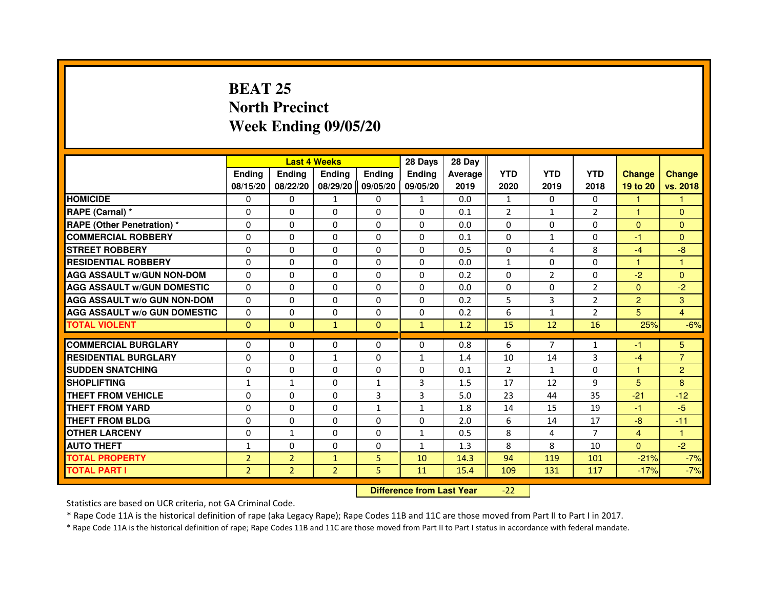# BEAT 25
## North Precinct
## Week Ending 09/05/20

| | Last 4 Weeks | | | | 28 Days | 28 Day | | | | | |
|---|---|---|---|---|---|---|---|---|---|---|---|
| | Ending 08/15/20 | Ending 08/22/20 | Ending 08/29/20 | Ending 09/05/20 | Ending 09/05/20 | Average 2019 | YTD 2020 | YTD 2019 | YTD 2018 | Change 19 to 20 | Change vs. 2018 |
| HOMICIDE | 0 | 0 | 1 | 0 | 1 | 0.0 | 1 | 0 | 0 | 1 | 1 |
| RAPE (Carnal) * | 0 | 0 | 0 | 0 | 0 | 0.1 | 2 | 1 | 2 | 1 | 0 |
| RAPE (Other Penetration) * | 0 | 0 | 0 | 0 | 0 | 0.0 | 0 | 0 | 0 | 0 | 0 |
| COMMERCIAL ROBBERY | 0 | 0 | 0 | 0 | 0 | 0.1 | 0 | 1 | 0 | -1 | 0 |
| STREET ROBBERY | 0 | 0 | 0 | 0 | 0 | 0.5 | 0 | 4 | 8 | -4 | -8 |
| RESIDENTIAL ROBBERY | 0 | 0 | 0 | 0 | 0 | 0.0 | 1 | 0 | 0 | 1 | 1 |
| AGG ASSAULT w/GUN NON-DOM | 0 | 0 | 0 | 0 | 0 | 0.2 | 0 | 2 | 0 | -2 | 0 |
| AGG ASSAULT w/GUN DOMESTIC | 0 | 0 | 0 | 0 | 0 | 0.0 | 0 | 0 | 2 | 0 | -2 |
| AGG ASSAULT w/o GUN NON-DOM | 0 | 0 | 0 | 0 | 0 | 0.2 | 5 | 3 | 2 | 2 | 3 |
| AGG ASSAULT w/o GUN DOMESTIC | 0 | 0 | 0 | 0 | 0 | 0.2 | 6 | 1 | 2 | 5 | 4 |
| TOTAL VIOLENT | 0 | 0 | 1 | 0 | 1 | 1.2 | 15 | 12 | 16 | 25% | -6% |
| COMMERCIAL BURGLARY | 0 | 0 | 0 | 0 | 0 | 0.8 | 6 | 7 | 1 | -1 | 5 |
| RESIDENTIAL BURGLARY | 0 | 0 | 1 | 0 | 1 | 1.4 | 10 | 14 | 3 | -4 | 7 |
| SUDDEN SNATCHING | 0 | 0 | 0 | 0 | 0 | 0.1 | 2 | 1 | 0 | 1 | 2 |
| SHOPLIFTING | 1 | 1 | 0 | 1 | 3 | 1.5 | 17 | 12 | 9 | 5 | 8 |
| THEFT FROM VEHICLE | 0 | 0 | 0 | 3 | 3 | 5.0 | 23 | 44 | 35 | -21 | -12 |
| THEFT FROM YARD | 0 | 0 | 0 | 1 | 1 | 1.8 | 14 | 15 | 19 | -1 | -5 |
| THEFT FROM BLDG | 0 | 0 | 0 | 0 | 0 | 2.0 | 6 | 14 | 17 | -8 | -11 |
| OTHER LARCENY | 0 | 1 | 0 | 0 | 1 | 0.5 | 8 | 4 | 7 | 4 | 1 |
| AUTO THEFT | 1 | 0 | 0 | 0 | 1 | 1.3 | 8 | 8 | 10 | 0 | -2 |
| TOTAL PROPERTY | 2 | 2 | 1 | 5 | 10 | 14.3 | 94 | 119 | 101 | -21% | -7% |
| TOTAL PART I | 2 | 2 | 2 | 5 | 11 | 15.4 | 109 | 131 | 117 | -17% | -7% |

**Difference from Last Year** -22

Statistics are based on UCR criteria, not GA Criminal Code.

* Rape Code 11A is the historical definition of rape (aka Legacy Rape); Rape Codes 11B and 11C are those moved from Part II to Part I in 2017.

* Rape Code 11A is the historical definition of rape; Rape Codes 11B and 11C are those moved from Part II to Part I status in accordance with federal mandate.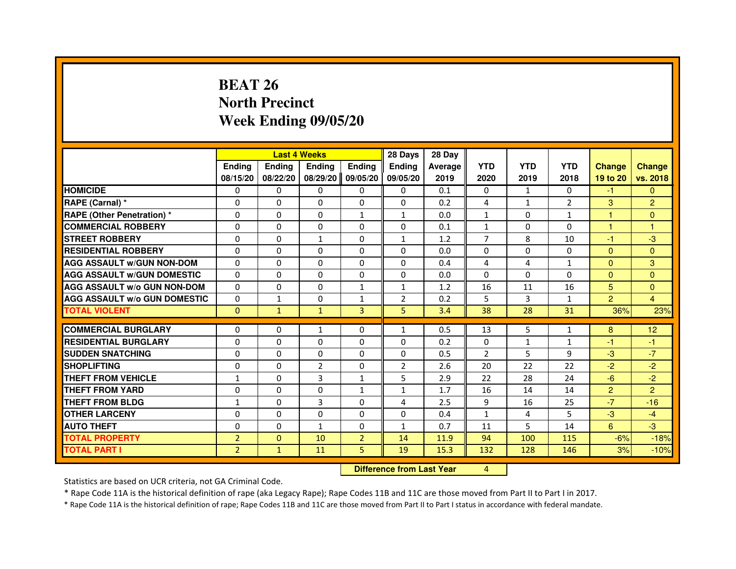# BEAT 26
## North Precinct
## Week Ending 09/05/20

| | Last 4 Weeks | | | | 28 Days | 28 Day | | | | | |
|---|---|---|---|---|---|---|---|---|---|---|---|
| | Ending 08/15/20 | Ending 08/22/20 | Ending 08/29/20 | Ending 09/05/20 | Ending 09/05/20 | Average 2019 | YTD 2020 | YTD 2019 | YTD 2018 | Change 19 to 20 | Change vs. 2018 |
| HOMICIDE | 0 | 0 | 0 | 0 | 0 | 0.1 | 0 | 1 | 0 | -1 | 0 |
| RAPE (Carnal) * | 0 | 0 | 0 | 0 | 0 | 0.2 | 4 | 1 | 2 | 3 | 2 |
| RAPE (Other Penetration) * | 0 | 0 | 0 | 1 | 1 | 0.0 | 1 | 0 | 1 | 1 | 0 |
| COMMERCIAL ROBBERY | 0 | 0 | 0 | 0 | 0 | 0.1 | 1 | 0 | 0 | 1 | 1 |
| STREET ROBBERY | 0 | 0 | 1 | 0 | 1 | 1.2 | 7 | 8 | 10 | -1 | -3 |
| RESIDENTIAL ROBBERY | 0 | 0 | 0 | 0 | 0 | 0.0 | 0 | 0 | 0 | 0 | 0 |
| AGG ASSAULT w/GUN NON-DOM | 0 | 0 | 0 | 0 | 0 | 0.4 | 4 | 4 | 1 | 0 | 3 |
| AGG ASSAULT w/GUN DOMESTIC | 0 | 0 | 0 | 0 | 0 | 0.0 | 0 | 0 | 0 | 0 | 0 |
| AGG ASSAULT w/o GUN NON-DOM | 0 | 0 | 0 | 1 | 1 | 1.2 | 16 | 11 | 16 | 5 | 0 |
| AGG ASSAULT w/o GUN DOMESTIC | 0 | 1 | 0 | 1 | 2 | 0.2 | 5 | 3 | 1 | 2 | 4 |
| TOTAL VIOLENT | 0 | 1 | 1 | 3 | 5 | 3.4 | 38 | 28 | 31 | 36% | 23% |
| COMMERCIAL BURGLARY | 0 | 0 | 1 | 0 | 1 | 0.5 | 13 | 5 | 1 | 8 | 12 |
| RESIDENTIAL BURGLARY | 0 | 0 | 0 | 0 | 0 | 0.2 | 0 | 1 | 1 | -1 | -1 |
| SUDDEN SNATCHING | 0 | 0 | 0 | 0 | 0 | 0.5 | 2 | 5 | 9 | -3 | -7 |
| SHOPLIFTING | 0 | 0 | 2 | 0 | 2 | 2.6 | 20 | 22 | 22 | -2 | -2 |
| THEFT FROM VEHICLE | 1 | 0 | 3 | 1 | 5 | 2.9 | 22 | 28 | 24 | -6 | -2 |
| THEFT FROM YARD | 0 | 0 | 0 | 1 | 1 | 1.7 | 16 | 14 | 14 | 2 | 2 |
| THEFT FROM BLDG | 1 | 0 | 3 | 0 | 4 | 2.5 | 9 | 16 | 25 | -7 | -16 |
| OTHER LARCENY | 0 | 0 | 0 | 0 | 0 | 0.4 | 1 | 4 | 5 | -3 | -4 |
| AUTO THEFT | 0 | 0 | 1 | 0 | 1 | 0.7 | 11 | 5 | 14 | 6 | -3 |
| TOTAL PROPERTY | 2 | 0 | 10 | 2 | 14 | 11.9 | 94 | 100 | 115 | -6% | -18% |
| TOTAL PART I | 2 | 1 | 11 | 5 | 19 | 15.3 | 132 | 128 | 146 | 3% | -10% |

**Difference from Last Year** 4

Statistics are based on UCR criteria, not GA Criminal Code.

* Rape Code 11A is the historical definition of rape (aka Legacy Rape); Rape Codes 11B and 11C are those moved from Part II to Part I in 2017.

* Rape Code 11A is the historical definition of rape; Rape Codes 11B and 11C are those moved from Part II to Part I status in accordance with federal mandate.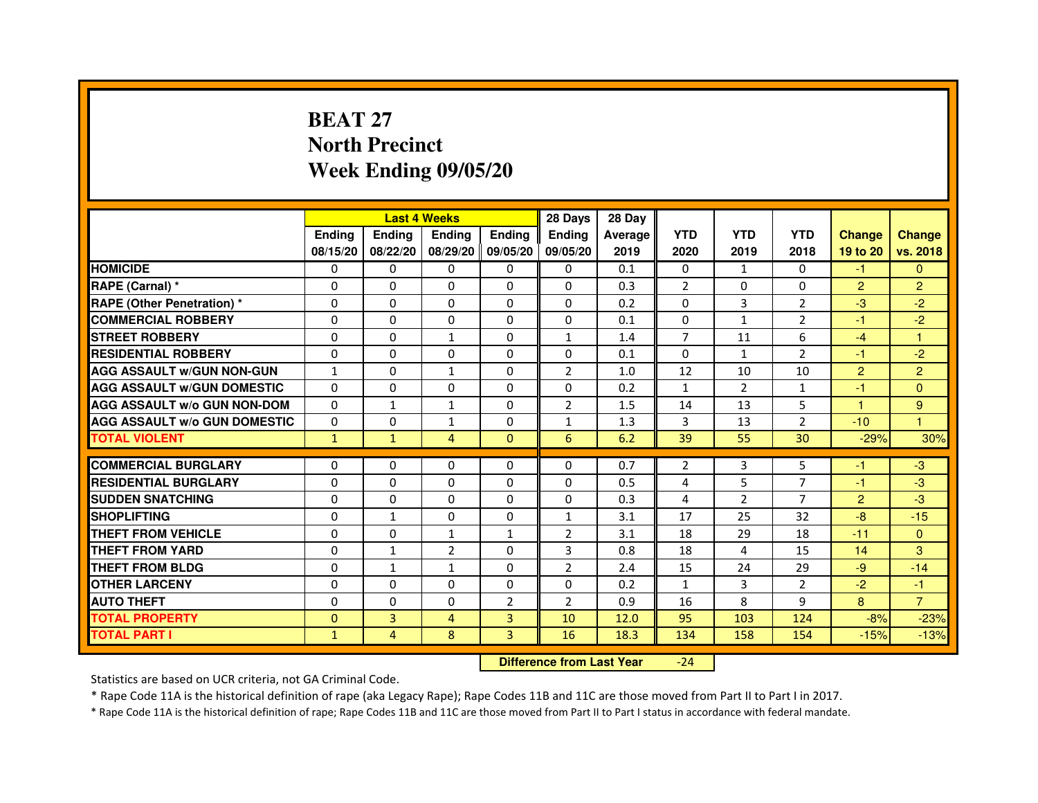# BEAT 27
# North Precinct
# Week Ending 09/05/20

| | Last 4 Weeks | | | | 28 Days | 28 Day | | | | | |
|---|---|---|---|---|---|---|---|---|---|---|---|
| | Ending 08/15/20 | Ending 08/22/20 | Ending 08/29/20 | Ending 09/05/20 | Ending 09/05/20 | Average 2019 | YTD 2020 | YTD 2019 | YTD 2018 | Change 19 to 20 | Change vs. 2018 |
| HOMICIDE | 0 | 0 | 0 | 0 | 0 | 0.1 | 0 | 1 | 0 | -1 | 0 |
| RAPE (Carnal) * | 0 | 0 | 0 | 0 | 0 | 0.3 | 2 | 0 | 0 | 2 | 2 |
| RAPE (Other Penetration) * | 0 | 0 | 0 | 0 | 0 | 0.2 | 0 | 3 | 2 | -3 | -2 |
| COMMERCIAL ROBBERY | 0 | 0 | 0 | 0 | 0 | 0.1 | 0 | 1 | 2 | -1 | -2 |
| STREET ROBBERY | 0 | 0 | 1 | 0 | 1 | 1.4 | 7 | 11 | 6 | -4 | 1 |
| RESIDENTIAL ROBBERY | 0 | 0 | 0 | 0 | 0 | 0.1 | 0 | 1 | 2 | -1 | -2 |
| AGG ASSAULT w/GUN NON-GUN | 1 | 0 | 1 | 0 | 2 | 1.0 | 12 | 10 | 10 | 2 | 2 |
| AGG ASSAULT w/GUN DOMESTIC | 0 | 0 | 0 | 0 | 0 | 0.2 | 1 | 2 | 1 | -1 | 0 |
| AGG ASSAULT w/o GUN NON-DOM | 0 | 1 | 1 | 0 | 2 | 1.5 | 14 | 13 | 5 | 1 | 9 |
| AGG ASSAULT w/o GUN DOMESTIC | 0 | 0 | 1 | 0 | 1 | 1.3 | 3 | 13 | 2 | -10 | 1 |
| TOTAL VIOLENT | 1 | 1 | 4 | 0 | 6 | 6.2 | 39 | 55 | 30 | -29% | 30% |
| COMMERCIAL BURGLARY | 0 | 0 | 0 | 0 | 0 | 0.7 | 2 | 3 | 5 | -1 | -3 |
| RESIDENTIAL BURGLARY | 0 | 0 | 0 | 0 | 0 | 0.5 | 4 | 5 | 7 | -1 | -3 |
| SUDDEN SNATCHING | 0 | 0 | 0 | 0 | 0 | 0.3 | 4 | 2 | 7 | 2 | -3 |
| SHOPLIFTING | 0 | 1 | 0 | 0 | 1 | 3.1 | 17 | 25 | 32 | -8 | -15 |
| THEFT FROM VEHICLE | 0 | 0 | 1 | 1 | 2 | 3.1 | 18 | 29 | 18 | -11 | 0 |
| THEFT FROM YARD | 0 | 1 | 2 | 0 | 3 | 0.8 | 18 | 4 | 15 | 14 | 3 |
| THEFT FROM BLDG | 0 | 1 | 1 | 0 | 2 | 2.4 | 15 | 24 | 29 | -9 | -14 |
| OTHER LARCENY | 0 | 0 | 0 | 0 | 0 | 0.2 | 1 | 3 | 2 | -2 | -1 |
| AUTO THEFT | 0 | 0 | 0 | 2 | 2 | 0.9 | 16 | 8 | 9 | 8 | 7 |
| TOTAL PROPERTY | 0 | 3 | 4 | 3 | 10 | 12.0 | 95 | 103 | 124 | -8% | -23% |
| TOTAL PART I | 1 | 4 | 8 | 3 | 16 | 18.3 | 134 | 158 | 154 | -15% | -13% |

**Difference from Last Year** -24

Statistics are based on UCR criteria, not GA Criminal Code.

* Rape Code 11A is the historical definition of rape (aka Legacy Rape); Rape Codes 11B and 11C are those moved from Part II to Part I in 2017.

* Rape Code 11A is the historical definition of rape; Rape Codes 11B and 11C are those moved from Part II to Part I status in accordance with federal mandate.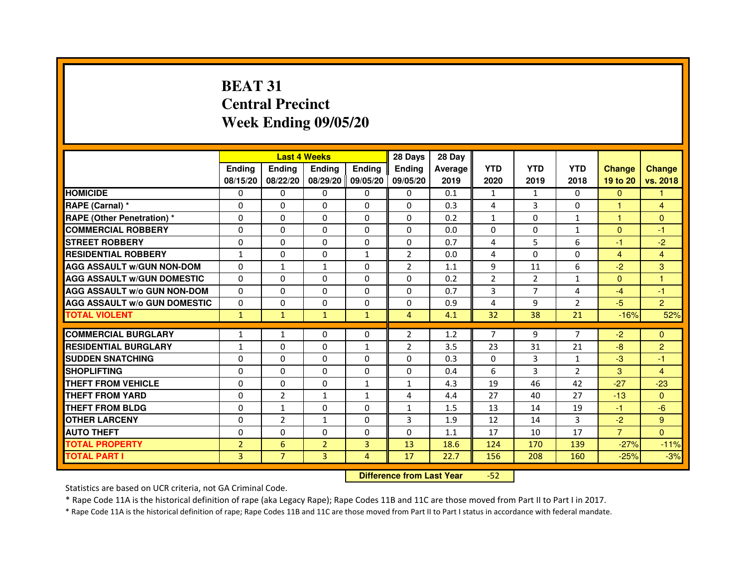# BEAT 31
## Central Precinct
## Week Ending 09/05/20

| | Last 4 Weeks | | | | 28 Days | 28 Day | | | | | |
|---|---|---|---|---|---|---|---|---|---|---|---|
| | Ending 08/15/20 | Ending 08/22/20 | Ending 08/29/20 | Ending 09/05/20 | Ending 09/05/20 | Average 2019 | YTD 2020 | YTD 2019 | YTD 2018 | Change 19 to 20 | Change vs. 2018 |
| **HOMICIDE** | 0 | 0 | 0 | 0 | 0 | 0.1 | 1 | 1 | 0 | 0 | 1 |
| **RAPE (Carnal) *** | 0 | 0 | 0 | 0 | 0 | 0.3 | 4 | 3 | 0 | 1 | 4 |
| **RAPE (Other Penetration) *** | 0 | 0 | 0 | 0 | 0 | 0.2 | 1 | 0 | 1 | 1 | 0 |
| **COMMERCIAL ROBBERY** | 0 | 0 | 0 | 0 | 0 | 0.0 | 0 | 0 | 1 | 0 | -1 |
| **STREET ROBBERY** | 0 | 0 | 0 | 0 | 0 | 0.7 | 4 | 5 | 6 | -1 | -2 |
| **RESIDENTIAL ROBBERY** | 1 | 0 | 0 | 1 | 2 | 0.0 | 4 | 0 | 0 | 4 | 4 |
| **AGG ASSAULT w/GUN NON-DOM** | 0 | 1 | 1 | 0 | 2 | 1.1 | 9 | 11 | 6 | -2 | 3 |
| **AGG ASSAULT w/GUN DOMESTIC** | 0 | 0 | 0 | 0 | 0 | 0.2 | 2 | 2 | 1 | 0 | 1 |
| **AGG ASSAULT w/o GUN NON-DOM** | 0 | 0 | 0 | 0 | 0 | 0.7 | 3 | 7 | 4 | -4 | -1 |
| **AGG ASSAULT w/o GUN DOMESTIC** | 0 | 0 | 0 | 0 | 0 | 0.9 | 4 | 9 | 2 | -5 | 2 |
| **TOTAL VIOLENT** | 1 | 1 | 1 | 1 | 4 | 4.1 | 32 | 38 | 21 | -16% | 52% |
| **COMMERCIAL BURGLARY** | 1 | 1 | 0 | 0 | 2 | 1.2 | 7 | 9 | 7 | -2 | 0 |
| **RESIDENTIAL BURGLARY** | 1 | 0 | 0 | 1 | 2 | 3.5 | 23 | 31 | 21 | -8 | 2 |
| **SUDDEN SNATCHING** | 0 | 0 | 0 | 0 | 0 | 0.3 | 0 | 3 | 1 | -3 | -1 |
| **SHOPLIFTING** | 0 | 0 | 0 | 0 | 0 | 0.4 | 6 | 3 | 2 | 3 | 4 |
| **THEFT FROM VEHICLE** | 0 | 0 | 0 | 1 | 1 | 4.3 | 19 | 46 | 42 | -27 | -23 |
| **THEFT FROM YARD** | 0 | 2 | 1 | 1 | 4 | 4.4 | 27 | 40 | 27 | -13 | 0 |
| **THEFT FROM BLDG** | 0 | 1 | 0 | 0 | 1 | 1.5 | 13 | 14 | 19 | -1 | -6 |
| **OTHER LARCENY** | 0 | 2 | 1 | 0 | 3 | 1.9 | 12 | 14 | 3 | -2 | 9 |
| **AUTO THEFT** | 0 | 0 | 0 | 0 | 0 | 1.1 | 17 | 10 | 17 | 7 | 0 |
| **TOTAL PROPERTY** | 2 | 6 | 2 | 3 | 13 | 18.6 | 124 | 170 | 139 | -27% | -11% |
| **TOTAL PART I** | 3 | 7 | 3 | 4 | 17 | 22.7 | 156 | 208 | 160 | -25% | -3% |

**Difference from Last Year** -52

Statistics are based on UCR criteria, not GA Criminal Code.

* Rape Code 11A is the historical definition of rape (aka Legacy Rape); Rape Codes 11B and 11C are those moved from Part II to Part I in 2017.

* Rape Code 11A is the historical definition of rape; Rape Codes 11B and 11C are those moved from Part II to Part I status in accordance with federal mandate.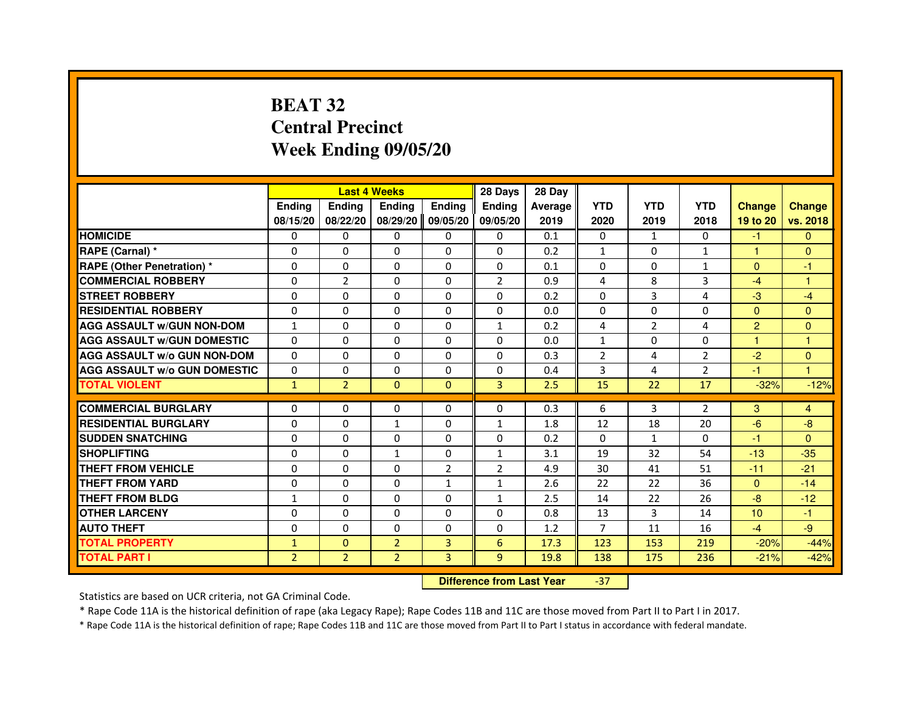# BEAT 32
## Central Precinct
## Week Ending 09/05/20

| | Last 4 Weeks | | | | 28 Days | 28 Day | | | | | |
|---|---|---|---|---|---|---|---|---|---|---|---|
| | Ending 08/15/20 | Ending 08/22/20 | Ending 08/29/20 | Ending 09/05/20 | Ending 09/05/20 | Average 2019 | YTD 2020 | YTD 2019 | YTD 2018 | Change 19 to 20 | Change vs. 2018 |
| HOMICIDE | 0 | 0 | 0 | 0 | 0 | 0.1 | 0 | 1 | 0 | -1 | 0 |
| RAPE (Carnal) * | 0 | 0 | 0 | 0 | 0 | 0.2 | 1 | 0 | 1 | 1 | 0 |
| RAPE (Other Penetration) * | 0 | 0 | 0 | 0 | 0 | 0.1 | 0 | 0 | 1 | 0 | -1 |
| COMMERCIAL ROBBERY | 0 | 2 | 0 | 0 | 2 | 0.9 | 4 | 8 | 3 | -4 | 1 |
| STREET ROBBERY | 0 | 0 | 0 | 0 | 0 | 0.2 | 0 | 3 | 4 | -3 | -4 |
| RESIDENTIAL ROBBERY | 0 | 0 | 0 | 0 | 0 | 0.0 | 0 | 0 | 0 | 0 | 0 |
| AGG ASSAULT w/GUN NON-DOM | 1 | 0 | 0 | 0 | 1 | 0.2 | 4 | 2 | 4 | 2 | 0 |
| AGG ASSAULT w/GUN DOMESTIC | 0 | 0 | 0 | 0 | 0 | 0.0 | 1 | 0 | 0 | 1 | 1 |
| AGG ASSAULT w/o GUN NON-DOM | 0 | 0 | 0 | 0 | 0 | 0.3 | 2 | 4 | 2 | -2 | 0 |
| AGG ASSAULT w/o GUN DOMESTIC | 0 | 0 | 0 | 0 | 0 | 0.4 | 3 | 4 | 2 | -1 | 1 |
| TOTAL VIOLENT | 1 | 2 | 0 | 0 | 3 | 2.5 | 15 | 22 | 17 | -32% | -12% |
| COMMERCIAL BURGLARY | 0 | 0 | 0 | 0 | 0 | 0.3 | 6 | 3 | 2 | 3 | 4 |
| RESIDENTIAL BURGLARY | 0 | 0 | 1 | 0 | 1 | 1.8 | 12 | 18 | 20 | -6 | -8 |
| SUDDEN SNATCHING | 0 | 0 | 0 | 0 | 0 | 0.2 | 0 | 1 | 0 | -1 | 0 |
| SHOPLIFTING | 0 | 0 | 1 | 0 | 1 | 3.1 | 19 | 32 | 54 | -13 | -35 |
| THEFT FROM VEHICLE | 0 | 0 | 0 | 2 | 2 | 4.9 | 30 | 41 | 51 | -11 | -21 |
| THEFT FROM YARD | 0 | 0 | 0 | 1 | 1 | 2.6 | 22 | 22 | 36 | 0 | -14 |
| THEFT FROM BLDG | 1 | 0 | 0 | 0 | 1 | 2.5 | 14 | 22 | 26 | -8 | -12 |
| OTHER LARCENY | 0 | 0 | 0 | 0 | 0 | 0.8 | 13 | 3 | 14 | 10 | -1 |
| AUTO THEFT | 0 | 0 | 0 | 0 | 0 | 1.2 | 7 | 11 | 16 | -4 | -9 |
| TOTAL PROPERTY | 1 | 0 | 2 | 3 | 6 | 17.3 | 123 | 153 | 219 | -20% | -44% |
| TOTAL PART I | 2 | 2 | 2 | 3 | 9 | 19.8 | 138 | 175 | 236 | -21% | -42% |

**Difference from Last Year** -37

Statistics are based on UCR criteria, not GA Criminal Code.

* Rape Code 11A is the historical definition of rape (aka Legacy Rape); Rape Codes 11B and 11C are those moved from Part II to Part I in 2017.

* Rape Code 11A is the historical definition of rape; Rape Codes 11B and 11C are those moved from Part II to Part I status in accordance with federal mandate.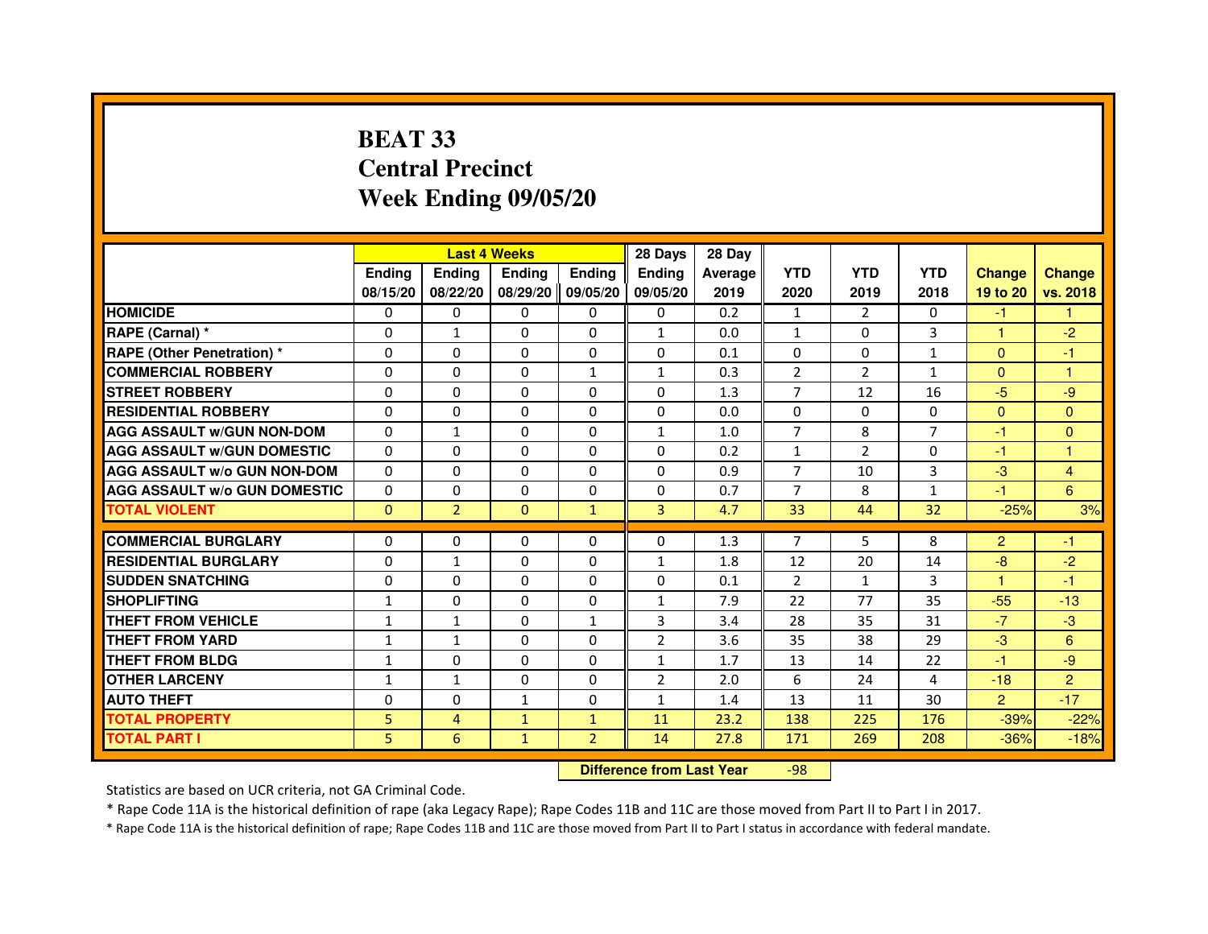# BEAT 33
## Central Precinct
## Week Ending 09/05/20

| | Last 4 Weeks | | | | 28 Days | 28 Day | | | | | |
|---|---|---|---|---|---|---|---|---|---|---|---|
| | Ending 08/15/20 | Ending 08/22/20 | Ending 08/29/20 | Ending 09/05/20 | Ending 09/05/20 | Average 2019 | YTD 2020 | YTD 2019 | YTD 2018 | Change 19 to 20 | Change vs. 2018 |
| **HOMICIDE** | 0 | 0 | 0 | 0 | 0 | 0.2 | 1 | 2 | 0 | -1 | 1 |
| **RAPE (Carnal) *** | 0 | 1 | 0 | 0 | 1 | 0.0 | 1 | 0 | 3 | 1 | -2 |
| **RAPE (Other Penetration) *** | 0 | 0 | 0 | 0 | 0 | 0.1 | 0 | 0 | 1 | 0 | -1 |
| **COMMERCIAL ROBBERY** | 0 | 0 | 0 | 1 | 1 | 0.3 | 2 | 2 | 1 | 0 | 1 |
| **STREET ROBBERY** | 0 | 0 | 0 | 0 | 0 | 1.3 | 7 | 12 | 16 | -5 | -9 |
| **RESIDENTIAL ROBBERY** | 0 | 0 | 0 | 0 | 0 | 0.0 | 0 | 0 | 0 | 0 | 0 |
| **AGG ASSAULT w/GUN NON-DOM** | 0 | 1 | 0 | 0 | 1 | 1.0 | 7 | 8 | 7 | -1 | 0 |
| **AGG ASSAULT w/GUN DOMESTIC** | 0 | 0 | 0 | 0 | 0 | 0.2 | 1 | 2 | 0 | -1 | 1 |
| **AGG ASSAULT w/o GUN NON-DOM** | 0 | 0 | 0 | 0 | 0 | 0.9 | 7 | 10 | 3 | -3 | 4 |
| **AGG ASSAULT w/o GUN DOMESTIC** | 0 | 0 | 0 | 0 | 0 | 0.7 | 7 | 8 | 1 | -1 | 6 |
| **TOTAL VIOLENT** | 0 | 2 | 0 | 1 | 3 | 4.7 | 33 | 44 | 32 | -25% | 3% |
| **COMMERCIAL BURGLARY** | 0 | 0 | 0 | 0 | 0 | 1.3 | 7 | 5 | 8 | 2 | -1 |
| **RESIDENTIAL BURGLARY** | 0 | 1 | 0 | 0 | 1 | 1.8 | 12 | 20 | 14 | -8 | -2 |
| **SUDDEN SNATCHING** | 0 | 0 | 0 | 0 | 0 | 0.1 | 2 | 1 | 3 | 1 | -1 |
| **SHOPLIFTING** | 1 | 0 | 0 | 0 | 1 | 7.9 | 22 | 77 | 35 | -55 | -13 |
| **THEFT FROM VEHICLE** | 1 | 1 | 0 | 1 | 3 | 3.4 | 28 | 35 | 31 | -7 | -3 |
| **THEFT FROM YARD** | 1 | 1 | 0 | 0 | 2 | 3.6 | 35 | 38 | 29 | -3 | 6 |
| **THEFT FROM BLDG** | 1 | 0 | 0 | 0 | 1 | 1.7 | 13 | 14 | 22 | -1 | -9 |
| **OTHER LARCENY** | 1 | 1 | 0 | 0 | 2 | 2.0 | 6 | 24 | 4 | -18 | 2 |
| **AUTO THEFT** | 0 | 0 | 1 | 0 | 1 | 1.4 | 13 | 11 | 30 | 2 | -17 |
| **TOTAL PROPERTY** | 5 | 4 | 1 | 1 | 11 | 23.2 | 138 | 225 | 176 | -39% | -22% |
| **TOTAL PART I** | 5 | 6 | 1 | 2 | 14 | 27.8 | 171 | 269 | 208 | -36% | -18% |

**Difference from Last Year** -98

Statistics are based on UCR criteria, not GA Criminal Code.

* Rape Code 11A is the historical definition of rape (aka Legacy Rape); Rape Codes 11B and 11C are those moved from Part II to Part I in 2017.

* Rape Code 11A is the historical definition of rape; Rape Codes 11B and 11C are those moved from Part II to Part I status in accordance with federal mandate.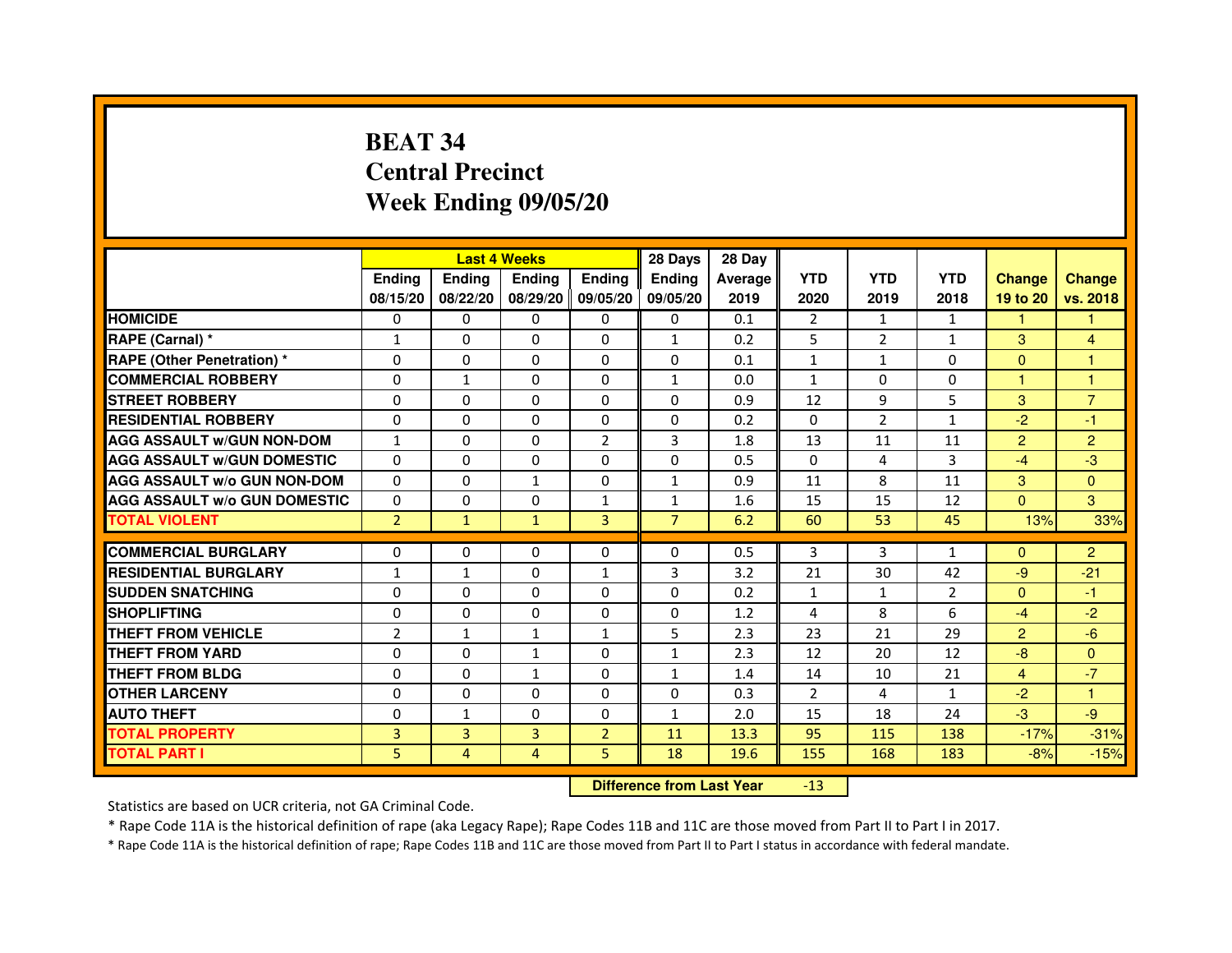# BEAT 34
# Central Precinct
# Week Ending 09/05/20

| | Last 4 Weeks | | | | 28 Days | 28 Day | | | | | |
|---|---|---|---|---|---|---|---|---|---|---|---|
| | Ending 08/15/20 | Ending 08/22/20 | Ending 08/29/20 | Ending 09/05/20 | Ending 09/05/20 | Average 2019 | YTD 2020 | YTD 2019 | YTD 2018 | Change 19 to 20 | Change vs. 2018 |
| HOMICIDE | 0 | 0 | 0 | 0 | 0 | 0.1 | 2 | 1 | 1 | 1 | 1 |
| RAPE (Carnal) * | 1 | 0 | 0 | 0 | 1 | 0.2 | 5 | 2 | 1 | 3 | 4 |
| RAPE (Other Penetration) * | 0 | 0 | 0 | 0 | 0 | 0.1 | 1 | 1 | 0 | 0 | 1 |
| COMMERCIAL ROBBERY | 0 | 1 | 0 | 0 | 1 | 0.0 | 1 | 0 | 0 | 1 | 1 |
| STREET ROBBERY | 0 | 0 | 0 | 0 | 0 | 0.9 | 12 | 9 | 5 | 3 | 7 |
| RESIDENTIAL ROBBERY | 0 | 0 | 0 | 0 | 0 | 0.2 | 0 | 2 | 1 | -2 | -1 |
| AGG ASSAULT w/GUN NON-DOM | 1 | 0 | 0 | 2 | 3 | 1.8 | 13 | 11 | 11 | 2 | 2 |
| AGG ASSAULT w/GUN DOMESTIC | 0 | 0 | 0 | 0 | 0 | 0.5 | 0 | 4 | 3 | -4 | -3 |
| AGG ASSAULT w/o GUN NON-DOM | 0 | 0 | 1 | 0 | 1 | 0.9 | 11 | 8 | 11 | 3 | 0 |
| AGG ASSAULT w/o GUN DOMESTIC | 0 | 0 | 0 | 1 | 1 | 1.6 | 15 | 15 | 12 | 0 | 3 |
| TOTAL VIOLENT | 2 | 1 | 1 | 3 | 7 | 6.2 | 60 | 53 | 45 | 13% | 33% |
| COMMERCIAL BURGLARY | 0 | 0 | 0 | 0 | 0 | 0.5 | 3 | 3 | 1 | 0 | 2 |
| RESIDENTIAL BURGLARY | 1 | 1 | 0 | 1 | 3 | 3.2 | 21 | 30 | 42 | -9 | -21 |
| SUDDEN SNATCHING | 0 | 0 | 0 | 0 | 0 | 0.2 | 1 | 1 | 2 | 0 | -1 |
| SHOPLIFTING | 0 | 0 | 0 | 0 | 0 | 1.2 | 4 | 8 | 6 | -4 | -2 |
| THEFT FROM VEHICLE | 2 | 1 | 1 | 1 | 5 | 2.3 | 23 | 21 | 29 | 2 | -6 |
| THEFT FROM YARD | 0 | 0 | 1 | 0 | 1 | 2.3 | 12 | 20 | 12 | -8 | 0 |
| THEFT FROM BLDG | 0 | 0 | 1 | 0 | 1 | 1.4 | 14 | 10 | 21 | 4 | -7 |
| OTHER LARCENY | 0 | 0 | 0 | 0 | 0 | 0.3 | 2 | 4 | 1 | -2 | 1 |
| AUTO THEFT | 0 | 1 | 0 | 0 | 1 | 2.0 | 15 | 18 | 24 | -3 | -9 |
| TOTAL PROPERTY | 3 | 3 | 3 | 2 | 11 | 13.3 | 95 | 115 | 138 | -17% | -31% |
| TOTAL PART I | 5 | 4 | 4 | 5 | 18 | 19.6 | 155 | 168 | 183 | -8% | -15% |

**Difference from Last Year** -13

Statistics are based on UCR criteria, not GA Criminal Code.

* Rape Code 11A is the historical definition of rape (aka Legacy Rape); Rape Codes 11B and 11C are those moved from Part II to Part I in 2017.

* Rape Code 11A is the historical definition of rape; Rape Codes 11B and 11C are those moved from Part II to Part I status in accordance with federal mandate.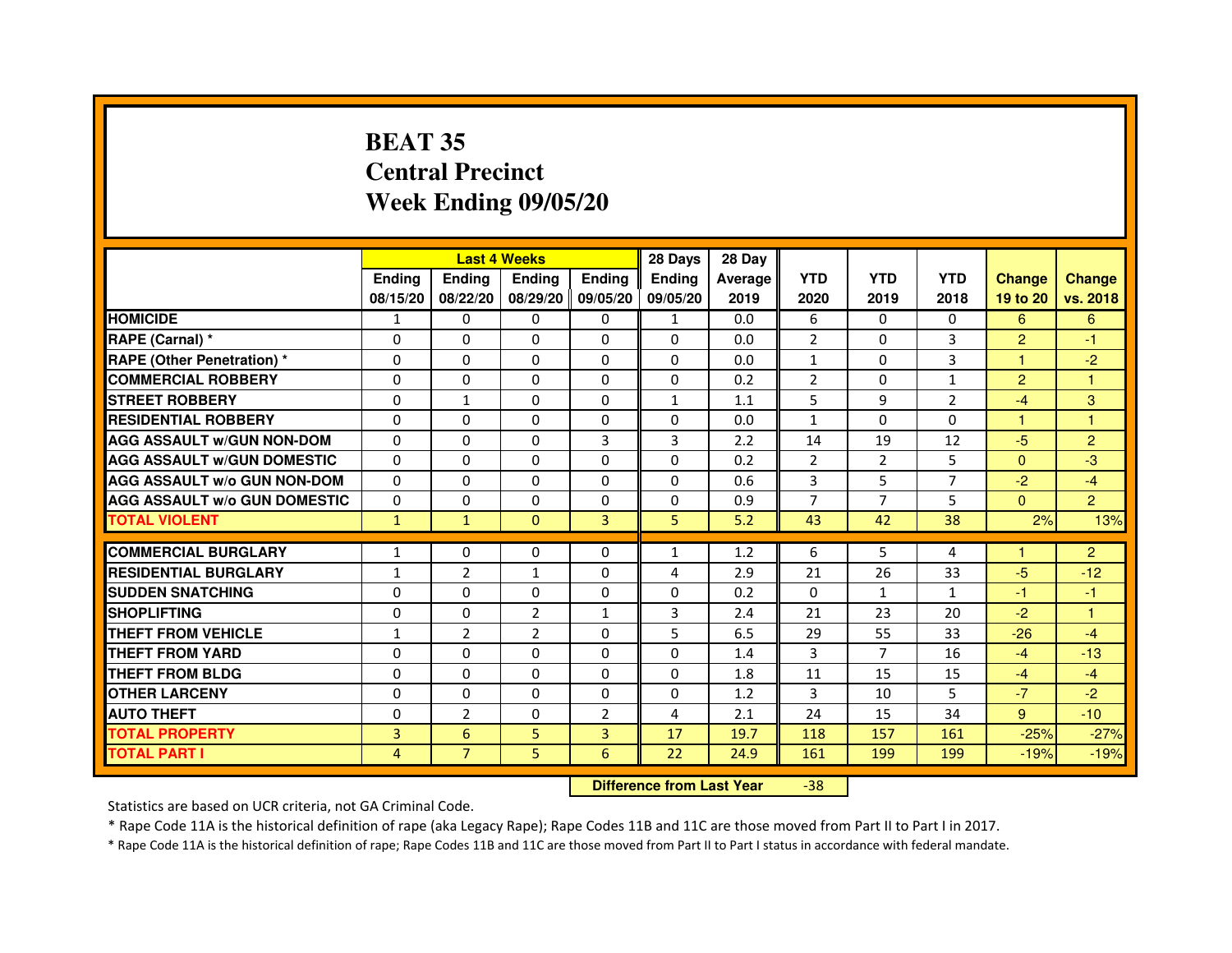# BEAT 35
## Central Precinct
## Week Ending 09/05/20

| | Last 4 Weeks | | | | 28 Days | 28 Day | | | | | |
|---|---|---|---|---|---|---|---|---|---|---|---|
| | Ending 08/15/20 | Ending 08/22/20 | Ending 08/29/20 | Ending 09/05/20 | Ending 09/05/20 | Average 2019 | YTD 2020 | YTD 2019 | YTD 2018 | Change 19 to 20 | Change vs. 2018 |
| HOMICIDE | 1 | 0 | 0 | 0 | 1 | 0.0 | 6 | 0 | 0 | 6 | 6 |
| RAPE (Carnal) * | 0 | 0 | 0 | 0 | 0 | 0.0 | 2 | 0 | 3 | 2 | -1 |
| RAPE (Other Penetration) * | 0 | 0 | 0 | 0 | 0 | 0.0 | 1 | 0 | 3 | 1 | -2 |
| COMMERCIAL ROBBERY | 0 | 0 | 0 | 0 | 0 | 0.2 | 2 | 0 | 1 | 2 | 1 |
| STREET ROBBERY | 0 | 1 | 0 | 0 | 1 | 1.1 | 5 | 9 | 2 | -4 | 3 |
| RESIDENTIAL ROBBERY | 0 | 0 | 0 | 0 | 0 | 0.0 | 1 | 0 | 0 | 1 | 1 |
| AGG ASSAULT w/GUN NON-DOM | 0 | 0 | 0 | 3 | 3 | 2.2 | 14 | 19 | 12 | -5 | 2 |
| AGG ASSAULT w/GUN DOMESTIC | 0 | 0 | 0 | 0 | 0 | 0.2 | 2 | 2 | 5 | 0 | -3 |
| AGG ASSAULT w/o GUN NON-DOM | 0 | 0 | 0 | 0 | 0 | 0.6 | 3 | 5 | 7 | -2 | -4 |
| AGG ASSAULT w/o GUN DOMESTIC | 0 | 0 | 0 | 0 | 0 | 0.9 | 7 | 7 | 5 | 0 | 2 |
| TOTAL VIOLENT | 1 | 1 | 0 | 3 | 5 | 5.2 | 43 | 42 | 38 | 2% | 13% |
| COMMERCIAL BURGLARY | 1 | 0 | 0 | 0 | 1 | 1.2 | 6 | 5 | 4 | 1 | 2 |
| RESIDENTIAL BURGLARY | 1 | 2 | 1 | 0 | 4 | 2.9 | 21 | 26 | 33 | -5 | -12 |
| SUDDEN SNATCHING | 0 | 0 | 0 | 0 | 0 | 0.2 | 0 | 1 | 1 | -1 | -1 |
| SHOPLIFTING | 0 | 0 | 2 | 1 | 3 | 2.4 | 21 | 23 | 20 | -2 | 1 |
| THEFT FROM VEHICLE | 1 | 2 | 2 | 0 | 5 | 6.5 | 29 | 55 | 33 | -26 | -4 |
| THEFT FROM YARD | 0 | 0 | 0 | 0 | 0 | 1.4 | 3 | 7 | 16 | -4 | -13 |
| THEFT FROM BLDG | 0 | 0 | 0 | 0 | 0 | 1.8 | 11 | 15 | 15 | -4 | -4 |
| OTHER LARCENY | 0 | 0 | 0 | 0 | 0 | 1.2 | 3 | 10 | 5 | -7 | -2 |
| AUTO THEFT | 0 | 2 | 0 | 2 | 4 | 2.1 | 24 | 15 | 34 | 9 | -10 |
| TOTAL PROPERTY | 3 | 6 | 5 | 3 | 17 | 19.7 | 118 | 157 | 161 | -25% | -27% |
| TOTAL PART I | 4 | 7 | 5 | 6 | 22 | 24.9 | 161 | 199 | 199 | -19% | -19% |

**Difference from Last Year** -38

Statistics are based on UCR criteria, not GA Criminal Code.

* Rape Code 11A is the historical definition of rape (aka Legacy Rape); Rape Codes 11B and 11C are those moved from Part II to Part I in 2017.

* Rape Code 11A is the historical definition of rape; Rape Codes 11B and 11C are those moved from Part II to Part I status in accordance with federal mandate.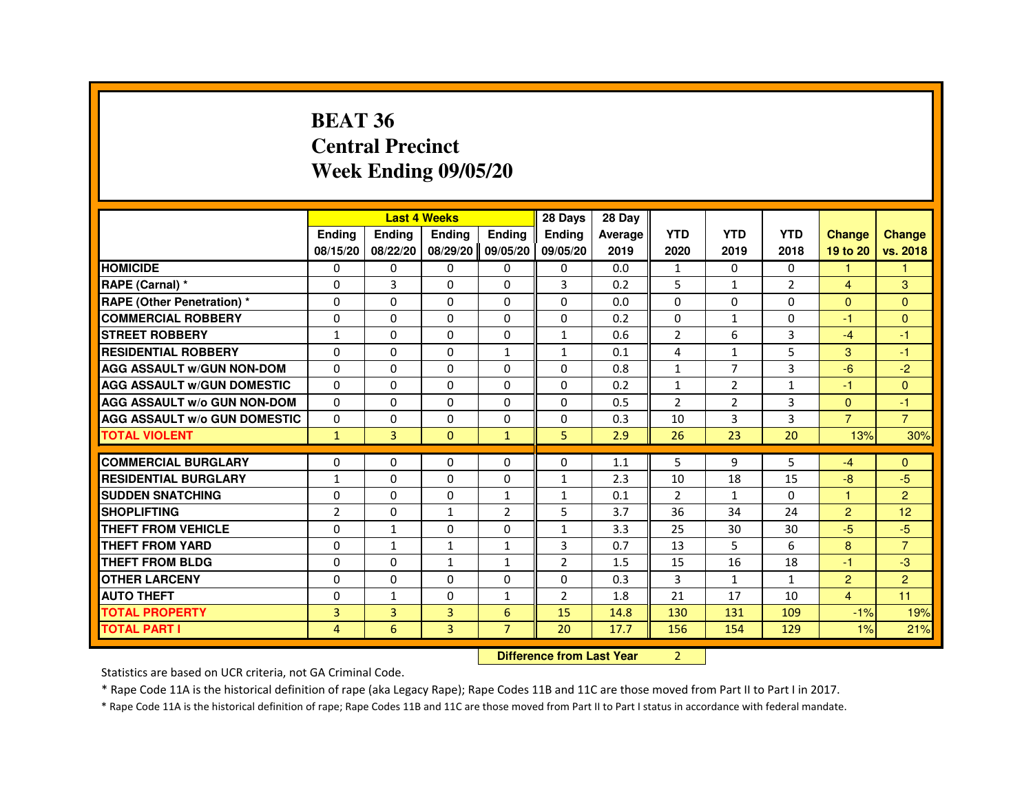# BEAT 36
# Central Precinct
# Week Ending 09/05/20

| | Last 4 Weeks | | | | 28 Days | 28 Day | | | | | |
|---|---|---|---|---|---|---|---|---|---|---|---|
| | Ending 08/15/20 | Ending 08/22/20 | Ending 08/29/20 | Ending 09/05/20 | Ending 09/05/20 | Average 2019 | YTD 2020 | YTD 2019 | YTD 2018 | Change 19 to 20 | Change vs. 2018 |
| HOMICIDE | 0 | 0 | 0 | 0 | 0 | 0.0 | 1 | 0 | 0 | 1 | 1 |
| RAPE (Carnal) * | 0 | 3 | 0 | 0 | 3 | 0.2 | 5 | 1 | 2 | 4 | 3 |
| RAPE (Other Penetration) * | 0 | 0 | 0 | 0 | 0 | 0.0 | 0 | 0 | 0 | 0 | 0 |
| COMMERCIAL ROBBERY | 0 | 0 | 0 | 0 | 0 | 0.2 | 0 | 1 | 0 | -1 | 0 |
| STREET ROBBERY | 1 | 0 | 0 | 0 | 1 | 0.6 | 2 | 6 | 3 | -4 | -1 |
| RESIDENTIAL ROBBERY | 0 | 0 | 0 | 1 | 1 | 0.1 | 4 | 1 | 5 | 3 | -1 |
| AGG ASSAULT w/GUN NON-DOM | 0 | 0 | 0 | 0 | 0 | 0.8 | 1 | 7 | 3 | -6 | -2 |
| AGG ASSAULT w/GUN DOMESTIC | 0 | 0 | 0 | 0 | 0 | 0.2 | 1 | 2 | 1 | -1 | 0 |
| AGG ASSAULT w/o GUN NON-DOM | 0 | 0 | 0 | 0 | 0 | 0.5 | 2 | 2 | 3 | 0 | -1 |
| AGG ASSAULT w/o GUN DOMESTIC | 0 | 0 | 0 | 0 | 0 | 0.3 | 10 | 3 | 3 | 7 | 7 |
| TOTAL VIOLENT | 1 | 3 | 0 | 1 | 5 | 2.9 | 26 | 23 | 20 | 13% | 30% |
| COMMERCIAL BURGLARY | 0 | 0 | 0 | 0 | 0 | 1.1 | 5 | 9 | 5 | -4 | 0 |
| RESIDENTIAL BURGLARY | 1 | 0 | 0 | 0 | 1 | 2.3 | 10 | 18 | 15 | -8 | -5 |
| SUDDEN SNATCHING | 0 | 0 | 0 | 1 | 1 | 0.1 | 2 | 1 | 0 | 1 | 2 |
| SHOPLIFTING | 2 | 0 | 1 | 2 | 5 | 3.7 | 36 | 34 | 24 | 2 | 12 |
| THEFT FROM VEHICLE | 0 | 1 | 0 | 0 | 1 | 3.3 | 25 | 30 | 30 | -5 | -5 |
| THEFT FROM YARD | 0 | 1 | 1 | 1 | 3 | 0.7 | 13 | 5 | 6 | 8 | 7 |
| THEFT FROM BLDG | 0 | 0 | 1 | 1 | 2 | 1.5 | 15 | 16 | 18 | -1 | -3 |
| OTHER LARCENY | 0 | 0 | 0 | 0 | 0 | 0.3 | 3 | 1 | 1 | 2 | 2 |
| AUTO THEFT | 0 | 1 | 0 | 1 | 2 | 1.8 | 21 | 17 | 10 | 4 | 11 |
| TOTAL PROPERTY | 3 | 3 | 3 | 6 | 15 | 14.8 | 130 | 131 | 109 | -1% | 19% |
| TOTAL PART I | 4 | 6 | 3 | 7 | 20 | 17.7 | 156 | 154 | 129 | 1% | 21% |

**Difference from Last Year** 2

Statistics are based on UCR criteria, not GA Criminal Code.

* Rape Code 11A is the historical definition of rape (aka Legacy Rape); Rape Codes 11B and 11C are those moved from Part II to Part I in 2017.

* Rape Code 11A is the historical definition of rape; Rape Codes 11B and 11C are those moved from Part II to Part I status in accordance with federal mandate.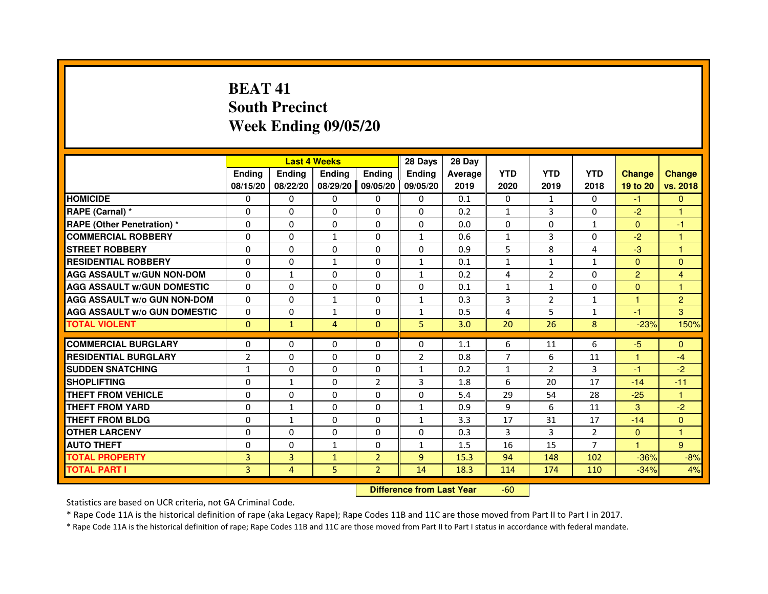# BEAT 41
# South Precinct
# Week Ending 09/05/20

| | Last 4 Weeks | | | | 28 Days | 28 Day | | | | | |
|---|---|---|---|---|---|---|---|---|---|---|---|
| | Ending 08/15/20 | Ending 08/22/20 | Ending 08/29/20 | Ending 09/05/20 | Ending 09/05/20 | Average 2019 | YTD 2020 | YTD 2019 | YTD 2018 | Change 19 to 20 | Change vs. 2018 |
| HOMICIDE | 0 | 0 | 0 | 0 | 0 | 0.1 | 0 | 1 | 0 | -1 | 0 |
| RAPE (Carnal) * | 0 | 0 | 0 | 0 | 0 | 0.2 | 1 | 3 | 0 | -2 | 1 |
| RAPE (Other Penetration) * | 0 | 0 | 0 | 0 | 0 | 0.0 | 0 | 0 | 1 | 0 | -1 |
| COMMERCIAL ROBBERY | 0 | 0 | 1 | 0 | 1 | 0.6 | 1 | 3 | 0 | -2 | 1 |
| STREET ROBBERY | 0 | 0 | 0 | 0 | 0 | 0.9 | 5 | 8 | 4 | -3 | 1 |
| RESIDENTIAL ROBBERY | 0 | 0 | 1 | 0 | 1 | 0.1 | 1 | 1 | 1 | 0 | 0 |
| AGG ASSAULT w/GUN NON-DOM | 0 | 1 | 0 | 0 | 1 | 0.2 | 4 | 2 | 0 | 2 | 4 |
| AGG ASSAULT w/GUN DOMESTIC | 0 | 0 | 0 | 0 | 0 | 0.1 | 1 | 1 | 0 | 0 | 1 |
| AGG ASSAULT w/o GUN NON-DOM | 0 | 0 | 1 | 0 | 1 | 0.3 | 3 | 2 | 1 | 1 | 2 |
| AGG ASSAULT w/o GUN DOMESTIC | 0 | 0 | 1 | 0 | 1 | 0.5 | 4 | 5 | 1 | -1 | 3 |
| TOTAL VIOLENT | 0 | 1 | 4 | 0 | 5 | 3.0 | 20 | 26 | 8 | -23% | 150% |
| COMMERCIAL BURGLARY | 0 | 0 | 0 | 0 | 0 | 1.1 | 6 | 11 | 6 | -5 | 0 |
| RESIDENTIAL BURGLARY | 2 | 0 | 0 | 0 | 2 | 0.8 | 7 | 6 | 11 | 1 | -4 |
| SUDDEN SNATCHING | 1 | 0 | 0 | 0 | 1 | 0.2 | 1 | 2 | 3 | -1 | -2 |
| SHOPLIFTING | 0 | 1 | 0 | 2 | 3 | 1.8 | 6 | 20 | 17 | -14 | -11 |
| THEFT FROM VEHICLE | 0 | 0 | 0 | 0 | 0 | 5.4 | 29 | 54 | 28 | -25 | 1 |
| THEFT FROM YARD | 0 | 1 | 0 | 0 | 1 | 0.9 | 9 | 6 | 11 | 3 | -2 |
| THEFT FROM BLDG | 0 | 1 | 0 | 0 | 1 | 3.3 | 17 | 31 | 17 | -14 | 0 |
| OTHER LARCENY | 0 | 0 | 0 | 0 | 0 | 0.3 | 3 | 3 | 2 | 0 | 1 |
| AUTO THEFT | 0 | 0 | 1 | 0 | 1 | 1.5 | 16 | 15 | 7 | 1 | 9 |
| TOTAL PROPERTY | 3 | 3 | 1 | 2 | 9 | 15.3 | 94 | 148 | 102 | -36% | -8% |
| TOTAL PART I | 3 | 4 | 5 | 2 | 14 | 18.3 | 114 | 174 | 110 | -34% | 4% |

**Difference from Last Year** -60

Statistics are based on UCR criteria, not GA Criminal Code.

* Rape Code 11A is the historical definition of rape (aka Legacy Rape); Rape Codes 11B and 11C are those moved from Part II to Part I in 2017.

* Rape Code 11A is the historical definition of rape; Rape Codes 11B and 11C are those moved from Part II to Part I status in accordance with federal mandate.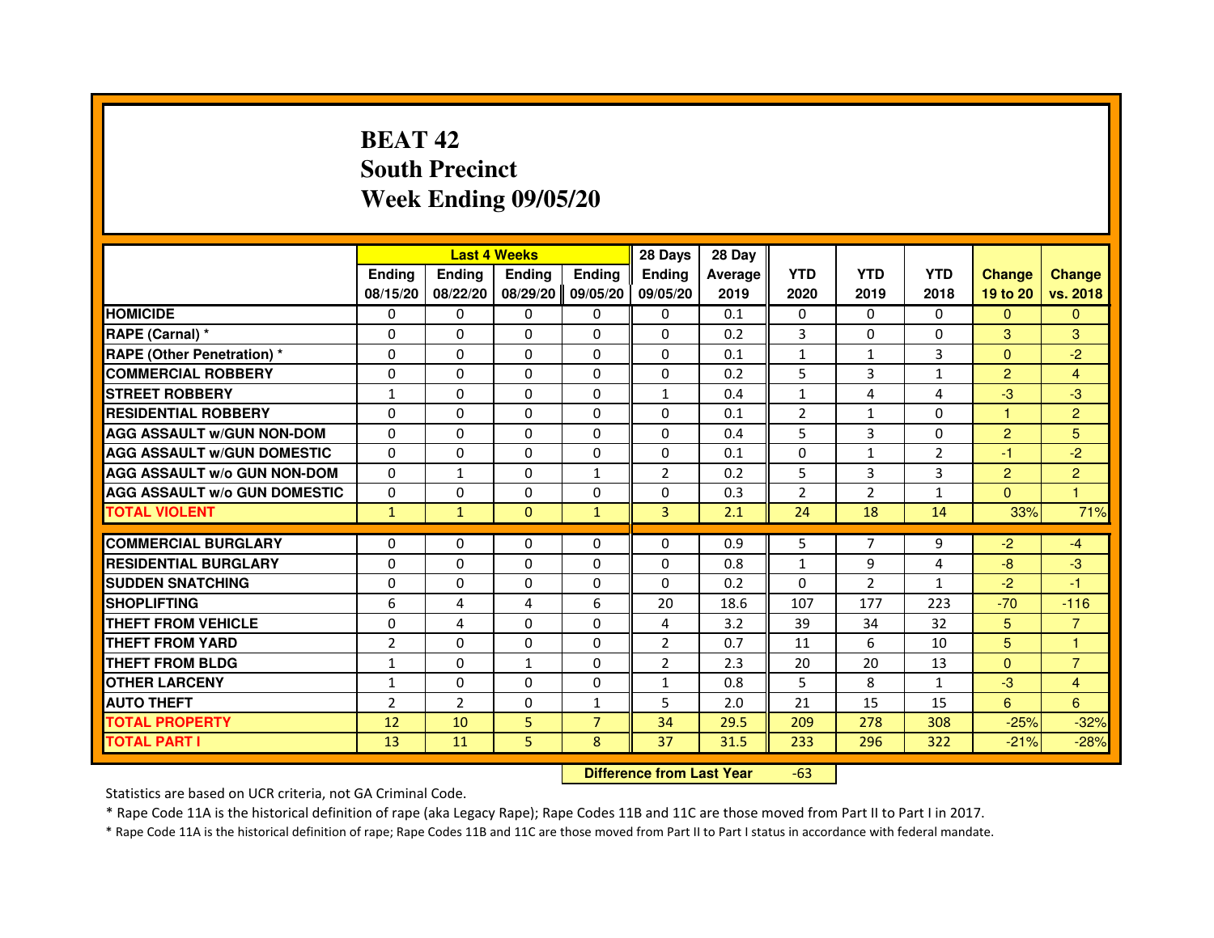# BEAT 42
## South Precinct
## Week Ending 09/05/20

| | Last 4 Weeks | | | | 28 Days | 28 Day | | | | | |
|---|---|---|---|---|---|---|---|---|---|---|---|
| | Ending 08/15/20 | Ending 08/22/20 | Ending 08/29/20 | Ending 09/05/20 | Ending 09/05/20 | Average 2019 | YTD 2020 | YTD 2019 | YTD 2018 | Change 19 to 20 | Change vs. 2018 |
| HOMICIDE | 0 | 0 | 0 | 0 | 0 | 0.1 | 0 | 0 | 0 | 0 | 0 |
| RAPE (Carnal) * | 0 | 0 | 0 | 0 | 0 | 0.2 | 3 | 0 | 0 | 3 | 3 |
| RAPE (Other Penetration) * | 0 | 0 | 0 | 0 | 0 | 0.1 | 1 | 1 | 3 | 0 | -2 |
| COMMERCIAL ROBBERY | 0 | 0 | 0 | 0 | 0 | 0.2 | 5 | 3 | 1 | 2 | 4 |
| STREET ROBBERY | 1 | 0 | 0 | 0 | 1 | 0.4 | 1 | 4 | 4 | -3 | -3 |
| RESIDENTIAL ROBBERY | 0 | 0 | 0 | 0 | 0 | 0.1 | 2 | 1 | 0 | 1 | 2 |
| AGG ASSAULT w/GUN NON-DOM | 0 | 0 | 0 | 0 | 0 | 0.4 | 5 | 3 | 0 | 2 | 5 |
| AGG ASSAULT w/GUN DOMESTIC | 0 | 0 | 0 | 0 | 0 | 0.1 | 0 | 1 | 2 | -1 | -2 |
| AGG ASSAULT w/o GUN NON-DOM | 0 | 1 | 0 | 1 | 2 | 0.2 | 5 | 3 | 3 | 2 | 2 |
| AGG ASSAULT w/o GUN DOMESTIC | 0 | 0 | 0 | 0 | 0 | 0.3 | 2 | 2 | 1 | 0 | 1 |
| TOTAL VIOLENT | 1 | 1 | 0 | 1 | 3 | 2.1 | 24 | 18 | 14 | 33% | 71% |
| COMMERCIAL BURGLARY | 0 | 0 | 0 | 0 | 0 | 0.9 | 5 | 7 | 9 | -2 | -4 |
| RESIDENTIAL BURGLARY | 0 | 0 | 0 | 0 | 0 | 0.8 | 1 | 9 | 4 | -8 | -3 |
| SUDDEN SNATCHING | 0 | 0 | 0 | 0 | 0 | 0.2 | 0 | 2 | 1 | -2 | -1 |
| SHOPLIFTING | 6 | 4 | 4 | 6 | 20 | 18.6 | 107 | 177 | 223 | -70 | -116 |
| THEFT FROM VEHICLE | 0 | 4 | 0 | 0 | 4 | 3.2 | 39 | 34 | 32 | 5 | 7 |
| THEFT FROM YARD | 2 | 0 | 0 | 0 | 2 | 0.7 | 11 | 6 | 10 | 5 | 1 |
| THEFT FROM BLDG | 1 | 0 | 1 | 0 | 2 | 2.3 | 20 | 20 | 13 | 0 | 7 |
| OTHER LARCENY | 1 | 0 | 0 | 0 | 1 | 0.8 | 5 | 8 | 1 | -3 | 4 |
| AUTO THEFT | 2 | 2 | 0 | 1 | 5 | 2.0 | 21 | 15 | 15 | 6 | 6 |
| TOTAL PROPERTY | 12 | 10 | 5 | 7 | 34 | 29.5 | 209 | 278 | 308 | -25% | -32% |
| TOTAL PART I | 13 | 11 | 5 | 8 | 37 | 31.5 | 233 | 296 | 322 | -21% | -28% |

**Difference from Last Year** -63

Statistics are based on UCR criteria, not GA Criminal Code.

* Rape Code 11A is the historical definition of rape (aka Legacy Rape); Rape Codes 11B and 11C are those moved from Part II to Part I in 2017.

* Rape Code 11A is the historical definition of rape; Rape Codes 11B and 11C are those moved from Part II to Part I status in accordance with federal mandate.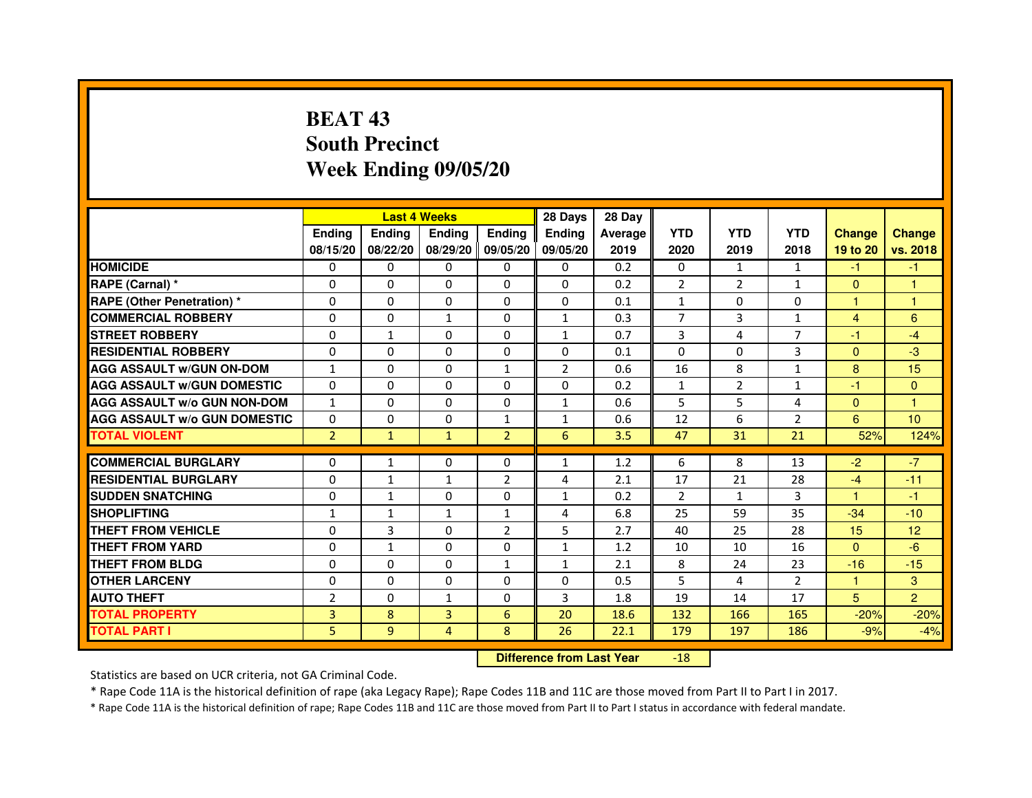# BEAT 43
## South Precinct
## Week Ending 09/05/20

| | Last 4 Weeks | | | | 28 Days | 28 Day | | | | | |
|---|---|---|---|---|---|---|---|---|---|---|---|
| | Ending 08/15/20 | Ending 08/22/20 | Ending 08/29/20 | Ending 09/05/20 | Ending 09/05/20 | Average 2019 | YTD 2020 | YTD 2019 | YTD 2018 | Change 19 to 20 | Change vs. 2018 |
| HOMICIDE | 0 | 0 | 0 | 0 | 0 | 0.2 | 0 | 1 | 1 | -1 | -1 |
| RAPE (Carnal) * | 0 | 0 | 0 | 0 | 0 | 0.2 | 2 | 2 | 1 | 0 | 1 |
| RAPE (Other Penetration) * | 0 | 0 | 0 | 0 | 0 | 0.1 | 1 | 0 | 0 | 1 | 1 |
| COMMERCIAL ROBBERY | 0 | 0 | 1 | 0 | 1 | 0.3 | 7 | 3 | 1 | 4 | 6 |
| STREET ROBBERY | 0 | 1 | 0 | 0 | 1 | 0.7 | 3 | 4 | 7 | -1 | -4 |
| RESIDENTIAL ROBBERY | 0 | 0 | 0 | 0 | 0 | 0.1 | 0 | 0 | 3 | 0 | -3 |
| AGG ASSAULT w/GUN ON-DOM | 1 | 0 | 0 | 1 | 2 | 0.6 | 16 | 8 | 1 | 8 | 15 |
| AGG ASSAULT w/GUN DOMESTIC | 0 | 0 | 0 | 0 | 0 | 0.2 | 1 | 2 | 1 | -1 | 0 |
| AGG ASSAULT w/o GUN NON-DOM | 1 | 0 | 0 | 0 | 1 | 0.6 | 5 | 5 | 4 | 0 | 1 |
| AGG ASSAULT w/o GUN DOMESTIC | 0 | 0 | 0 | 1 | 1 | 0.6 | 12 | 6 | 2 | 6 | 10 |
| TOTAL VIOLENT | 2 | 1 | 1 | 2 | 6 | 3.5 | 47 | 31 | 21 | 52% | 124% |
| COMMERCIAL BURGLARY | 0 | 1 | 0 | 0 | 1 | 1.2 | 6 | 8 | 13 | -2 | -7 |
| RESIDENTIAL BURGLARY | 0 | 1 | 1 | 2 | 4 | 2.1 | 17 | 21 | 28 | -4 | -11 |
| SUDDEN SNATCHING | 0 | 1 | 0 | 0 | 1 | 0.2 | 2 | 1 | 3 | 1 | -1 |
| SHOPLIFTING | 1 | 1 | 1 | 1 | 4 | 6.8 | 25 | 59 | 35 | -34 | -10 |
| THEFT FROM VEHICLE | 0 | 3 | 0 | 2 | 5 | 2.7 | 40 | 25 | 28 | 15 | 12 |
| THEFT FROM YARD | 0 | 1 | 0 | 0 | 1 | 1.2 | 10 | 10 | 16 | 0 | -6 |
| THEFT FROM BLDG | 0 | 0 | 0 | 1 | 1 | 2.1 | 8 | 24 | 23 | -16 | -15 |
| OTHER LARCENY | 0 | 0 | 0 | 0 | 0 | 0.5 | 5 | 4 | 2 | 1 | 3 |
| AUTO THEFT | 2 | 0 | 1 | 0 | 3 | 1.8 | 19 | 14 | 17 | 5 | 2 |
| TOTAL PROPERTY | 3 | 8 | 3 | 6 | 20 | 18.6 | 132 | 166 | 165 | -20% | -20% |
| TOTAL PART I | 5 | 9 | 4 | 8 | 26 | 22.1 | 179 | 197 | 186 | -9% | -4% |

| Difference from Last Year | -18 |
|---|---|

Statistics are based on UCR criteria, not GA Criminal Code.

* Rape Code 11A is the historical definition of rape (aka Legacy Rape); Rape Codes 11B and 11C are those moved from Part II to Part I in 2017.

* Rape Code 11A is the historical definition of rape; Rape Codes 11B and 11C are those moved from Part II to Part I status in accordance with federal mandate.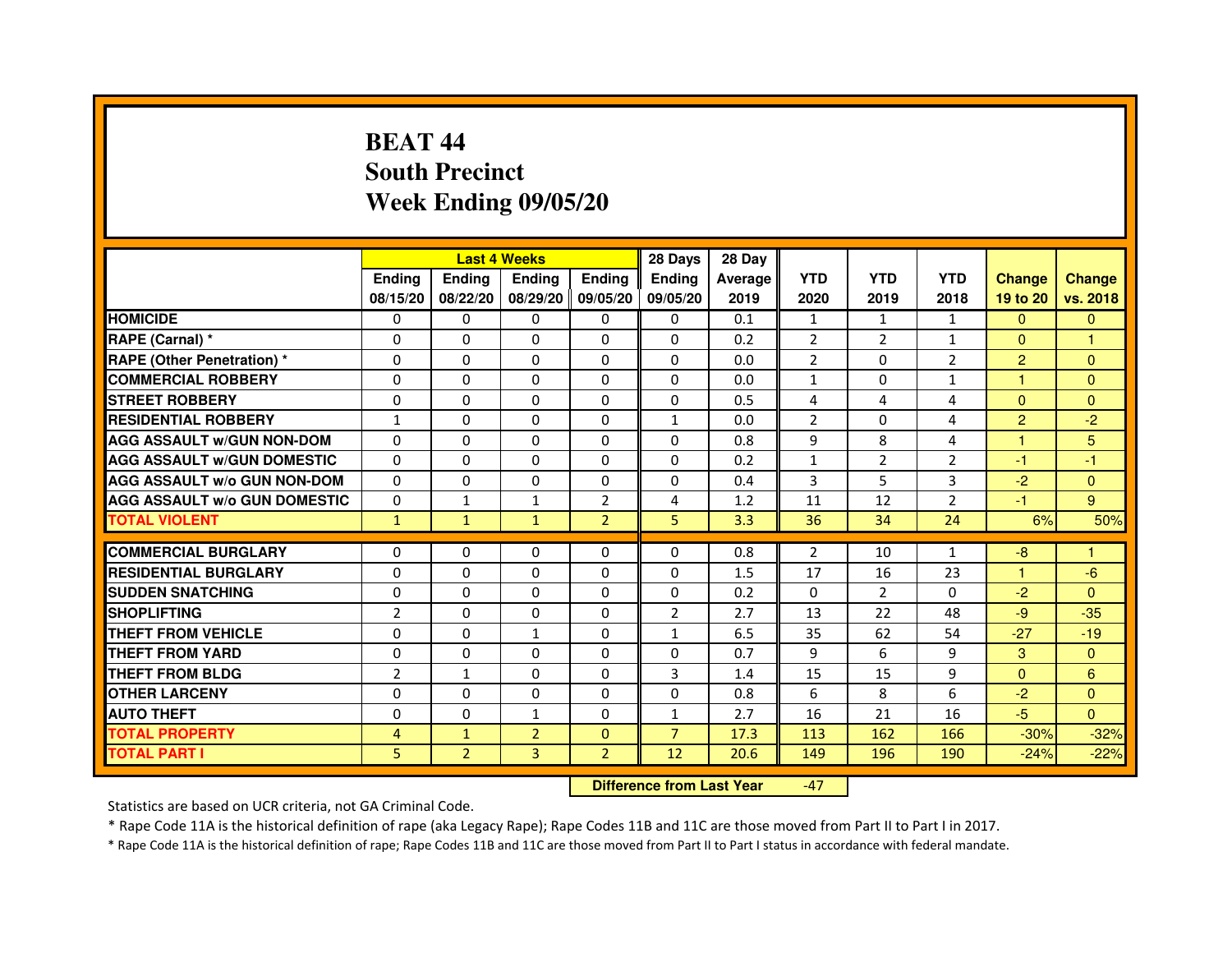# BEAT 44
## South Precinct
## Week Ending 09/05/20

| | Last 4 Weeks | | | | 28 Days | 28 Day | | | | | |
|---|---|---|---|---|---|---|---|---|---|---|---|
| | Ending 08/15/20 | Ending 08/22/20 | Ending 08/29/20 | Ending 09/05/20 | Ending 09/05/20 | Average 2019 | YTD 2020 | YTD 2019 | YTD 2018 | Change 19 to 20 | Change vs. 2018 |
| HOMICIDE | 0 | 0 | 0 | 0 | 0 | 0.1 | 1 | 1 | 1 | 0 | 0 |
| RAPE (Carnal) * | 0 | 0 | 0 | 0 | 0 | 0.2 | 2 | 2 | 1 | 0 | 1 |
| RAPE (Other Penetration) * | 0 | 0 | 0 | 0 | 0 | 0.0 | 2 | 0 | 2 | 2 | 0 |
| COMMERCIAL ROBBERY | 0 | 0 | 0 | 0 | 0 | 0.0 | 1 | 0 | 1 | 1 | 0 |
| STREET ROBBERY | 0 | 0 | 0 | 0 | 0 | 0.5 | 4 | 4 | 4 | 0 | 0 |
| RESIDENTIAL ROBBERY | 1 | 0 | 0 | 0 | 1 | 0.0 | 2 | 0 | 4 | 2 | -2 |
| AGG ASSAULT w/GUN NON-DOM | 0 | 0 | 0 | 0 | 0 | 0.8 | 9 | 8 | 4 | 1 | 5 |
| AGG ASSAULT w/GUN DOMESTIC | 0 | 0 | 0 | 0 | 0 | 0.2 | 1 | 2 | 2 | -1 | -1 |
| AGG ASSAULT w/o GUN NON-DOM | 0 | 0 | 0 | 0 | 0 | 0.4 | 3 | 5 | 3 | -2 | 0 |
| AGG ASSAULT w/o GUN DOMESTIC | 0 | 1 | 1 | 2 | 4 | 1.2 | 11 | 12 | 2 | -1 | 9 |
| TOTAL VIOLENT | 1 | 1 | 1 | 2 | 5 | 3.3 | 36 | 34 | 24 | 6% | 50% |
| COMMERCIAL BURGLARY | 0 | 0 | 0 | 0 | 0 | 0.8 | 2 | 10 | 1 | -8 | 1 |
| RESIDENTIAL BURGLARY | 0 | 0 | 0 | 0 | 0 | 1.5 | 17 | 16 | 23 | 1 | -6 |
| SUDDEN SNATCHING | 0 | 0 | 0 | 0 | 0 | 0.2 | 0 | 2 | 0 | -2 | 0 |
| SHOPLIFTING | 2 | 0 | 0 | 0 | 2 | 2.7 | 13 | 22 | 48 | -9 | -35 |
| THEFT FROM VEHICLE | 0 | 0 | 1 | 0 | 1 | 6.5 | 35 | 62 | 54 | -27 | -19 |
| THEFT FROM YARD | 0 | 0 | 0 | 0 | 0 | 0.7 | 9 | 6 | 9 | 3 | 0 |
| THEFT FROM BLDG | 2 | 1 | 0 | 0 | 3 | 1.4 | 15 | 15 | 9 | 0 | 6 |
| OTHER LARCENY | 0 | 0 | 0 | 0 | 0 | 0.8 | 6 | 8 | 6 | -2 | 0 |
| AUTO THEFT | 0 | 0 | 1 | 0 | 1 | 2.7 | 16 | 21 | 16 | -5 | 0 |
| TOTAL PROPERTY | 4 | 1 | 2 | 0 | 7 | 17.3 | 113 | 162 | 166 | -30% | -32% |
| TOTAL PART I | 5 | 2 | 3 | 2 | 12 | 20.6 | 149 | 196 | 190 | -24% | -22% |

**Difference from Last Year** -47

Statistics are based on UCR criteria, not GA Criminal Code.

* Rape Code 11A is the historical definition of rape (aka Legacy Rape); Rape Codes 11B and 11C are those moved from Part II to Part I in 2017.

* Rape Code 11A is the historical definition of rape; Rape Codes 11B and 11C are those moved from Part II to Part I status in accordance with federal mandate.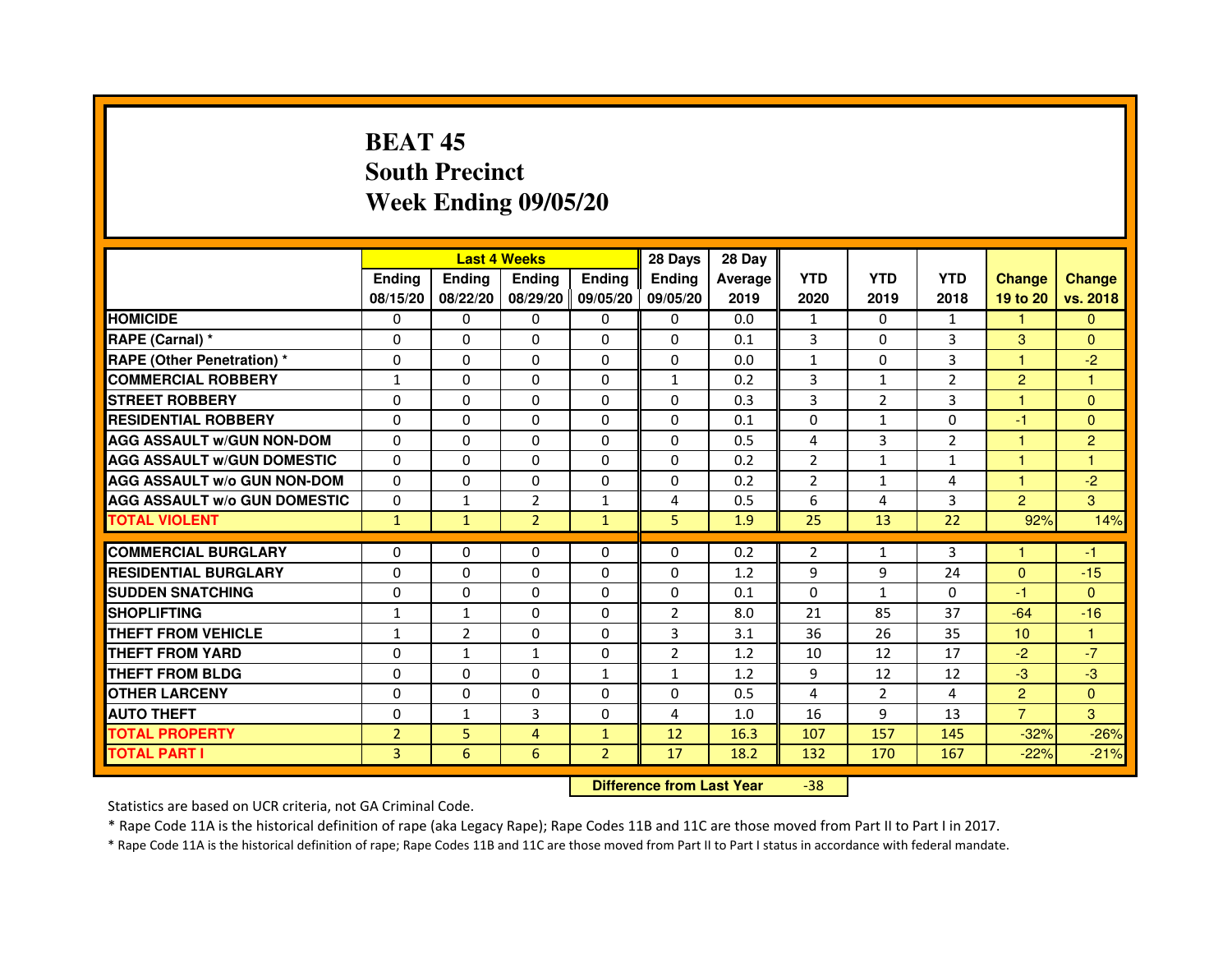# BEAT 45
## South Precinct
## Week Ending 09/05/20

| | Last 4 Weeks | | | | 28 Days | 28 Day | | | | | |
|---|---|---|---|---|---|---|---|---|---|---|---|
| | Ending 08/15/20 | Ending 08/22/20 | Ending 08/29/20 | Ending 09/05/20 | Ending 09/05/20 | Average 2019 | YTD 2020 | YTD 2019 | YTD 2018 | Change 19 to 20 | Change vs. 2018 |
| HOMICIDE | 0 | 0 | 0 | 0 | 0 | 0.0 | 1 | 0 | 1 | 1 | 0 |
| RAPE (Carnal) * | 0 | 0 | 0 | 0 | 0 | 0.1 | 3 | 0 | 3 | 3 | 0 |
| RAPE (Other Penetration) * | 0 | 0 | 0 | 0 | 0 | 0.0 | 1 | 0 | 3 | 1 | -2 |
| COMMERCIAL ROBBERY | 1 | 0 | 0 | 0 | 1 | 0.2 | 3 | 1 | 2 | 2 | 1 |
| STREET ROBBERY | 0 | 0 | 0 | 0 | 0 | 0.3 | 3 | 2 | 3 | 1 | 0 |
| RESIDENTIAL ROBBERY | 0 | 0 | 0 | 0 | 0 | 0.1 | 0 | 1 | 0 | -1 | 0 |
| AGG ASSAULT w/GUN NON-DOM | 0 | 0 | 0 | 0 | 0 | 0.5 | 4 | 3 | 2 | 1 | 2 |
| AGG ASSAULT w/GUN DOMESTIC | 0 | 0 | 0 | 0 | 0 | 0.2 | 2 | 1 | 1 | 1 | 1 |
| AGG ASSAULT w/o GUN NON-DOM | 0 | 0 | 0 | 0 | 0 | 0.2 | 2 | 1 | 4 | 1 | -2 |
| AGG ASSAULT w/o GUN DOMESTIC | 0 | 1 | 2 | 1 | 4 | 0.5 | 6 | 4 | 3 | 2 | 3 |
| TOTAL VIOLENT | 1 | 1 | 2 | 1 | 5 | 1.9 | 25 | 13 | 22 | 92% | 14% |
| COMMERCIAL BURGLARY | 0 | 0 | 0 | 0 | 0 | 0.2 | 2 | 1 | 3 | 1 | -1 |
| RESIDENTIAL BURGLARY | 0 | 0 | 0 | 0 | 0 | 1.2 | 9 | 9 | 24 | 0 | -15 |
| SUDDEN SNATCHING | 0 | 0 | 0 | 0 | 0 | 0.1 | 0 | 1 | 0 | -1 | 0 |
| SHOPLIFTING | 1 | 1 | 0 | 0 | 2 | 8.0 | 21 | 85 | 37 | -64 | -16 |
| THEFT FROM VEHICLE | 1 | 2 | 0 | 0 | 3 | 3.1 | 36 | 26 | 35 | 10 | 1 |
| THEFT FROM YARD | 0 | 1 | 1 | 0 | 2 | 1.2 | 10 | 12 | 17 | -2 | -7 |
| THEFT FROM BLDG | 0 | 0 | 0 | 1 | 1 | 1.2 | 9 | 12 | 12 | -3 | -3 |
| OTHER LARCENY | 0 | 0 | 0 | 0 | 0 | 0.5 | 4 | 2 | 4 | 2 | 0 |
| AUTO THEFT | 0 | 1 | 3 | 0 | 4 | 1.0 | 16 | 9 | 13 | 7 | 3 |
| TOTAL PROPERTY | 2 | 5 | 4 | 1 | 12 | 16.3 | 107 | 157 | 145 | -32% | -26% |
| TOTAL PART I | 3 | 6 | 6 | 2 | 17 | 18.2 | 132 | 170 | 167 | -22% | -21% |

| Difference from Last Year | -38 |
|---|---|

Statistics are based on UCR criteria, not GA Criminal Code.

* Rape Code 11A is the historical definition of rape (aka Legacy Rape); Rape Codes 11B and 11C are those moved from Part II to Part I in 2017.

* Rape Code 11A is the historical definition of rape; Rape Codes 11B and 11C are those moved from Part II to Part I status in accordance with federal mandate.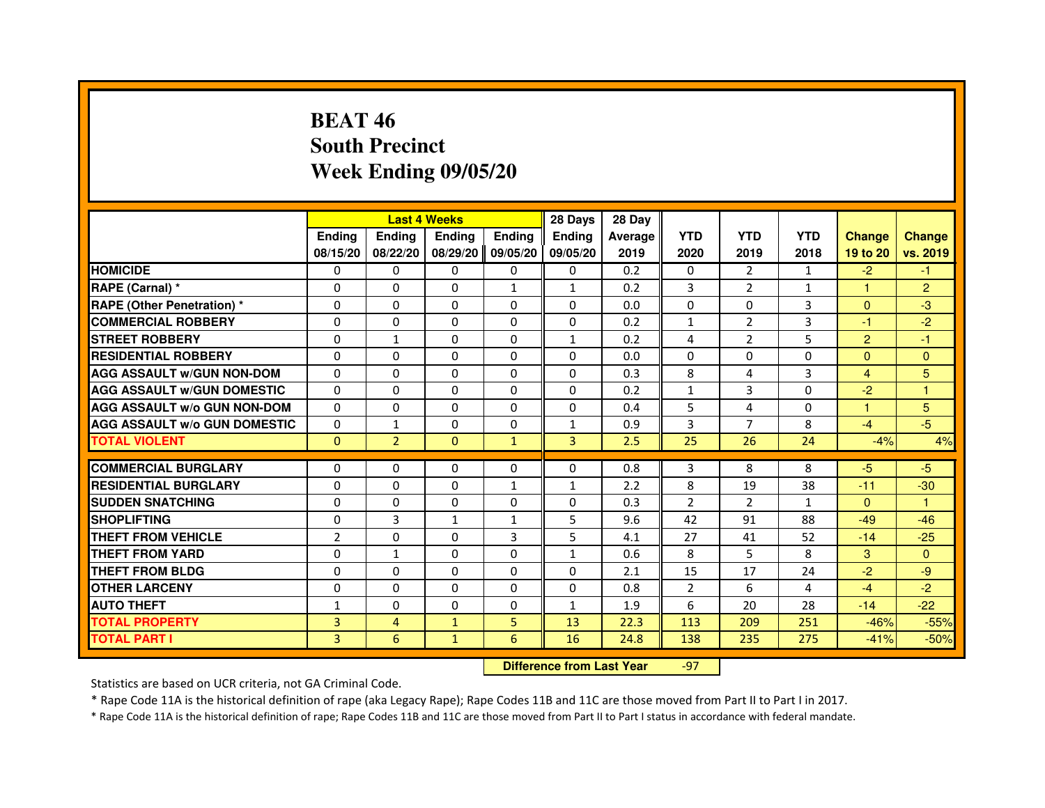# BEAT 46
## South Precinct
## Week Ending 09/05/20

| | Last 4 Weeks | | | | 28 Days | 28 Day | | | | | |
|---|---|---|---|---|---|---|---|---|---|---|---|
| | Ending 08/15/20 | Ending 08/22/20 | Ending 08/29/20 | Ending 09/05/20 | Ending 09/05/20 | Average 2019 | YTD 2020 | YTD 2019 | YTD 2018 | Change 19 to 20 | Change vs. 2019 |
| HOMICIDE | 0 | 0 | 0 | 0 | 0 | 0.2 | 0 | 2 | 1 | -2 | -1 |
| RAPE (Carnal) * | 0 | 0 | 0 | 1 | 1 | 0.2 | 3 | 2 | 1 | 1 | 2 |
| RAPE (Other Penetration) * | 0 | 0 | 0 | 0 | 0 | 0.0 | 0 | 0 | 3 | 0 | -3 |
| COMMERCIAL ROBBERY | 0 | 0 | 0 | 0 | 0 | 0.2 | 1 | 2 | 3 | -1 | -2 |
| STREET ROBBERY | 0 | 1 | 0 | 0 | 1 | 0.2 | 4 | 2 | 5 | 2 | -1 |
| RESIDENTIAL ROBBERY | 0 | 0 | 0 | 0 | 0 | 0.0 | 0 | 0 | 0 | 0 | 0 |
| AGG ASSAULT w/GUN NON-DOM | 0 | 0 | 0 | 0 | 0 | 0.3 | 8 | 4 | 3 | 4 | 5 |
| AGG ASSAULT w/GUN DOMESTIC | 0 | 0 | 0 | 0 | 0 | 0.2 | 1 | 3 | 0 | -2 | 1 |
| AGG ASSAULT w/o GUN NON-DOM | 0 | 0 | 0 | 0 | 0 | 0.4 | 5 | 4 | 0 | 1 | 5 |
| AGG ASSAULT w/o GUN DOMESTIC | 0 | 1 | 0 | 0 | 1 | 0.9 | 3 | 7 | 8 | -4 | -5 |
| TOTAL VIOLENT | 0 | 2 | 0 | 1 | 3 | 2.5 | 25 | 26 | 24 | -4% | 4% |
| COMMERCIAL BURGLARY | 0 | 0 | 0 | 0 | 0 | 0.8 | 3 | 8 | 8 | -5 | -5 |
| RESIDENTIAL BURGLARY | 0 | 0 | 0 | 1 | 1 | 2.2 | 8 | 19 | 38 | -11 | -30 |
| SUDDEN SNATCHING | 0 | 0 | 0 | 0 | 0 | 0.3 | 2 | 2 | 1 | 0 | 1 |
| SHOPLIFTING | 0 | 3 | 1 | 1 | 5 | 9.6 | 42 | 91 | 88 | -49 | -46 |
| THEFT FROM VEHICLE | 2 | 0 | 0 | 3 | 5 | 4.1 | 27 | 41 | 52 | -14 | -25 |
| THEFT FROM YARD | 0 | 1 | 0 | 0 | 1 | 0.6 | 8 | 5 | 8 | 3 | 0 |
| THEFT FROM BLDG | 0 | 0 | 0 | 0 | 0 | 2.1 | 15 | 17 | 24 | -2 | -9 |
| OTHER LARCENY | 0 | 0 | 0 | 0 | 0 | 0.8 | 2 | 6 | 4 | -4 | -2 |
| AUTO THEFT | 1 | 0 | 0 | 0 | 1 | 1.9 | 6 | 20 | 28 | -14 | -22 |
| TOTAL PROPERTY | 3 | 4 | 1 | 5 | 13 | 22.3 | 113 | 209 | 251 | -46% | -55% |
| TOTAL PART I | 3 | 6 | 1 | 6 | 16 | 24.8 | 138 | 235 | 275 | -41% | -50% |

**Difference from Last Year** -97

Statistics are based on UCR criteria, not GA Criminal Code.

* Rape Code 11A is the historical definition of rape (aka Legacy Rape); Rape Codes 11B and 11C are those moved from Part II to Part I in 2017.

* Rape Code 11A is the historical definition of rape; Rape Codes 11B and 11C are those moved from Part II to Part I status in accordance with federal mandate.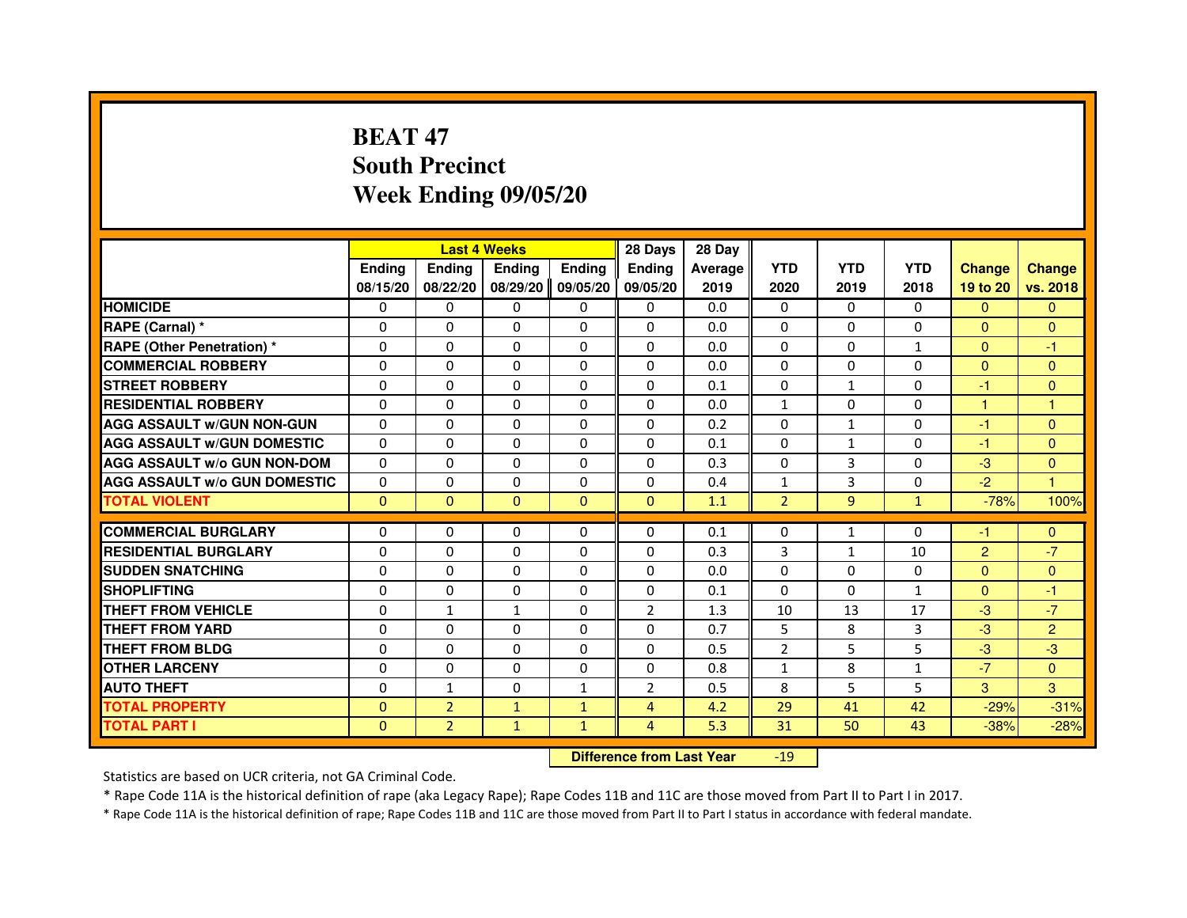# BEAT 47
## South Precinct
## Week Ending 09/05/20

| | Last 4 Weeks | | | | 28 Days | 28 Day | | | | | |
|---|---|---|---|---|---|---|---|---|---|---|---|
| | Ending 08/15/20 | Ending 08/22/20 | Ending 08/29/20 | Ending 09/05/20 | Ending 09/05/20 | Average 2019 | YTD 2020 | YTD 2019 | YTD 2018 | Change 19 to 20 | Change vs. 2018 |
| HOMICIDE | 0 | 0 | 0 | 0 | 0 | 0.0 | 0 | 0 | 0 | 0 | 0 |
| RAPE (Carnal) * | 0 | 0 | 0 | 0 | 0 | 0.0 | 0 | 0 | 0 | 0 | 0 |
| RAPE (Other Penetration) * | 0 | 0 | 0 | 0 | 0 | 0.0 | 0 | 0 | 1 | 0 | -1 |
| COMMERCIAL ROBBERY | 0 | 0 | 0 | 0 | 0 | 0.0 | 0 | 0 | 0 | 0 | 0 |
| STREET ROBBERY | 0 | 0 | 0 | 0 | 0 | 0.1 | 0 | 1 | 0 | -1 | 0 |
| RESIDENTIAL ROBBERY | 0 | 0 | 0 | 0 | 0 | 0.0 | 1 | 0 | 0 | 1 | 1 |
| AGG ASSAULT w/GUN NON-GUN | 0 | 0 | 0 | 0 | 0 | 0.2 | 0 | 1 | 0 | -1 | 0 |
| AGG ASSAULT w/GUN DOMESTIC | 0 | 0 | 0 | 0 | 0 | 0.1 | 0 | 1 | 0 | -1 | 0 |
| AGG ASSAULT w/o GUN NON-DOM | 0 | 0 | 0 | 0 | 0 | 0.3 | 0 | 3 | 0 | -3 | 0 |
| AGG ASSAULT w/o GUN DOMESTIC | 0 | 0 | 0 | 0 | 0 | 0.4 | 1 | 3 | 0 | -2 | 1 |
| TOTAL VIOLENT | 0 | 0 | 0 | 0 | 0 | 1.1 | 2 | 9 | 1 | -78% | 100% |
| COMMERCIAL BURGLARY | 0 | 0 | 0 | 0 | 0 | 0.1 | 0 | 1 | 0 | -1 | 0 |
| RESIDENTIAL BURGLARY | 0 | 0 | 0 | 0 | 0 | 0.3 | 3 | 1 | 10 | 2 | -7 |
| SUDDEN SNATCHING | 0 | 0 | 0 | 0 | 0 | 0.0 | 0 | 0 | 0 | 0 | 0 |
| SHOPLIFTING | 0 | 0 | 0 | 0 | 0 | 0.1 | 0 | 0 | 1 | 0 | -1 |
| THEFT FROM VEHICLE | 0 | 1 | 1 | 0 | 2 | 1.3 | 10 | 13 | 17 | -3 | -7 |
| THEFT FROM YARD | 0 | 0 | 0 | 0 | 0 | 0.7 | 5 | 8 | 3 | -3 | 2 |
| THEFT FROM BLDG | 0 | 0 | 0 | 0 | 0 | 0.5 | 2 | 5 | 5 | -3 | -3 |
| OTHER LARCENY | 0 | 0 | 0 | 0 | 0 | 0.8 | 1 | 8 | 1 | -7 | 0 |
| AUTO THEFT | 0 | 1 | 0 | 1 | 2 | 0.5 | 8 | 5 | 5 | 3 | 3 |
| TOTAL PROPERTY | 0 | 2 | 1 | 1 | 4 | 4.2 | 29 | 41 | 42 | -29% | -31% |
| TOTAL PART I | 0 | 2 | 1 | 1 | 4 | 5.3 | 31 | 50 | 43 | -38% | -28% |

**Difference from Last Year** -19

Statistics are based on UCR criteria, not GA Criminal Code.

* Rape Code 11A is the historical definition of rape (aka Legacy Rape); Rape Codes 11B and 11C are those moved from Part II to Part I in 2017.

* Rape Code 11A is the historical definition of rape; Rape Codes 11B and 11C are those moved from Part II to Part I status in accordance with federal mandate.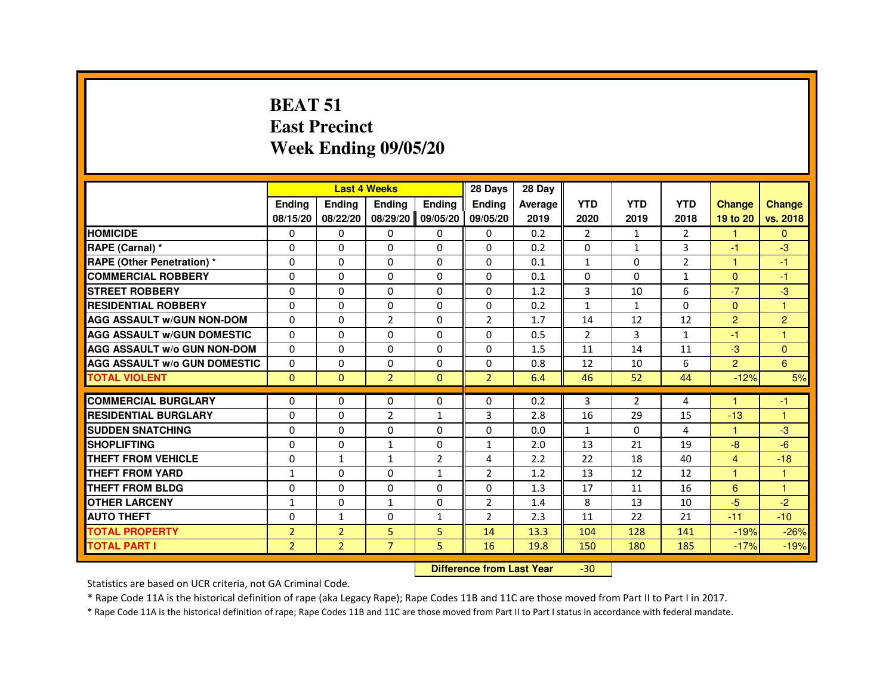# BEAT 51
# East Precinct
# Week Ending 09/05/20

| | Last 4 Weeks | | | | 28 Days | 28 Day | YTD | YTD | YTD | Change | Change |
|---|---|---|---|---|---|---|---|---|---|---|---|
| | Ending 08/15/20 | Ending 08/22/20 | Ending 08/29/20 | Ending 09/05/20 | Ending 09/05/20 | Average 2019 | 2020 | 2019 | 2018 | 19 to 20 | vs. 2018 |
| HOMICIDE | 0 | 0 | 0 | 0 | 0 | 0.2 | 2 | 1 | 2 | 1 | 0 |
| RAPE (Carnal) * | 0 | 0 | 0 | 0 | 0 | 0.2 | 0 | 1 | 3 | -1 | -3 |
| RAPE (Other Penetration) * | 0 | 0 | 0 | 0 | 0 | 0.1 | 1 | 0 | 2 | 1 | -1 |
| COMMERCIAL ROBBERY | 0 | 0 | 0 | 0 | 0 | 0.1 | 0 | 0 | 1 | 0 | -1 |
| STREET ROBBERY | 0 | 0 | 0 | 0 | 0 | 1.2 | 3 | 10 | 6 | -7 | -3 |
| RESIDENTIAL ROBBERY | 0 | 0 | 0 | 0 | 0 | 0.2 | 1 | 1 | 0 | 0 | 1 |
| AGG ASSAULT w/GUN NON-DOM | 0 | 0 | 2 | 0 | 2 | 1.7 | 14 | 12 | 12 | 2 | 2 |
| AGG ASSAULT w/GUN DOMESTIC | 0 | 0 | 0 | 0 | 0 | 0.5 | 2 | 3 | 1 | -1 | 1 |
| AGG ASSAULT w/o GUN NON-DOM | 0 | 0 | 0 | 0 | 0 | 1.5 | 11 | 14 | 11 | -3 | 0 |
| AGG ASSAULT w/o GUN DOMESTIC | 0 | 0 | 0 | 0 | 0 | 0.8 | 12 | 10 | 6 | 2 | 6 |
| TOTAL VIOLENT | 0 | 0 | 2 | 0 | 2 | 6.4 | 46 | 52 | 44 | -12% | 5% |
| COMMERCIAL BURGLARY | 0 | 0 | 0 | 0 | 0 | 0.2 | 3 | 2 | 4 | 1 | -1 |
| RESIDENTIAL BURGLARY | 0 | 0 | 2 | 1 | 3 | 2.8 | 16 | 29 | 15 | -13 | 1 |
| SUDDEN SNATCHING | 0 | 0 | 0 | 0 | 0 | 0.0 | 1 | 0 | 4 | 1 | -3 |
| SHOPLIFTING | 0 | 0 | 1 | 0 | 1 | 2.0 | 13 | 21 | 19 | -8 | -6 |
| THEFT FROM VEHICLE | 0 | 1 | 1 | 2 | 4 | 2.2 | 22 | 18 | 40 | 4 | -18 |
| THEFT FROM YARD | 1 | 0 | 0 | 1 | 2 | 1.2 | 13 | 12 | 12 | 1 | 1 |
| THEFT FROM BLDG | 0 | 0 | 0 | 0 | 0 | 1.3 | 17 | 11 | 16 | 6 | 1 |
| OTHER LARCENY | 1 | 0 | 1 | 0 | 2 | 1.4 | 8 | 13 | 10 | -5 | -2 |
| AUTO THEFT | 0 | 1 | 0 | 1 | 2 | 2.3 | 11 | 22 | 21 | -11 | -10 |
| TOTAL PROPERTY | 2 | 2 | 5 | 5 | 14 | 13.3 | 104 | 128 | 141 | -19% | -26% |
| TOTAL PART I | 2 | 2 | 7 | 5 | 16 | 19.8 | 150 | 180 | 185 | -17% | -19% |

**Difference from Last Year** -30

Statistics are based on UCR criteria, not GA Criminal Code.

* Rape Code 11A is the historical definition of rape (aka Legacy Rape); Rape Codes 11B and 11C are those moved from Part II to Part I in 2017.

* Rape Code 11A is the historical definition of rape; Rape Codes 11B and 11C are those moved from Part II to Part I status in accordance with federal mandate.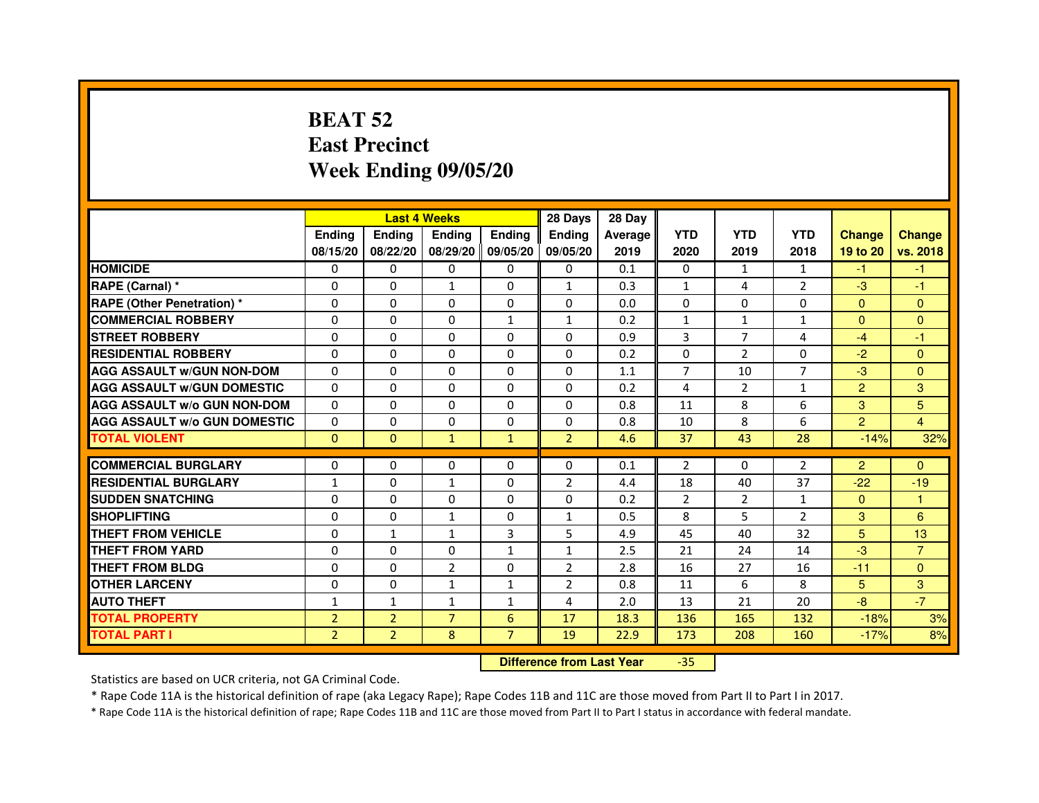# BEAT 52
# East Precinct
# Week Ending 09/05/20

| | Last 4 Weeks | | | | 28 Days | 28 Day | | | | | |
|---|---|---|---|---|---|---|---|---|---|---|---|
| | Ending 08/15/20 | Ending 08/22/20 | Ending 08/29/20 | Ending 09/05/20 | Ending 09/05/20 | Average 2019 | YTD 2020 | YTD 2019 | YTD 2018 | Change 19 to 20 | Change vs. 2018 |
| HOMICIDE | 0 | 0 | 0 | 0 | 0 | 0.1 | 0 | 1 | 1 | -1 | -1 |
| RAPE (Carnal) * | 0 | 0 | 1 | 0 | 1 | 0.3 | 1 | 4 | 2 | -3 | -1 |
| RAPE (Other Penetration) * | 0 | 0 | 0 | 0 | 0 | 0.0 | 0 | 0 | 0 | 0 | 0 |
| COMMERCIAL ROBBERY | 0 | 0 | 0 | 1 | 1 | 0.2 | 1 | 1 | 1 | 0 | 0 |
| STREET ROBBERY | 0 | 0 | 0 | 0 | 0 | 0.9 | 3 | 7 | 4 | -4 | -1 |
| RESIDENTIAL ROBBERY | 0 | 0 | 0 | 0 | 0 | 0.2 | 0 | 2 | 0 | -2 | 0 |
| AGG ASSAULT w/GUN NON-DOM | 0 | 0 | 0 | 0 | 0 | 1.1 | 7 | 10 | 7 | -3 | 0 |
| AGG ASSAULT w/GUN DOMESTIC | 0 | 0 | 0 | 0 | 0 | 0.2 | 4 | 2 | 1 | 2 | 3 |
| AGG ASSAULT w/o GUN NON-DOM | 0 | 0 | 0 | 0 | 0 | 0.8 | 11 | 8 | 6 | 3 | 5 |
| AGG ASSAULT w/o GUN DOMESTIC | 0 | 0 | 0 | 0 | 0 | 0.8 | 10 | 8 | 6 | 2 | 4 |
| TOTAL VIOLENT | 0 | 0 | 1 | 1 | 2 | 4.6 | 37 | 43 | 28 | -14% | 32% |
| COMMERCIAL BURGLARY | 0 | 0 | 0 | 0 | 0 | 0.1 | 2 | 0 | 2 | 2 | 0 |
| RESIDENTIAL BURGLARY | 1 | 0 | 1 | 0 | 2 | 4.4 | 18 | 40 | 37 | -22 | -19 |
| SUDDEN SNATCHING | 0 | 0 | 0 | 0 | 0 | 0.2 | 2 | 2 | 1 | 0 | 1 |
| SHOPLIFTING | 0 | 0 | 1 | 0 | 1 | 0.5 | 8 | 5 | 2 | 3 | 6 |
| THEFT FROM VEHICLE | 0 | 1 | 1 | 3 | 5 | 4.9 | 45 | 40 | 32 | 5 | 13 |
| THEFT FROM YARD | 0 | 0 | 0 | 1 | 1 | 2.5 | 21 | 24 | 14 | -3 | 7 |
| THEFT FROM BLDG | 0 | 0 | 2 | 0 | 2 | 2.8 | 16 | 27 | 16 | -11 | 0 |
| OTHER LARCENY | 0 | 0 | 1 | 1 | 2 | 0.8 | 11 | 6 | 8 | 5 | 3 |
| AUTO THEFT | 1 | 1 | 1 | 1 | 4 | 2.0 | 13 | 21 | 20 | -8 | -7 |
| TOTAL PROPERTY | 2 | 2 | 7 | 6 | 17 | 18.3 | 136 | 165 | 132 | -18% | 3% |
| TOTAL PART I | 2 | 2 | 8 | 7 | 19 | 22.9 | 173 | 208 | 160 | -17% | 8% |

**Difference from Last Year** -35

Statistics are based on UCR criteria, not GA Criminal Code.

* Rape Code 11A is the historical definition of rape (aka Legacy Rape); Rape Codes 11B and 11C are those moved from Part II to Part I in 2017.

* Rape Code 11A is the historical definition of rape; Rape Codes 11B and 11C are those moved from Part II to Part I status in accordance with federal mandate.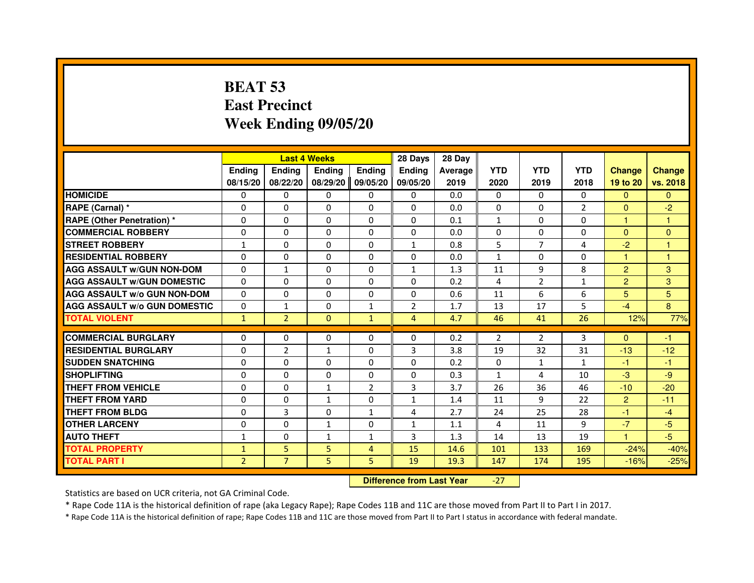# BEAT 53
## East Precinct
## Week Ending 09/05/20

| | Last 4 Weeks | | | | 28 Days | 28 Day | | | | | |
|---|---|---|---|---|---|---|---|---|---|---|---|
| | Ending 08/15/20 | Ending 08/22/20 | Ending 08/29/20 | Ending 09/05/20 | Ending 09/05/20 | Average 2019 | YTD 2020 | YTD 2019 | YTD 2018 | Change 19 to 20 | Change vs. 2018 |
| HOMICIDE | 0 | 0 | 0 | 0 | 0 | 0.0 | 0 | 0 | 0 | 0 | 0 |
| RAPE (Carnal) * | 0 | 0 | 0 | 0 | 0 | 0.0 | 0 | 0 | 2 | 0 | -2 |
| RAPE (Other Penetration) * | 0 | 0 | 0 | 0 | 0 | 0.1 | 1 | 0 | 0 | 1 | 1 |
| COMMERCIAL ROBBERY | 0 | 0 | 0 | 0 | 0 | 0.0 | 0 | 0 | 0 | 0 | 0 |
| STREET ROBBERY | 1 | 0 | 0 | 0 | 1 | 0.8 | 5 | 7 | 4 | -2 | 1 |
| RESIDENTIAL ROBBERY | 0 | 0 | 0 | 0 | 0 | 0.0 | 1 | 0 | 0 | 1 | 1 |
| AGG ASSAULT w/GUN NON-DOM | 0 | 1 | 0 | 0 | 1 | 1.3 | 11 | 9 | 8 | 2 | 3 |
| AGG ASSAULT w/GUN DOMESTIC | 0 | 0 | 0 | 0 | 0 | 0.2 | 4 | 2 | 1 | 2 | 3 |
| AGG ASSAULT w/o GUN NON-DOM | 0 | 0 | 0 | 0 | 0 | 0.6 | 11 | 6 | 6 | 5 | 5 |
| AGG ASSAULT w/o GUN DOMESTIC | 0 | 1 | 0 | 1 | 2 | 1.7 | 13 | 17 | 5 | -4 | 8 |
| TOTAL VIOLENT | 1 | 2 | 0 | 1 | 4 | 4.7 | 46 | 41 | 26 | 12% | 77% |
| COMMERCIAL BURGLARY | 0 | 0 | 0 | 0 | 0 | 0.2 | 2 | 2 | 3 | 0 | -1 |
| RESIDENTIAL BURGLARY | 0 | 2 | 1 | 0 | 3 | 3.8 | 19 | 32 | 31 | -13 | -12 |
| SUDDEN SNATCHING | 0 | 0 | 0 | 0 | 0 | 0.2 | 0 | 1 | 1 | -1 | -1 |
| SHOPLIFTING | 0 | 0 | 0 | 0 | 0 | 0.3 | 1 | 4 | 10 | -3 | -9 |
| THEFT FROM VEHICLE | 0 | 0 | 1 | 2 | 3 | 3.7 | 26 | 36 | 46 | -10 | -20 |
| THEFT FROM YARD | 0 | 0 | 1 | 0 | 1 | 1.4 | 11 | 9 | 22 | 2 | -11 |
| THEFT FROM BLDG | 0 | 3 | 0 | 1 | 4 | 2.7 | 24 | 25 | 28 | -1 | -4 |
| OTHER LARCENY | 0 | 0 | 1 | 0 | 1 | 1.1 | 4 | 11 | 9 | -7 | -5 |
| AUTO THEFT | 1 | 0 | 1 | 1 | 3 | 1.3 | 14 | 13 | 19 | 1 | -5 |
| TOTAL PROPERTY | 1 | 5 | 5 | 4 | 15 | 14.6 | 101 | 133 | 169 | -24% | -40% |
| TOTAL PART I | 2 | 7 | 5 | 5 | 19 | 19.3 | 147 | 174 | 195 | -16% | -25% |

**Difference from Last Year** -27

Statistics are based on UCR criteria, not GA Criminal Code.

* Rape Code 11A is the historical definition of rape (aka Legacy Rape); Rape Codes 11B and 11C are those moved from Part II to Part I in 2017.

* Rape Code 11A is the historical definition of rape; Rape Codes 11B and 11C are those moved from Part II to Part I status in accordance with federal mandate.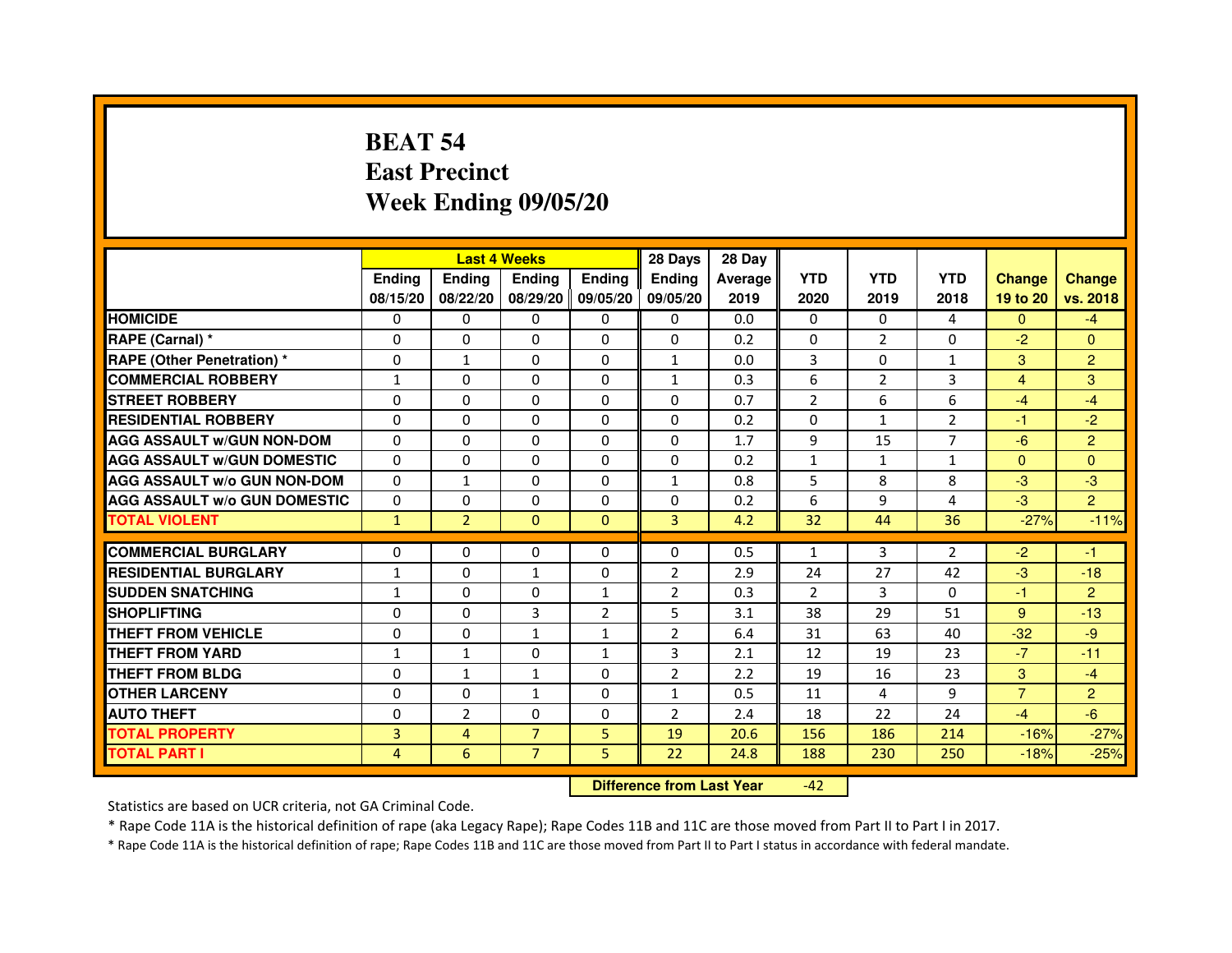# BEAT 54
# East Precinct
# Week Ending 09/05/20

| | Last 4 Weeks | | | | 28 Days | 28 Day | | | | | |
|---|---|---|---|---|---|---|---|---|---|---|---|
| | Ending 08/15/20 | Ending 08/22/20 | Ending 08/29/20 | Ending 09/05/20 | Ending 09/05/20 | Average 2019 | YTD 2020 | YTD 2019 | YTD 2018 | Change 19 to 20 | Change vs. 2018 |
| HOMICIDE | 0 | 0 | 0 | 0 | 0 | 0.0 | 0 | 0 | 4 | 0 | -4 |
| RAPE (Carnal) * | 0 | 0 | 0 | 0 | 0 | 0.2 | 0 | 2 | 0 | -2 | 0 |
| RAPE (Other Penetration) * | 0 | 1 | 0 | 0 | 1 | 0.0 | 3 | 0 | 1 | 3 | 2 |
| COMMERCIAL ROBBERY | 1 | 0 | 0 | 0 | 1 | 0.3 | 6 | 2 | 3 | 4 | 3 |
| STREET ROBBERY | 0 | 0 | 0 | 0 | 0 | 0.7 | 2 | 6 | 6 | -4 | -4 |
| RESIDENTIAL ROBBERY | 0 | 0 | 0 | 0 | 0 | 0.2 | 0 | 1 | 2 | -1 | -2 |
| AGG ASSAULT w/GUN NON-DOM | 0 | 0 | 0 | 0 | 0 | 1.7 | 9 | 15 | 7 | -6 | 2 |
| AGG ASSAULT w/GUN DOMESTIC | 0 | 0 | 0 | 0 | 0 | 0.2 | 1 | 1 | 1 | 0 | 0 |
| AGG ASSAULT w/o GUN NON-DOM | 0 | 1 | 0 | 0 | 1 | 0.8 | 5 | 8 | 8 | -3 | -3 |
| AGG ASSAULT w/o GUN DOMESTIC | 0 | 0 | 0 | 0 | 0 | 0.2 | 6 | 9 | 4 | -3 | 2 |
| TOTAL VIOLENT | 1 | 2 | 0 | 0 | 3 | 4.2 | 32 | 44 | 36 | -27% | -11% |
| COMMERCIAL BURGLARY | 0 | 0 | 0 | 0 | 0 | 0.5 | 1 | 3 | 2 | -2 | -1 |
| RESIDENTIAL BURGLARY | 1 | 0 | 1 | 0 | 2 | 2.9 | 24 | 27 | 42 | -3 | -18 |
| SUDDEN SNATCHING | 1 | 0 | 0 | 1 | 2 | 0.3 | 2 | 3 | 0 | -1 | 2 |
| SHOPLIFTING | 0 | 0 | 3 | 2 | 5 | 3.1 | 38 | 29 | 51 | 9 | -13 |
| THEFT FROM VEHICLE | 0 | 0 | 1 | 1 | 2 | 6.4 | 31 | 63 | 40 | -32 | -9 |
| THEFT FROM YARD | 1 | 1 | 0 | 1 | 3 | 2.1 | 12 | 19 | 23 | -7 | -11 |
| THEFT FROM BLDG | 0 | 1 | 1 | 0 | 2 | 2.2 | 19 | 16 | 23 | 3 | -4 |
| OTHER LARCENY | 0 | 0 | 1 | 0 | 1 | 0.5 | 11 | 4 | 9 | 7 | 2 |
| AUTO THEFT | 0 | 2 | 0 | 0 | 2 | 2.4 | 18 | 22 | 24 | -4 | -6 |
| TOTAL PROPERTY | 3 | 4 | 7 | 5 | 19 | 20.6 | 156 | 186 | 214 | -16% | -27% |
| TOTAL PART I | 4 | 6 | 7 | 5 | 22 | 24.8 | 188 | 230 | 250 | -18% | -25% |

| Difference from Last Year | -42 |
|---|---|

Statistics are based on UCR criteria, not GA Criminal Code.

* Rape Code 11A is the historical definition of rape (aka Legacy Rape); Rape Codes 11B and 11C are those moved from Part II to Part I in 2017.

* Rape Code 11A is the historical definition of rape; Rape Codes 11B and 11C are those moved from Part II to Part I status in accordance with federal mandate.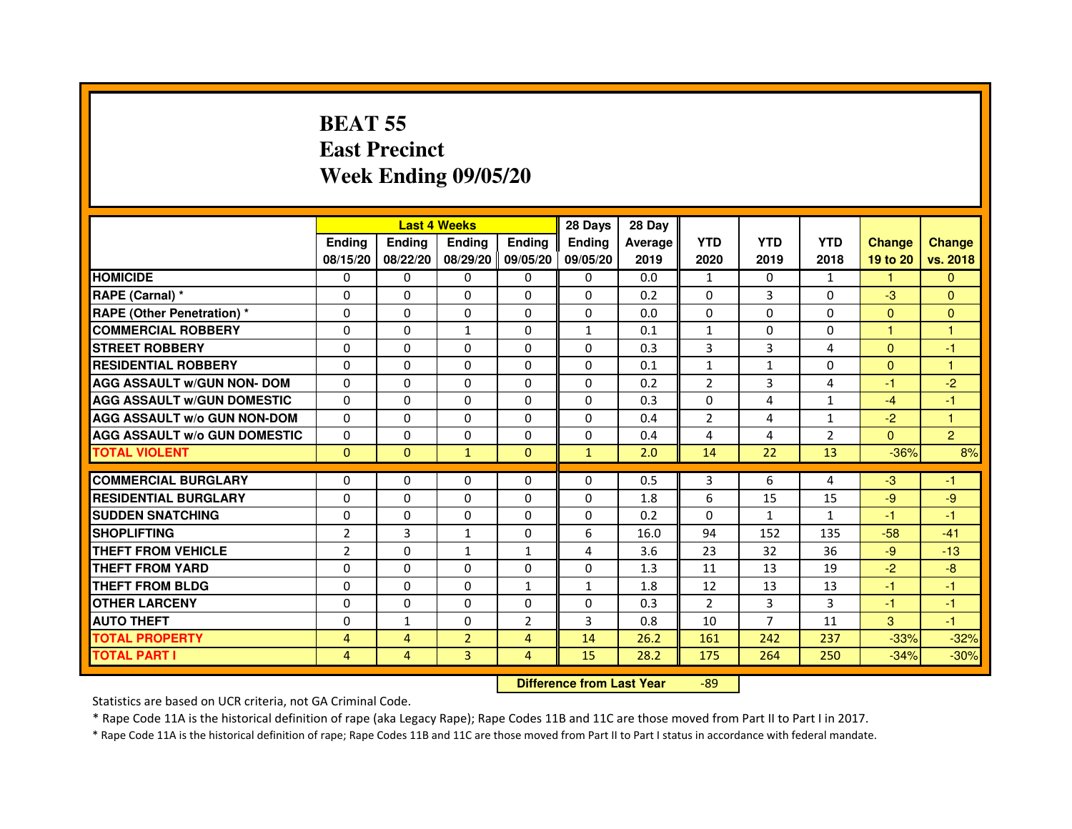# BEAT 55
# East Precinct
# Week Ending 09/05/20

| | Last 4 Weeks | | | | 28 Days | 28 Day | | | | | |
|---|---|---|---|---|---|---|---|---|---|---|---|
| | Ending 08/15/20 | Ending 08/22/20 | Ending 08/29/20 | Ending 09/05/20 | Ending 09/05/20 | Average 2019 | YTD 2020 | YTD 2019 | YTD 2018 | Change 19 to 20 | Change vs. 2018 |
| HOMICIDE | 0 | 0 | 0 | 0 | 0 | 0.0 | 1 | 0 | 1 | 1 | 0 |
| RAPE (Carnal) * | 0 | 0 | 0 | 0 | 0 | 0.2 | 0 | 3 | 0 | -3 | 0 |
| RAPE (Other Penetration) * | 0 | 0 | 0 | 0 | 0 | 0.0 | 0 | 0 | 0 | 0 | 0 |
| COMMERCIAL ROBBERY | 0 | 0 | 1 | 0 | 1 | 0.1 | 1 | 0 | 0 | 1 | 1 |
| STREET ROBBERY | 0 | 0 | 0 | 0 | 0 | 0.3 | 3 | 3 | 4 | 0 | -1 |
| RESIDENTIAL ROBBERY | 0 | 0 | 0 | 0 | 0 | 0.1 | 1 | 1 | 0 | 0 | 1 |
| AGG ASSAULT w/GUN NON- DOM | 0 | 0 | 0 | 0 | 0 | 0.2 | 2 | 3 | 4 | -1 | -2 |
| AGG ASSAULT w/GUN DOMESTIC | 0 | 0 | 0 | 0 | 0 | 0.3 | 0 | 4 | 1 | -4 | -1 |
| AGG ASSAULT w/o GUN NON-DOM | 0 | 0 | 0 | 0 | 0 | 0.4 | 2 | 4 | 1 | -2 | 1 |
| AGG ASSAULT w/o GUN DOMESTIC | 0 | 0 | 0 | 0 | 0 | 0.4 | 4 | 4 | 2 | 0 | 2 |
| TOTAL VIOLENT | 0 | 0 | 1 | 0 | 1 | 2.0 | 14 | 22 | 13 | -36% | 8% |
| COMMERCIAL BURGLARY | 0 | 0 | 0 | 0 | 0 | 0.5 | 3 | 6 | 4 | -3 | -1 |
| RESIDENTIAL BURGLARY | 0 | 0 | 0 | 0 | 0 | 1.8 | 6 | 15 | 15 | -9 | -9 |
| SUDDEN SNATCHING | 0 | 0 | 0 | 0 | 0 | 0.2 | 0 | 1 | 1 | -1 | -1 |
| SHOPLIFTING | 2 | 3 | 1 | 0 | 6 | 16.0 | 94 | 152 | 135 | -58 | -41 |
| THEFT FROM VEHICLE | 2 | 0 | 1 | 1 | 4 | 3.6 | 23 | 32 | 36 | -9 | -13 |
| THEFT FROM YARD | 0 | 0 | 0 | 0 | 0 | 1.3 | 11 | 13 | 19 | -2 | -8 |
| THEFT FROM BLDG | 0 | 0 | 0 | 1 | 1 | 1.8 | 12 | 13 | 13 | -1 | -1 |
| OTHER LARCENY | 0 | 0 | 0 | 0 | 0 | 0.3 | 2 | 3 | 3 | -1 | -1 |
| AUTO THEFT | 0 | 1 | 0 | 2 | 3 | 0.8 | 10 | 7 | 11 | 3 | -1 |
| TOTAL PROPERTY | 4 | 4 | 2 | 4 | 14 | 26.2 | 161 | 242 | 237 | -33% | -32% |
| TOTAL PART I | 4 | 4 | 3 | 4 | 15 | 28.2 | 175 | 264 | 250 | -34% | -30% |

**Difference from Last Year** -89

Statistics are based on UCR criteria, not GA Criminal Code.

* Rape Code 11A is the historical definition of rape (aka Legacy Rape); Rape Codes 11B and 11C are those moved from Part II to Part I in 2017.

* Rape Code 11A is the historical definition of rape; Rape Codes 11B and 11C are those moved from Part II to Part I status in accordance with federal mandate.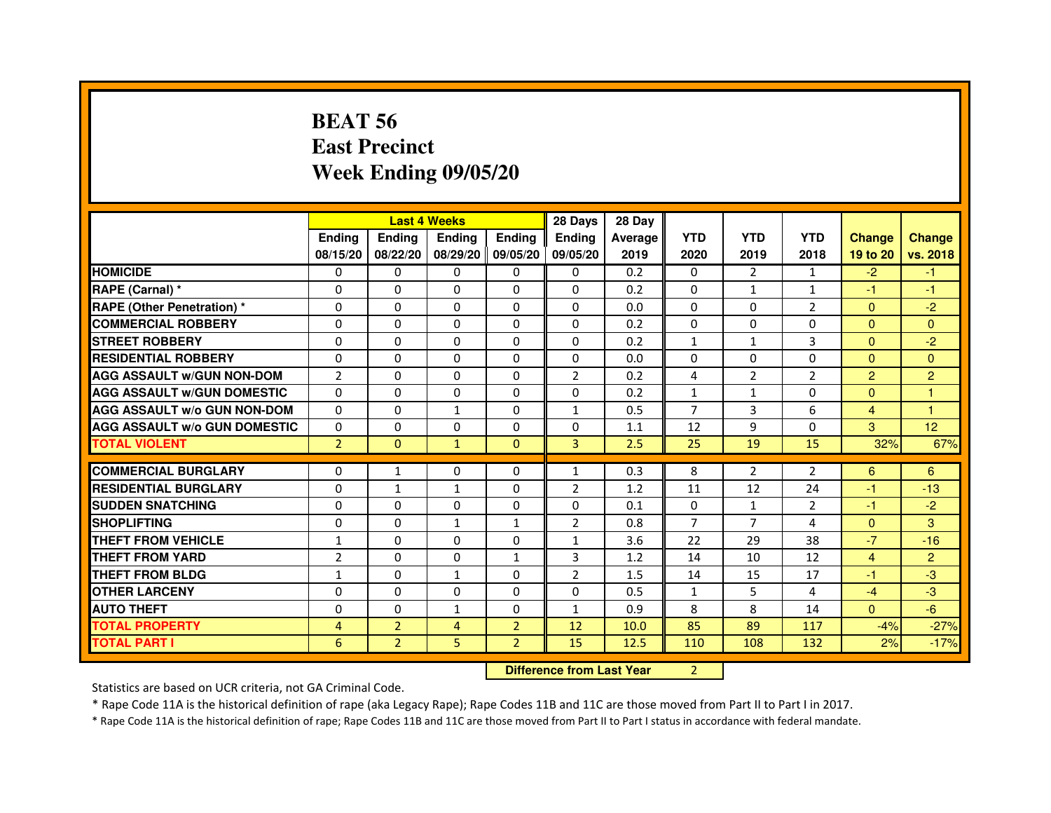# BEAT 56
# East Precinct
# Week Ending 09/05/20

| | Last 4 Weeks | | | | 28 Days | 28 Day | | | | | |
|---|---|---|---|---|---|---|---|---|---|---|---|
| | Ending 08/15/20 | Ending 08/22/20 | Ending 08/29/20 | Ending 09/05/20 | Ending 09/05/20 | Average 2019 | YTD 2020 | YTD 2019 | YTD 2018 | Change 19 to 20 | Change vs. 2018 |
| HOMICIDE | 0 | 0 | 0 | 0 | 0 | 0.2 | 0 | 2 | 1 | -2 | -1 |
| RAPE (Carnal) * | 0 | 0 | 0 | 0 | 0 | 0.2 | 0 | 1 | 1 | -1 | -1 |
| RAPE (Other Penetration) * | 0 | 0 | 0 | 0 | 0 | 0.0 | 0 | 0 | 2 | 0 | -2 |
| COMMERCIAL ROBBERY | 0 | 0 | 0 | 0 | 0 | 0.2 | 0 | 0 | 0 | 0 | 0 |
| STREET ROBBERY | 0 | 0 | 0 | 0 | 0 | 0.2 | 1 | 1 | 3 | 0 | -2 |
| RESIDENTIAL ROBBERY | 0 | 0 | 0 | 0 | 0 | 0.0 | 0 | 0 | 0 | 0 | 0 |
| AGG ASSAULT w/GUN NON-DOM | 2 | 0 | 0 | 0 | 2 | 0.2 | 4 | 2 | 2 | 2 | 2 |
| AGG ASSAULT w/GUN DOMESTIC | 0 | 0 | 0 | 0 | 0 | 0.2 | 1 | 1 | 0 | 0 | 1 |
| AGG ASSAULT w/o GUN NON-DOM | 0 | 0 | 1 | 0 | 1 | 0.5 | 7 | 3 | 6 | 4 | 1 |
| AGG ASSAULT w/o GUN DOMESTIC | 0 | 0 | 0 | 0 | 0 | 1.1 | 12 | 9 | 0 | 3 | 12 |
| TOTAL VIOLENT | 2 | 0 | 1 | 0 | 3 | 2.5 | 25 | 19 | 15 | 32% | 67% |
| COMMERCIAL BURGLARY | 0 | 1 | 0 | 0 | 1 | 0.3 | 8 | 2 | 2 | 6 | 6 |
| RESIDENTIAL BURGLARY | 0 | 1 | 1 | 0 | 2 | 1.2 | 11 | 12 | 24 | -1 | -13 |
| SUDDEN SNATCHING | 0 | 0 | 0 | 0 | 0 | 0.1 | 0 | 1 | 2 | -1 | -2 |
| SHOPLIFTING | 0 | 0 | 1 | 1 | 2 | 0.8 | 7 | 7 | 4 | 0 | 3 |
| THEFT FROM VEHICLE | 1 | 0 | 0 | 0 | 1 | 3.6 | 22 | 29 | 38 | -7 | -16 |
| THEFT FROM YARD | 2 | 0 | 0 | 1 | 3 | 1.2 | 14 | 10 | 12 | 4 | 2 |
| THEFT FROM BLDG | 1 | 0 | 1 | 0 | 2 | 1.5 | 14 | 15 | 17 | -1 | -3 |
| OTHER LARCENY | 0 | 0 | 0 | 0 | 0 | 0.5 | 1 | 5 | 4 | -4 | -3 |
| AUTO THEFT | 0 | 0 | 1 | 0 | 1 | 0.9 | 8 | 8 | 14 | 0 | -6 |
| TOTAL PROPERTY | 4 | 2 | 4 | 2 | 12 | 10.0 | 85 | 89 | 117 | -4% | -27% |
| TOTAL PART I | 6 | 2 | 5 | 2 | 15 | 12.5 | 110 | 108 | 132 | 2% | -17% |

**Difference from Last Year** 2

Statistics are based on UCR criteria, not GA Criminal Code.

* Rape Code 11A is the historical definition of rape (aka Legacy Rape); Rape Codes 11B and 11C are those moved from Part II to Part I in 2017.

* Rape Code 11A is the historical definition of rape; Rape Codes 11B and 11C are those moved from Part II to Part I status in accordance with federal mandate.